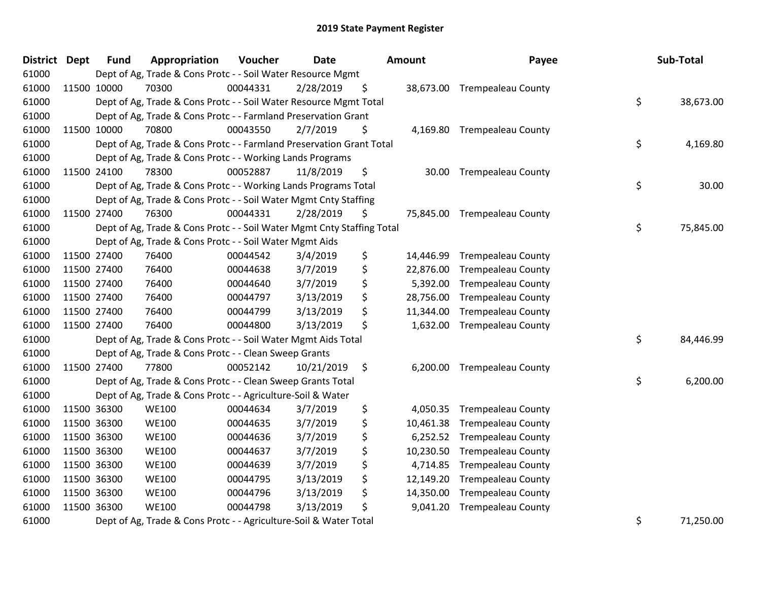# 2019 State Payment Register

| District | Dept | Fund | Appropriation | Voucher | Date | Amount | Payee | Sub-Total |
|---|---|---|---|---|---|---|---|---|
| 61000 | | Dept of Ag, Trade & Cons Protc - - Soil Water Resource Mgmt | | | | | | |
| 61000 | 11500 | 10000 | 70300 | 00044331 | 2/28/2019 | $ 38,673.00 | Trempealeau County | |
| 61000 | | Dept of Ag, Trade & Cons Protc - - Soil Water Resource Mgmt Total | | | | | | $ 38,673.00 |
| 61000 | | Dept of Ag, Trade & Cons Protc - - Farmland Preservation Grant | | | | | | |
| 61000 | 11500 | 10000 | 70800 | 00043550 | 2/7/2019 | $ 4,169.80 | Trempealeau County | |
| 61000 | | Dept of Ag, Trade & Cons Protc - - Farmland Preservation Grant Total | | | | | | $ 4,169.80 |
| 61000 | | Dept of Ag, Trade & Cons Protc - - Working Lands Programs | | | | | | |
| 61000 | 11500 | 24100 | 78300 | 00052887 | 11/8/2019 | $ 30.00 | Trempealeau County | |
| 61000 | | Dept of Ag, Trade & Cons Protc - - Working Lands Programs Total | | | | | | $ 30.00 |
| 61000 | | Dept of Ag, Trade & Cons Protc - - Soil Water Mgmt Cnty Staffing | | | | | | |
| 61000 | 11500 | 27400 | 76300 | 00044331 | 2/28/2019 | $ 75,845.00 | Trempealeau County | |
| 61000 | | Dept of Ag, Trade & Cons Protc - - Soil Water Mgmt Cnty Staffing Total | | | | | | $ 75,845.00 |
| 61000 | | Dept of Ag, Trade & Cons Protc - - Soil Water Mgmt Aids | | | | | | |
| 61000 | 11500 | 27400 | 76400 | 00044542 | 3/4/2019 | $ 14,446.99 | Trempealeau County | |
| 61000 | 11500 | 27400 | 76400 | 00044638 | 3/7/2019 | $ 22,876.00 | Trempealeau County | |
| 61000 | 11500 | 27400 | 76400 | 00044640 | 3/7/2019 | $ 5,392.00 | Trempealeau County | |
| 61000 | 11500 | 27400 | 76400 | 00044797 | 3/13/2019 | $ 28,756.00 | Trempealeau County | |
| 61000 | 11500 | 27400 | 76400 | 00044799 | 3/13/2019 | $ 11,344.00 | Trempealeau County | |
| 61000 | 11500 | 27400 | 76400 | 00044800 | 3/13/2019 | $ 1,632.00 | Trempealeau County | |
| 61000 | | Dept of Ag, Trade & Cons Protc - - Soil Water Mgmt Aids Total | | | | | | $ 84,446.99 |
| 61000 | | Dept of Ag, Trade & Cons Protc - - Clean Sweep Grants | | | | | | |
| 61000 | 11500 | 27400 | 77800 | 00052142 | 10/21/2019 | $ 6,200.00 | Trempealeau County | |
| 61000 | | Dept of Ag, Trade & Cons Protc - - Clean Sweep Grants Total | | | | | | $ 6,200.00 |
| 61000 | | Dept of Ag, Trade & Cons Protc - - Agriculture-Soil & Water | | | | | | |
| 61000 | 11500 | 36300 | WE100 | 00044634 | 3/7/2019 | $ 4,050.35 | Trempealeau County | |
| 61000 | 11500 | 36300 | WE100 | 00044635 | 3/7/2019 | $ 10,461.38 | Trempealeau County | |
| 61000 | 11500 | 36300 | WE100 | 00044636 | 3/7/2019 | $ 6,252.52 | Trempealeau County | |
| 61000 | 11500 | 36300 | WE100 | 00044637 | 3/7/2019 | $ 10,230.50 | Trempealeau County | |
| 61000 | 11500 | 36300 | WE100 | 00044639 | 3/7/2019 | $ 4,714.85 | Trempealeau County | |
| 61000 | 11500 | 36300 | WE100 | 00044795 | 3/13/2019 | $ 12,149.20 | Trempealeau County | |
| 61000 | 11500 | 36300 | WE100 | 00044796 | 3/13/2019 | $ 14,350.00 | Trempealeau County | |
| 61000 | 11500 | 36300 | WE100 | 00044798 | 3/13/2019 | $ 9,041.20 | Trempealeau County | |
| 61000 | | Dept of Ag, Trade & Cons Protc - - Agriculture-Soil & Water Total | | | | | | $ 71,250.00 |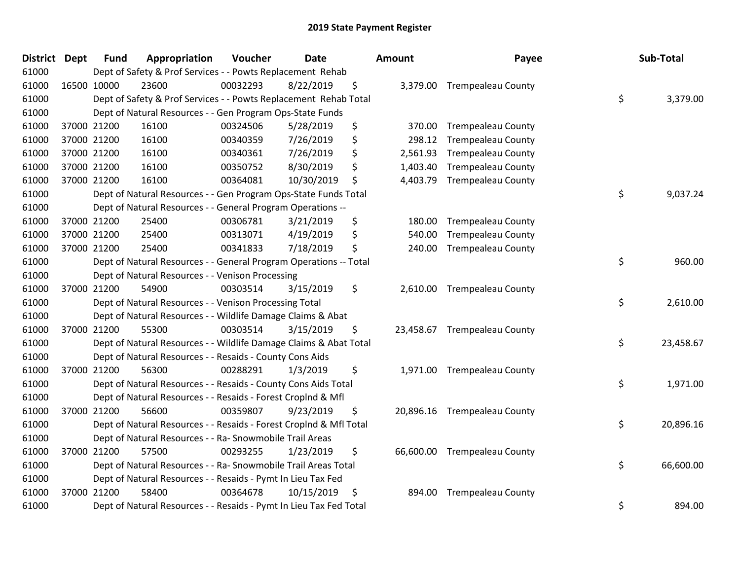## 2019 State Payment Register

| District | Dept | Fund | Appropriation | Voucher | Date | Amount | Payee | Sub-Total |
|---|---|---|---|---|---|---|---|---|
| 61000 | | Dept of Safety & Prof Services - - Powts Replacement Rehab | | | | | | |
| 61000 | 16500 | 10000 | 23600 | 00032293 | 8/22/2019 | $ 3,379.00 | Trempealeau County | |
| 61000 | | Dept of Safety & Prof Services - - Powts Replacement Rehab Total | | | | | | $ 3,379.00 |
| 61000 | | Dept of Natural Resources - - Gen Program Ops-State Funds | | | | | | |
| 61000 | 37000 | 21200 | 16100 | 00324506 | 5/28/2019 | $ 370.00 | Trempealeau County | |
| 61000 | 37000 | 21200 | 16100 | 00340359 | 7/26/2019 | $ 298.12 | Trempealeau County | |
| 61000 | 37000 | 21200 | 16100 | 00340361 | 7/26/2019 | $ 2,561.93 | Trempealeau County | |
| 61000 | 37000 | 21200 | 16100 | 00350752 | 8/30/2019 | $ 1,403.40 | Trempealeau County | |
| 61000 | 37000 | 21200 | 16100 | 00364081 | 10/30/2019 | $ 4,403.79 | Trempealeau County | |
| 61000 | | Dept of Natural Resources - - Gen Program Ops-State Funds Total | | | | | | $ 9,037.24 |
| 61000 | | Dept of Natural Resources - - General Program Operations -- | | | | | | |
| 61000 | 37000 | 21200 | 25400 | 00306781 | 3/21/2019 | $ 180.00 | Trempealeau County | |
| 61000 | 37000 | 21200 | 25400 | 00313071 | 4/19/2019 | $ 540.00 | Trempealeau County | |
| 61000 | 37000 | 21200 | 25400 | 00341833 | 7/18/2019 | $ 240.00 | Trempealeau County | |
| 61000 | | Dept of Natural Resources - - General Program Operations -- Total | | | | | | $ 960.00 |
| 61000 | | Dept of Natural Resources - - Venison Processing | | | | | | |
| 61000 | 37000 | 21200 | 54900 | 00303514 | 3/15/2019 | $ 2,610.00 | Trempealeau County | |
| 61000 | | Dept of Natural Resources - - Venison Processing Total | | | | | | $ 2,610.00 |
| 61000 | | Dept of Natural Resources - - Wildlife Damage Claims & Abat | | | | | | |
| 61000 | 37000 | 21200 | 55300 | 00303514 | 3/15/2019 | $ 23,458.67 | Trempealeau County | |
| 61000 | | Dept of Natural Resources - - Wildlife Damage Claims & Abat Total | | | | | | $ 23,458.67 |
| 61000 | | Dept of Natural Resources - - Resaids - County Cons Aids | | | | | | |
| 61000 | 37000 | 21200 | 56300 | 00288291 | 1/3/2019 | $ 1,971.00 | Trempealeau County | |
| 61000 | | Dept of Natural Resources - - Resaids - County Cons Aids Total | | | | | | $ 1,971.00 |
| 61000 | | Dept of Natural Resources - - Resaids - Forest Croplnd & Mfl | | | | | | |
| 61000 | 37000 | 21200 | 56600 | 00359807 | 9/23/2019 | $ 20,896.16 | Trempealeau County | |
| 61000 | | Dept of Natural Resources - - Resaids - Forest Croplnd & Mfl Total | | | | | | $ 20,896.16 |
| 61000 | | Dept of Natural Resources - - Ra- Snowmobile Trail Areas | | | | | | |
| 61000 | 37000 | 21200 | 57500 | 00293255 | 1/23/2019 | $ 66,600.00 | Trempealeau County | |
| 61000 | | Dept of Natural Resources - - Ra- Snowmobile Trail Areas Total | | | | | | $ 66,600.00 |
| 61000 | | Dept of Natural Resources - - Resaids - Pymt In Lieu Tax Fed | | | | | | |
| 61000 | 37000 | 21200 | 58400 | 00364678 | 10/15/2019 | $ 894.00 | Trempealeau County | |
| 61000 | | Dept of Natural Resources - - Resaids - Pymt In Lieu Tax Fed Total | | | | | | $ 894.00 |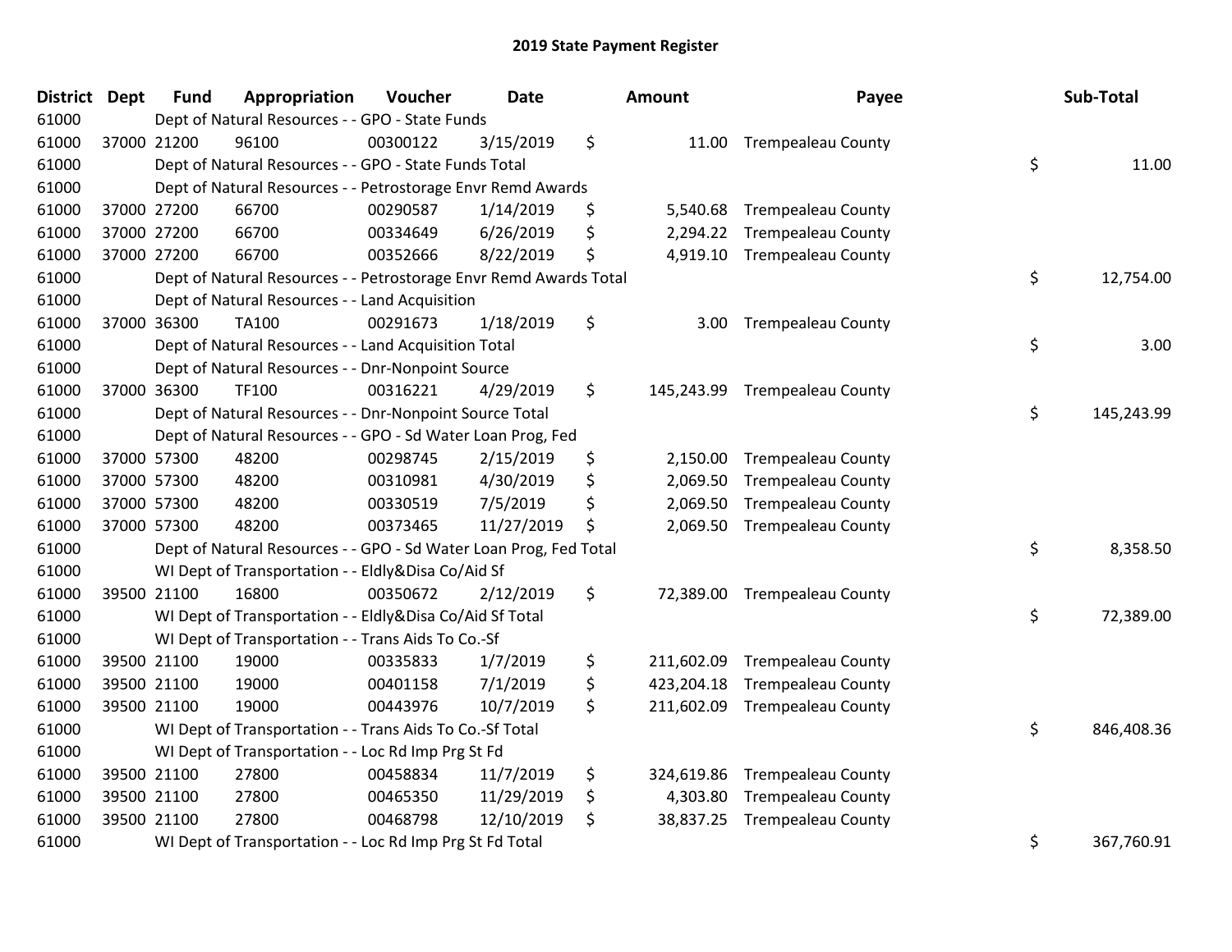## 2019 State Payment Register

| District | Dept | Fund | Appropriation | Voucher | Date | Amount | Payee | Sub-Total |
|---|---|---|---|---|---|---|---|---|
| 61000 | | Dept of Natural Resources - - GPO - State Funds | | | | | | |
| 61000 | 37000 | 21200 | 96100 | 00300122 | 3/15/2019 | $ 11.00 | Trempealeau County | |
| 61000 | | Dept of Natural Resources - - GPO - State Funds Total | | | | | | $ 11.00 |
| 61000 | | Dept of Natural Resources - - Petrostorage Envr Remd Awards | | | | | | |
| 61000 | 37000 | 27200 | 66700 | 00290587 | 1/14/2019 | $ 5,540.68 | Trempealeau County | |
| 61000 | 37000 | 27200 | 66700 | 00334649 | 6/26/2019 | $ 2,294.22 | Trempealeau County | |
| 61000 | 37000 | 27200 | 66700 | 00352666 | 8/22/2019 | $ 4,919.10 | Trempealeau County | |
| 61000 | | Dept of Natural Resources - - Petrostorage Envr Remd Awards Total | | | | | | $ 12,754.00 |
| 61000 | | Dept of Natural Resources - - Land Acquisition | | | | | | |
| 61000 | 37000 | 36300 | TA100 | 00291673 | 1/18/2019 | $ 3.00 | Trempealeau County | |
| 61000 | | Dept of Natural Resources - - Land Acquisition Total | | | | | | $ 3.00 |
| 61000 | | Dept of Natural Resources - - Dnr-Nonpoint Source | | | | | | |
| 61000 | 37000 | 36300 | TF100 | 00316221 | 4/29/2019 | $ 145,243.99 | Trempealeau County | |
| 61000 | | Dept of Natural Resources - - Dnr-Nonpoint Source Total | | | | | | $ 145,243.99 |
| 61000 | | Dept of Natural Resources - - GPO - Sd Water Loan Prog, Fed | | | | | | |
| 61000 | 37000 | 57300 | 48200 | 00298745 | 2/15/2019 | $ 2,150.00 | Trempealeau County | |
| 61000 | 37000 | 57300 | 48200 | 00310981 | 4/30/2019 | $ 2,069.50 | Trempealeau County | |
| 61000 | 37000 | 57300 | 48200 | 00330519 | 7/5/2019 | $ 2,069.50 | Trempealeau County | |
| 61000 | 37000 | 57300 | 48200 | 00373465 | 11/27/2019 | $ 2,069.50 | Trempealeau County | |
| 61000 | | Dept of Natural Resources - - GPO - Sd Water Loan Prog, Fed Total | | | | | | $ 8,358.50 |
| 61000 | | WI Dept of Transportation - - Eldly&Disa Co/Aid Sf | | | | | | |
| 61000 | 39500 | 21100 | 16800 | 00350672 | 2/12/2019 | $ 72,389.00 | Trempealeau County | |
| 61000 | | WI Dept of Transportation - - Eldly&Disa Co/Aid Sf Total | | | | | | $ 72,389.00 |
| 61000 | | WI Dept of Transportation - - Trans Aids To Co.-Sf | | | | | | |
| 61000 | 39500 | 21100 | 19000 | 00335833 | 1/7/2019 | $ 211,602.09 | Trempealeau County | |
| 61000 | 39500 | 21100 | 19000 | 00401158 | 7/1/2019 | $ 423,204.18 | Trempealeau County | |
| 61000 | 39500 | 21100 | 19000 | 00443976 | 10/7/2019 | $ 211,602.09 | Trempealeau County | |
| 61000 | | WI Dept of Transportation - - Trans Aids To Co.-Sf Total | | | | | | $ 846,408.36 |
| 61000 | | WI Dept of Transportation - - Loc Rd Imp Prg St Fd | | | | | | |
| 61000 | 39500 | 21100 | 27800 | 00458834 | 11/7/2019 | $ 324,619.86 | Trempealeau County | |
| 61000 | 39500 | 21100 | 27800 | 00465350 | 11/29/2019 | $ 4,303.80 | Trempealeau County | |
| 61000 | 39500 | 21100 | 27800 | 00468798 | 12/10/2019 | $ 38,837.25 | Trempealeau County | |
| 61000 | | WI Dept of Transportation - - Loc Rd Imp Prg St Fd Total | | | | | | $ 367,760.91 |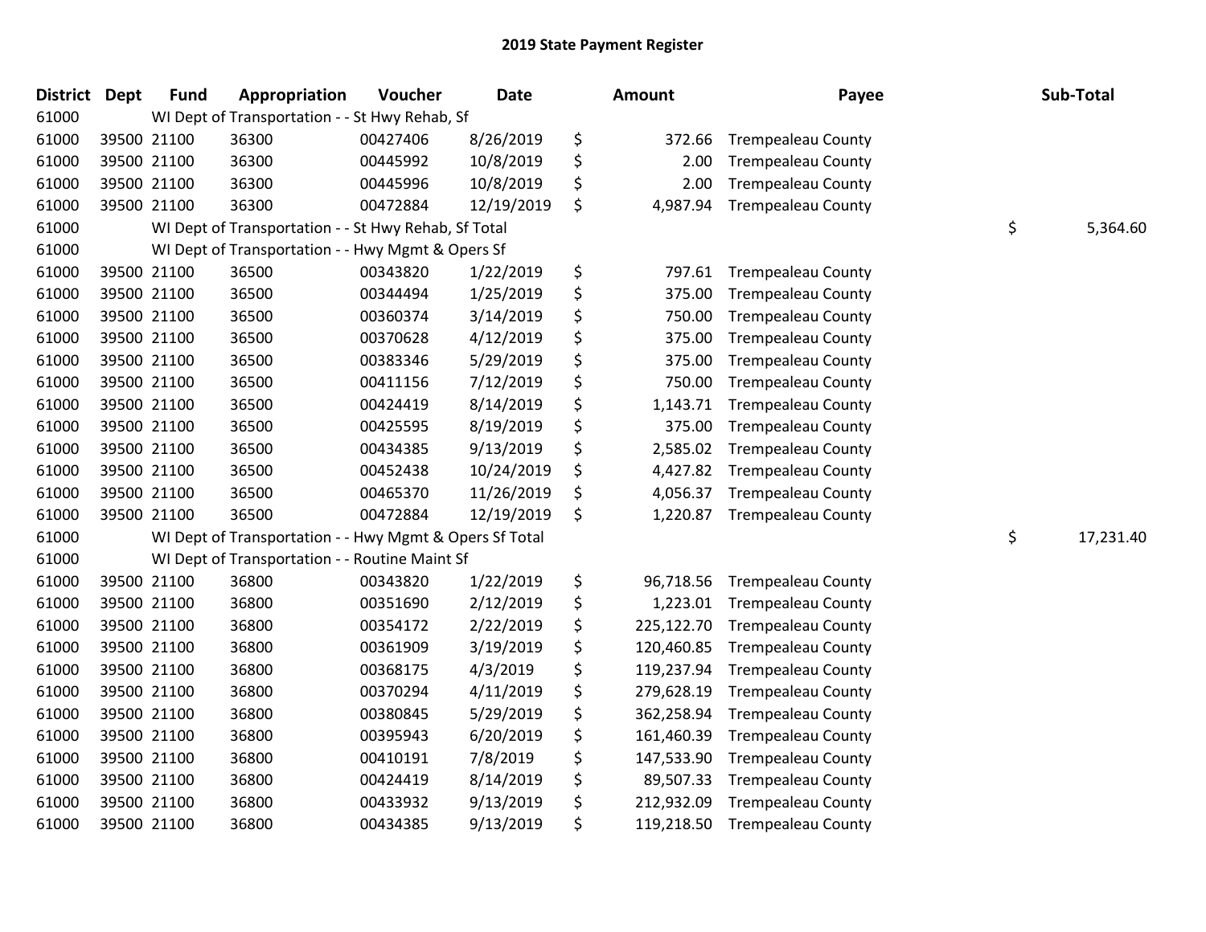## 2019 State Payment Register

| District | Dept | Fund | Appropriation | Voucher | Date | Amount | Payee | Sub-Total |
|---|---|---|---|---|---|---|---|---|
| 61000 | | WI Dept of Transportation - - St Hwy Rehab, Sf | | | | | | |
| 61000 | 39500 | 21100 | 36300 | 00427406 | 8/26/2019 | $ 372.66 | Trempealeau County | |
| 61000 | 39500 | 21100 | 36300 | 00445992 | 10/8/2019 | $ 2.00 | Trempealeau County | |
| 61000 | 39500 | 21100 | 36300 | 00445996 | 10/8/2019 | $ 2.00 | Trempealeau County | |
| 61000 | 39500 | 21100 | 36300 | 00472884 | 12/19/2019 | $ 4,987.94 | Trempealeau County | |
| 61000 | | WI Dept of Transportation - - St Hwy Rehab, Sf Total | | | | | | $ 5,364.60 |
| 61000 | | WI Dept of Transportation - - Hwy Mgmt & Opers Sf | | | | | | |
| 61000 | 39500 | 21100 | 36500 | 00343820 | 1/22/2019 | $ 797.61 | Trempealeau County | |
| 61000 | 39500 | 21100 | 36500 | 00344494 | 1/25/2019 | $ 375.00 | Trempealeau County | |
| 61000 | 39500 | 21100 | 36500 | 00360374 | 3/14/2019 | $ 750.00 | Trempealeau County | |
| 61000 | 39500 | 21100 | 36500 | 00370628 | 4/12/2019 | $ 375.00 | Trempealeau County | |
| 61000 | 39500 | 21100 | 36500 | 00383346 | 5/29/2019 | $ 375.00 | Trempealeau County | |
| 61000 | 39500 | 21100 | 36500 | 00411156 | 7/12/2019 | $ 750.00 | Trempealeau County | |
| 61000 | 39500 | 21100 | 36500 | 00424419 | 8/14/2019 | $ 1,143.71 | Trempealeau County | |
| 61000 | 39500 | 21100 | 36500 | 00425595 | 8/19/2019 | $ 375.00 | Trempealeau County | |
| 61000 | 39500 | 21100 | 36500 | 00434385 | 9/13/2019 | $ 2,585.02 | Trempealeau County | |
| 61000 | 39500 | 21100 | 36500 | 00452438 | 10/24/2019 | $ 4,427.82 | Trempealeau County | |
| 61000 | 39500 | 21100 | 36500 | 00465370 | 11/26/2019 | $ 4,056.37 | Trempealeau County | |
| 61000 | 39500 | 21100 | 36500 | 00472884 | 12/19/2019 | $ 1,220.87 | Trempealeau County | |
| 61000 | | WI Dept of Transportation - - Hwy Mgmt & Opers Sf Total | | | | | | $ 17,231.40 |
| 61000 | | WI Dept of Transportation - - Routine Maint Sf | | | | | | |
| 61000 | 39500 | 21100 | 36800 | 00343820 | 1/22/2019 | $ 96,718.56 | Trempealeau County | |
| 61000 | 39500 | 21100 | 36800 | 00351690 | 2/12/2019 | $ 1,223.01 | Trempealeau County | |
| 61000 | 39500 | 21100 | 36800 | 00354172 | 2/22/2019 | $ 225,122.70 | Trempealeau County | |
| 61000 | 39500 | 21100 | 36800 | 00361909 | 3/19/2019 | $ 120,460.85 | Trempealeau County | |
| 61000 | 39500 | 21100 | 36800 | 00368175 | 4/3/2019 | $ 119,237.94 | Trempealeau County | |
| 61000 | 39500 | 21100 | 36800 | 00370294 | 4/11/2019 | $ 279,628.19 | Trempealeau County | |
| 61000 | 39500 | 21100 | 36800 | 00380845 | 5/29/2019 | $ 362,258.94 | Trempealeau County | |
| 61000 | 39500 | 21100 | 36800 | 00395943 | 6/20/2019 | $ 161,460.39 | Trempealeau County | |
| 61000 | 39500 | 21100 | 36800 | 00410191 | 7/8/2019 | $ 147,533.90 | Trempealeau County | |
| 61000 | 39500 | 21100 | 36800 | 00424419 | 8/14/2019 | $ 89,507.33 | Trempealeau County | |
| 61000 | 39500 | 21100 | 36800 | 00433932 | 9/13/2019 | $ 212,932.09 | Trempealeau County | |
| 61000 | 39500 | 21100 | 36800 | 00434385 | 9/13/2019 | $ 119,218.50 | Trempealeau County | |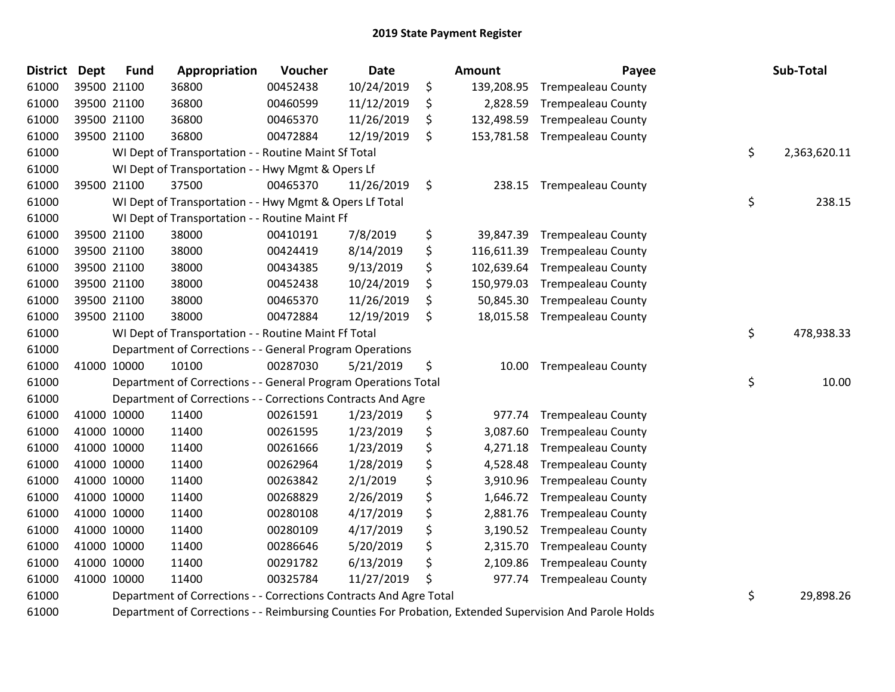## 2019 State Payment Register

| District | Dept | Fund | Appropriation | Voucher | Date | Amount | Payee | Sub-Total |
|---|---|---|---|---|---|---|---|---|
| 61000 | 39500 | 21100 | 36800 | 00452438 | 10/24/2019 | $ 139,208.95 | Trempealeau County | |
| 61000 | 39500 | 21100 | 36800 | 00460599 | 11/12/2019 | $ 2,828.59 | Trempealeau County | |
| 61000 | 39500 | 21100 | 36800 | 00465370 | 11/26/2019 | $ 132,498.59 | Trempealeau County | |
| 61000 | 39500 | 21100 | 36800 | 00472884 | 12/19/2019 | $ 153,781.58 | Trempealeau County | |
| 61000 | | | WI Dept of Transportation - - Routine Maint Sf Total | | | | | $ 2,363,620.11 |
| 61000 | | | WI Dept of Transportation - - Hwy Mgmt & Opers Lf | | | | | |
| 61000 | 39500 | 21100 | 37500 | 00465370 | 11/26/2019 | $ 238.15 | Trempealeau County | |
| 61000 | | | WI Dept of Transportation - - Hwy Mgmt & Opers Lf Total | | | | | $ 238.15 |
| 61000 | | | WI Dept of Transportation - - Routine Maint Ff | | | | | |
| 61000 | 39500 | 21100 | 38000 | 00410191 | 7/8/2019 | $ 39,847.39 | Trempealeau County | |
| 61000 | 39500 | 21100 | 38000 | 00424419 | 8/14/2019 | $ 116,611.39 | Trempealeau County | |
| 61000 | 39500 | 21100 | 38000 | 00434385 | 9/13/2019 | $ 102,639.64 | Trempealeau County | |
| 61000 | 39500 | 21100 | 38000 | 00452438 | 10/24/2019 | $ 150,979.03 | Trempealeau County | |
| 61000 | 39500 | 21100 | 38000 | 00465370 | 11/26/2019 | $ 50,845.30 | Trempealeau County | |
| 61000 | 39500 | 21100 | 38000 | 00472884 | 12/19/2019 | $ 18,015.58 | Trempealeau County | |
| 61000 | | | WI Dept of Transportation - - Routine Maint Ff Total | | | | | $ 478,938.33 |
| 61000 | | | Department of Corrections - - General Program Operations | | | | | |
| 61000 | 41000 | 10000 | 10100 | 00287030 | 5/21/2019 | $ 10.00 | Trempealeau County | |
| 61000 | | | Department of Corrections - - General Program Operations Total | | | | | $ 10.00 |
| 61000 | | | Department of Corrections - - Corrections Contracts And Agre | | | | | |
| 61000 | 41000 | 10000 | 11400 | 00261591 | 1/23/2019 | $ 977.74 | Trempealeau County | |
| 61000 | 41000 | 10000 | 11400 | 00261595 | 1/23/2019 | $ 3,087.60 | Trempealeau County | |
| 61000 | 41000 | 10000 | 11400 | 00261666 | 1/23/2019 | $ 4,271.18 | Trempealeau County | |
| 61000 | 41000 | 10000 | 11400 | 00262964 | 1/28/2019 | $ 4,528.48 | Trempealeau County | |
| 61000 | 41000 | 10000 | 11400 | 00263842 | 2/1/2019 | $ 3,910.96 | Trempealeau County | |
| 61000 | 41000 | 10000 | 11400 | 00268829 | 2/26/2019 | $ 1,646.72 | Trempealeau County | |
| 61000 | 41000 | 10000 | 11400 | 00280108 | 4/17/2019 | $ 2,881.76 | Trempealeau County | |
| 61000 | 41000 | 10000 | 11400 | 00280109 | 4/17/2019 | $ 3,190.52 | Trempealeau County | |
| 61000 | 41000 | 10000 | 11400 | 00286646 | 5/20/2019 | $ 2,315.70 | Trempealeau County | |
| 61000 | 41000 | 10000 | 11400 | 00291782 | 6/13/2019 | $ 2,109.86 | Trempealeau County | |
| 61000 | 41000 | 10000 | 11400 | 00325784 | 11/27/2019 | $ 977.74 | Trempealeau County | |
| 61000 | | | Department of Corrections - - Corrections Contracts And Agre Total | | | | | $ 29,898.26 |
| 61000 | | | Department of Corrections - - Reimbursing Counties For Probation, Extended Supervision And Parole Holds | | | | | |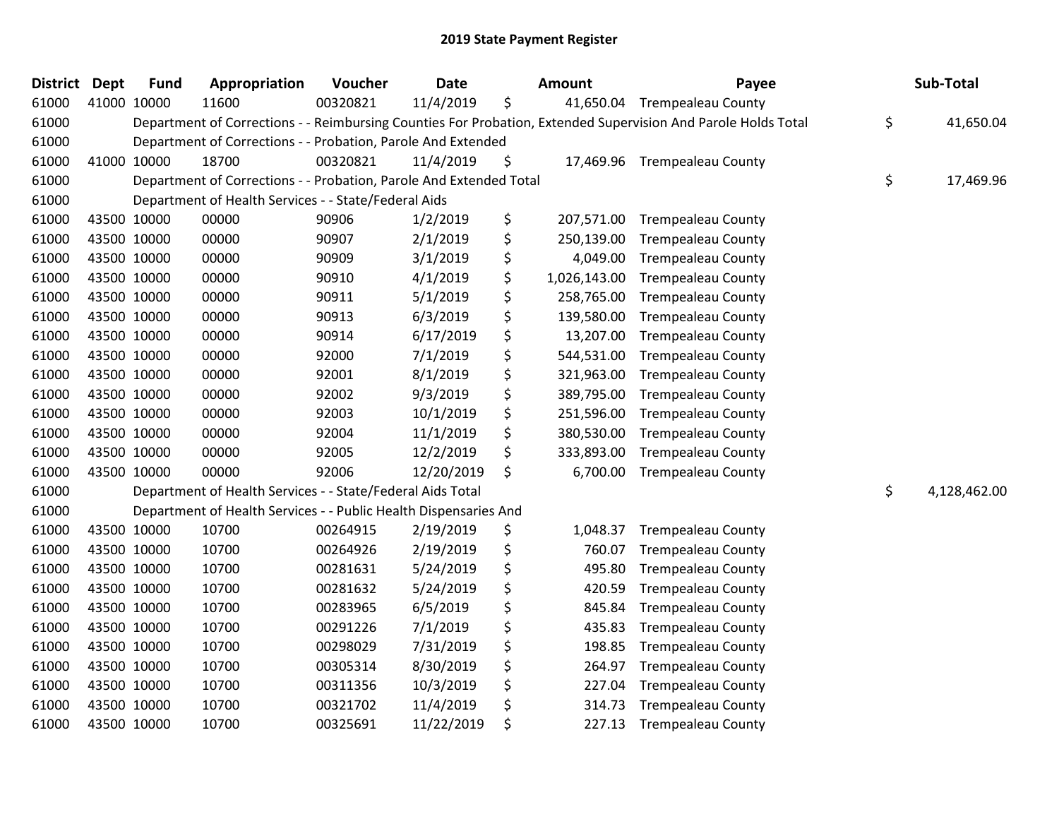# 2019 State Payment Register

| District | Dept | Fund | Appropriation | Voucher | Date | Amount | Payee | Sub-Total |
|---|---|---|---|---|---|---|---|---|
| 61000 | 41000 | 10000 | 11600 | 00320821 | 11/4/2019 | $ 41,650.04 | Trempealeau County | |
| 61000 | | Department of Corrections - - Reimbursing Counties For Probation, Extended Supervision And Parole Holds Total | | | | | | $ 41,650.04 |
| 61000 | | Department of Corrections - - Probation, Parole And Extended | | | | | | |
| 61000 | 41000 | 10000 | 18700 | 00320821 | 11/4/2019 | $ 17,469.96 | Trempealeau County | |
| 61000 | | Department of Corrections - - Probation, Parole And Extended Total | | | | | | $ 17,469.96 |
| 61000 | | Department of Health Services - - State/Federal Aids | | | | | | |
| 61000 | 43500 | 10000 | 00000 | 90906 | 1/2/2019 | $ 207,571.00 | Trempealeau County | |
| 61000 | 43500 | 10000 | 00000 | 90907 | 2/1/2019 | $ 250,139.00 | Trempealeau County | |
| 61000 | 43500 | 10000 | 00000 | 90909 | 3/1/2019 | $ 4,049.00 | Trempealeau County | |
| 61000 | 43500 | 10000 | 00000 | 90910 | 4/1/2019 | $ 1,026,143.00 | Trempealeau County | |
| 61000 | 43500 | 10000 | 00000 | 90911 | 5/1/2019 | $ 258,765.00 | Trempealeau County | |
| 61000 | 43500 | 10000 | 00000 | 90913 | 6/3/2019 | $ 139,580.00 | Trempealeau County | |
| 61000 | 43500 | 10000 | 00000 | 90914 | 6/17/2019 | $ 13,207.00 | Trempealeau County | |
| 61000 | 43500 | 10000 | 00000 | 92000 | 7/1/2019 | $ 544,531.00 | Trempealeau County | |
| 61000 | 43500 | 10000 | 00000 | 92001 | 8/1/2019 | $ 321,963.00 | Trempealeau County | |
| 61000 | 43500 | 10000 | 00000 | 92002 | 9/3/2019 | $ 389,795.00 | Trempealeau County | |
| 61000 | 43500 | 10000 | 00000 | 92003 | 10/1/2019 | $ 251,596.00 | Trempealeau County | |
| 61000 | 43500 | 10000 | 00000 | 92004 | 11/1/2019 | $ 380,530.00 | Trempealeau County | |
| 61000 | 43500 | 10000 | 00000 | 92005 | 12/2/2019 | $ 333,893.00 | Trempealeau County | |
| 61000 | 43500 | 10000 | 00000 | 92006 | 12/20/2019 | $ 6,700.00 | Trempealeau County | |
| 61000 | | Department of Health Services - - State/Federal Aids Total | | | | | | $ 4,128,462.00 |
| 61000 | | Department of Health Services - - Public Health Dispensaries And | | | | | | |
| 61000 | 43500 | 10000 | 10700 | 00264915 | 2/19/2019 | $ 1,048.37 | Trempealeau County | |
| 61000 | 43500 | 10000 | 10700 | 00264926 | 2/19/2019 | $ 760.07 | Trempealeau County | |
| 61000 | 43500 | 10000 | 10700 | 00281631 | 5/24/2019 | $ 495.80 | Trempealeau County | |
| 61000 | 43500 | 10000 | 10700 | 00281632 | 5/24/2019 | $ 420.59 | Trempealeau County | |
| 61000 | 43500 | 10000 | 10700 | 00283965 | 6/5/2019 | $ 845.84 | Trempealeau County | |
| 61000 | 43500 | 10000 | 10700 | 00291226 | 7/1/2019 | $ 435.83 | Trempealeau County | |
| 61000 | 43500 | 10000 | 10700 | 00298029 | 7/31/2019 | $ 198.85 | Trempealeau County | |
| 61000 | 43500 | 10000 | 10700 | 00305314 | 8/30/2019 | $ 264.97 | Trempealeau County | |
| 61000 | 43500 | 10000 | 10700 | 00311356 | 10/3/2019 | $ 227.04 | Trempealeau County | |
| 61000 | 43500 | 10000 | 10700 | 00321702 | 11/4/2019 | $ 314.73 | Trempealeau County | |
| 61000 | 43500 | 10000 | 10700 | 00325691 | 11/22/2019 | $ 227.13 | Trempealeau County | |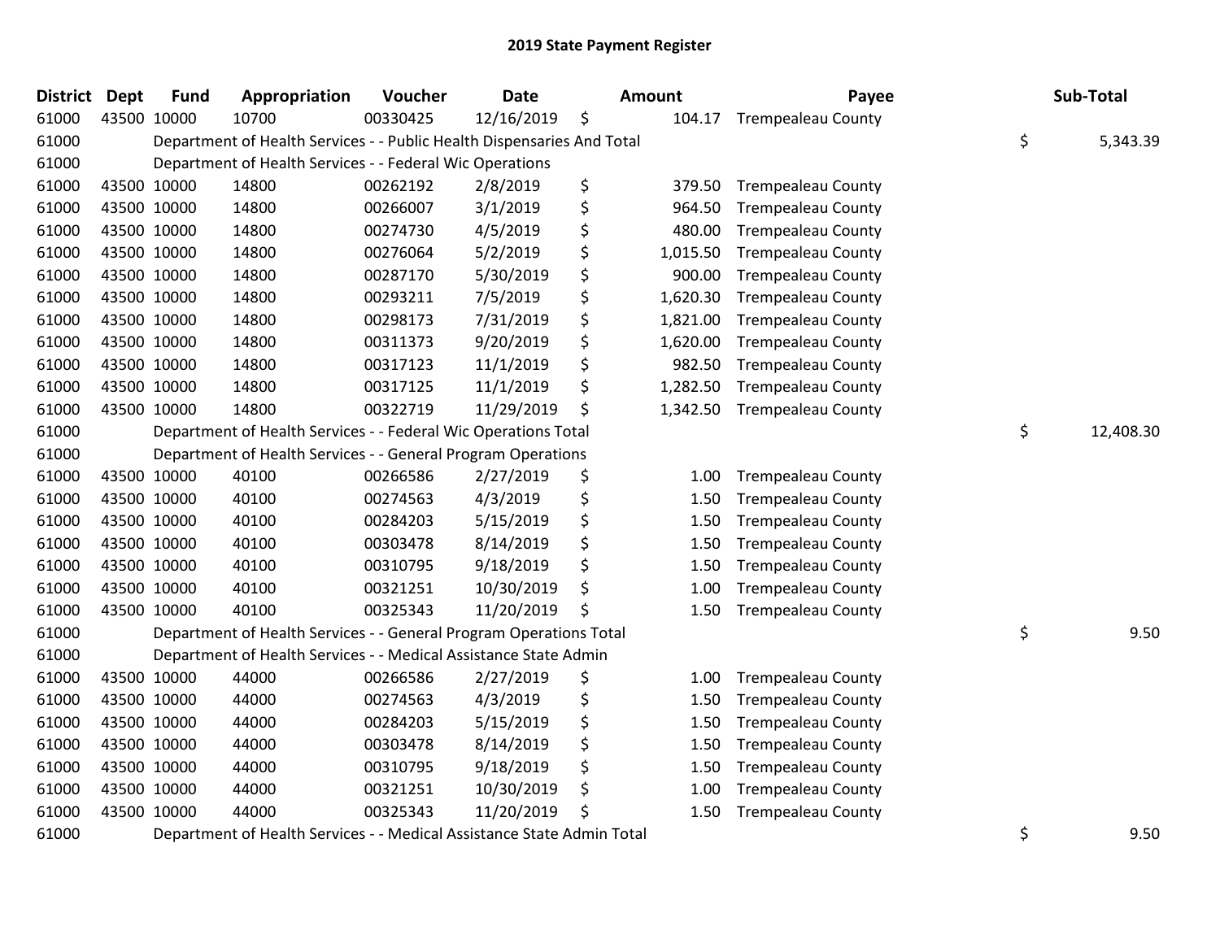# 2019 State Payment Register

| District | Dept | Fund | Appropriation | Voucher | Date | Amount | Payee | Sub-Total |
|---|---|---|---|---|---|---|---|---|
| 61000 | 43500 | 10000 | 10700 | 00330425 | 12/16/2019 | $ 104.17 | Trempealeau County | |
| 61000 | | Department of Health Services - - Public Health Dispensaries And Total | | | | | | $ 5,343.39 |
| 61000 | | Department of Health Services - - Federal Wic Operations | | | | | | |
| 61000 | 43500 | 10000 | 14800 | 00262192 | 2/8/2019 | $ 379.50 | Trempealeau County | |
| 61000 | 43500 | 10000 | 14800 | 00266007 | 3/1/2019 | $ 964.50 | Trempealeau County | |
| 61000 | 43500 | 10000 | 14800 | 00274730 | 4/5/2019 | $ 480.00 | Trempealeau County | |
| 61000 | 43500 | 10000 | 14800 | 00276064 | 5/2/2019 | $ 1,015.50 | Trempealeau County | |
| 61000 | 43500 | 10000 | 14800 | 00287170 | 5/30/2019 | $ 900.00 | Trempealeau County | |
| 61000 | 43500 | 10000 | 14800 | 00293211 | 7/5/2019 | $ 1,620.30 | Trempealeau County | |
| 61000 | 43500 | 10000 | 14800 | 00298173 | 7/31/2019 | $ 1,821.00 | Trempealeau County | |
| 61000 | 43500 | 10000 | 14800 | 00311373 | 9/20/2019 | $ 1,620.00 | Trempealeau County | |
| 61000 | 43500 | 10000 | 14800 | 00317123 | 11/1/2019 | $ 982.50 | Trempealeau County | |
| 61000 | 43500 | 10000 | 14800 | 00317125 | 11/1/2019 | $ 1,282.50 | Trempealeau County | |
| 61000 | 43500 | 10000 | 14800 | 00322719 | 11/29/2019 | $ 1,342.50 | Trempealeau County | |
| 61000 | | Department of Health Services - - Federal Wic Operations Total | | | | | | $ 12,408.30 |
| 61000 | | Department of Health Services - - General Program Operations | | | | | | |
| 61000 | 43500 | 10000 | 40100 | 00266586 | 2/27/2019 | $ 1.00 | Trempealeau County | |
| 61000 | 43500 | 10000 | 40100 | 00274563 | 4/3/2019 | $ 1.50 | Trempealeau County | |
| 61000 | 43500 | 10000 | 40100 | 00284203 | 5/15/2019 | $ 1.50 | Trempealeau County | |
| 61000 | 43500 | 10000 | 40100 | 00303478 | 8/14/2019 | $ 1.50 | Trempealeau County | |
| 61000 | 43500 | 10000 | 40100 | 00310795 | 9/18/2019 | $ 1.50 | Trempealeau County | |
| 61000 | 43500 | 10000 | 40100 | 00321251 | 10/30/2019 | $ 1.00 | Trempealeau County | |
| 61000 | 43500 | 10000 | 40100 | 00325343 | 11/20/2019 | $ 1.50 | Trempealeau County | |
| 61000 | | Department of Health Services - - General Program Operations Total | | | | | | $ 9.50 |
| 61000 | | Department of Health Services - - Medical Assistance State Admin | | | | | | |
| 61000 | 43500 | 10000 | 44000 | 00266586 | 2/27/2019 | $ 1.00 | Trempealeau County | |
| 61000 | 43500 | 10000 | 44000 | 00274563 | 4/3/2019 | $ 1.50 | Trempealeau County | |
| 61000 | 43500 | 10000 | 44000 | 00284203 | 5/15/2019 | $ 1.50 | Trempealeau County | |
| 61000 | 43500 | 10000 | 44000 | 00303478 | 8/14/2019 | $ 1.50 | Trempealeau County | |
| 61000 | 43500 | 10000 | 44000 | 00310795 | 9/18/2019 | $ 1.50 | Trempealeau County | |
| 61000 | 43500 | 10000 | 44000 | 00321251 | 10/30/2019 | $ 1.00 | Trempealeau County | |
| 61000 | 43500 | 10000 | 44000 | 00325343 | 11/20/2019 | $ 1.50 | Trempealeau County | |
| 61000 | | Department of Health Services - - Medical Assistance State Admin Total | | | | | | $ 9.50 |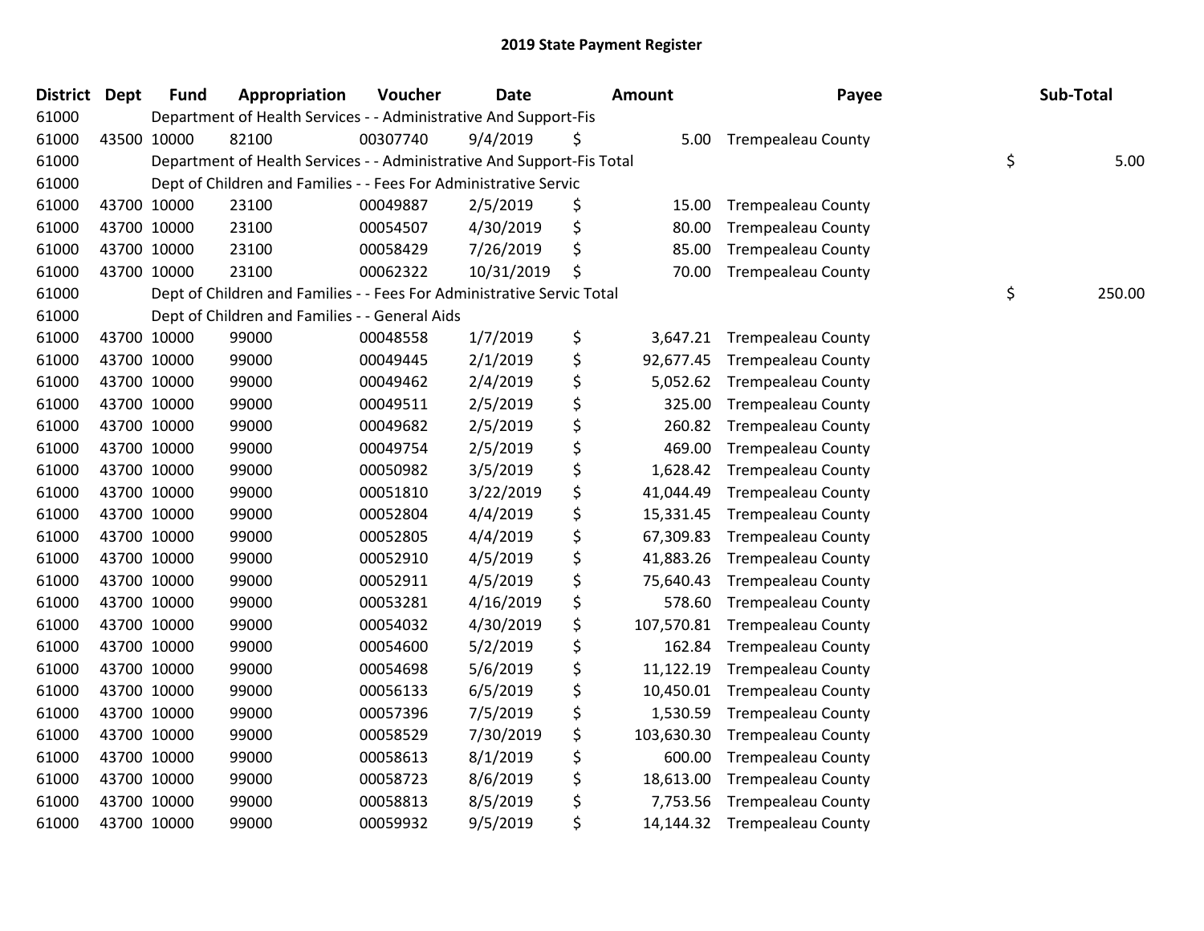# 2019 State Payment Register

| District | Dept | Fund | Appropriation | Voucher | Date | Amount | Payee | Sub-Total |
|---|---|---|---|---|---|---|---|---|
| 61000 | | Department of Health Services - - Administrative And Support-Fis | | | | | | |
| 61000 | 43500 | 10000 | 82100 | 00307740 | 9/4/2019 | $ 5.00 | Trempealeau County | |
| 61000 | | Department of Health Services - - Administrative And Support-Fis Total | | | | | | $ 5.00 |
| 61000 | | Dept of Children and Families - - Fees For Administrative Servic | | | | | | |
| 61000 | 43700 | 10000 | 23100 | 00049887 | 2/5/2019 | $ 15.00 | Trempealeau County | |
| 61000 | 43700 | 10000 | 23100 | 00054507 | 4/30/2019 | $ 80.00 | Trempealeau County | |
| 61000 | 43700 | 10000 | 23100 | 00058429 | 7/26/2019 | $ 85.00 | Trempealeau County | |
| 61000 | 43700 | 10000 | 23100 | 00062322 | 10/31/2019 | $ 70.00 | Trempealeau County | |
| 61000 | | Dept of Children and Families - - Fees For Administrative Servic Total | | | | | | $ 250.00 |
| 61000 | | Dept of Children and Families - - General Aids | | | | | | |
| 61000 | 43700 | 10000 | 99000 | 00048558 | 1/7/2019 | $ 3,647.21 | Trempealeau County | |
| 61000 | 43700 | 10000 | 99000 | 00049445 | 2/1/2019 | $ 92,677.45 | Trempealeau County | |
| 61000 | 43700 | 10000 | 99000 | 00049462 | 2/4/2019 | $ 5,052.62 | Trempealeau County | |
| 61000 | 43700 | 10000 | 99000 | 00049511 | 2/5/2019 | $ 325.00 | Trempealeau County | |
| 61000 | 43700 | 10000 | 99000 | 00049682 | 2/5/2019 | $ 260.82 | Trempealeau County | |
| 61000 | 43700 | 10000 | 99000 | 00049754 | 2/5/2019 | $ 469.00 | Trempealeau County | |
| 61000 | 43700 | 10000 | 99000 | 00050982 | 3/5/2019 | $ 1,628.42 | Trempealeau County | |
| 61000 | 43700 | 10000 | 99000 | 00051810 | 3/22/2019 | $ 41,044.49 | Trempealeau County | |
| 61000 | 43700 | 10000 | 99000 | 00052804 | 4/4/2019 | $ 15,331.45 | Trempealeau County | |
| 61000 | 43700 | 10000 | 99000 | 00052805 | 4/4/2019 | $ 67,309.83 | Trempealeau County | |
| 61000 | 43700 | 10000 | 99000 | 00052910 | 4/5/2019 | $ 41,883.26 | Trempealeau County | |
| 61000 | 43700 | 10000 | 99000 | 00052911 | 4/5/2019 | $ 75,640.43 | Trempealeau County | |
| 61000 | 43700 | 10000 | 99000 | 00053281 | 4/16/2019 | $ 578.60 | Trempealeau County | |
| 61000 | 43700 | 10000 | 99000 | 00054032 | 4/30/2019 | $ 107,570.81 | Trempealeau County | |
| 61000 | 43700 | 10000 | 99000 | 00054600 | 5/2/2019 | $ 162.84 | Trempealeau County | |
| 61000 | 43700 | 10000 | 99000 | 00054698 | 5/6/2019 | $ 11,122.19 | Trempealeau County | |
| 61000 | 43700 | 10000 | 99000 | 00056133 | 6/5/2019 | $ 10,450.01 | Trempealeau County | |
| 61000 | 43700 | 10000 | 99000 | 00057396 | 7/5/2019 | $ 1,530.59 | Trempealeau County | |
| 61000 | 43700 | 10000 | 99000 | 00058529 | 7/30/2019 | $ 103,630.30 | Trempealeau County | |
| 61000 | 43700 | 10000 | 99000 | 00058613 | 8/1/2019 | $ 600.00 | Trempealeau County | |
| 61000 | 43700 | 10000 | 99000 | 00058723 | 8/6/2019 | $ 18,613.00 | Trempealeau County | |
| 61000 | 43700 | 10000 | 99000 | 00058813 | 8/5/2019 | $ 7,753.56 | Trempealeau County | |
| 61000 | 43700 | 10000 | 99000 | 00059932 | 9/5/2019 | $ 14,144.32 | Trempealeau County | |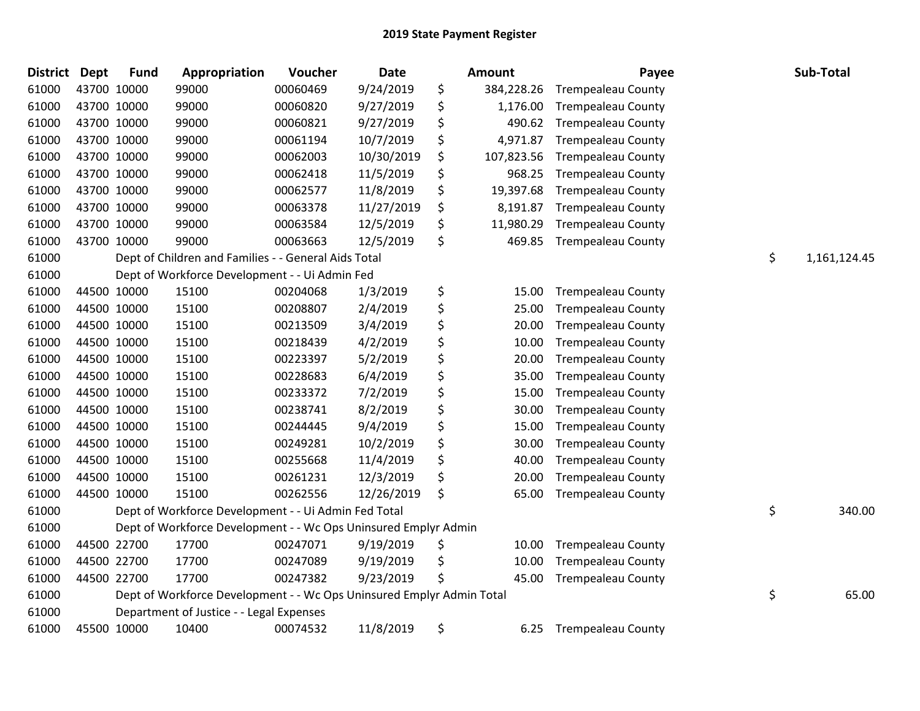# 2019 State Payment Register

| District | Dept | Fund | Appropriation | Voucher | Date | Amount | Payee | Sub-Total |
|---|---|---|---|---|---|---|---|---|
| 61000 | 43700 | 10000 | 99000 | 00060469 | 9/24/2019 | $ 384,228.26 | Trempealeau County | |
| 61000 | 43700 | 10000 | 99000 | 00060820 | 9/27/2019 | $ 1,176.00 | Trempealeau County | |
| 61000 | 43700 | 10000 | 99000 | 00060821 | 9/27/2019 | $ 490.62 | Trempealeau County | |
| 61000 | 43700 | 10000 | 99000 | 00061194 | 10/7/2019 | $ 4,971.87 | Trempealeau County | |
| 61000 | 43700 | 10000 | 99000 | 00062003 | 10/30/2019 | $ 107,823.56 | Trempealeau County | |
| 61000 | 43700 | 10000 | 99000 | 00062418 | 11/5/2019 | $ 968.25 | Trempealeau County | |
| 61000 | 43700 | 10000 | 99000 | 00062577 | 11/8/2019 | $ 19,397.68 | Trempealeau County | |
| 61000 | 43700 | 10000 | 99000 | 00063378 | 11/27/2019 | $ 8,191.87 | Trempealeau County | |
| 61000 | 43700 | 10000 | 99000 | 00063584 | 12/5/2019 | $ 11,980.29 | Trempealeau County | |
| 61000 | 43700 | 10000 | 99000 | 00063663 | 12/5/2019 | $ 469.85 | Trempealeau County | |
| 61000 | | | Dept of Children and Families - - General Aids Total | | | | | $ 1,161,124.45 |
| 61000 | | | Dept of Workforce Development - - Ui Admin Fed | | | | | |
| 61000 | 44500 | 10000 | 15100 | 00204068 | 1/3/2019 | $ 15.00 | Trempealeau County | |
| 61000 | 44500 | 10000 | 15100 | 00208807 | 2/4/2019 | $ 25.00 | Trempealeau County | |
| 61000 | 44500 | 10000 | 15100 | 00213509 | 3/4/2019 | $ 20.00 | Trempealeau County | |
| 61000 | 44500 | 10000 | 15100 | 00218439 | 4/2/2019 | $ 10.00 | Trempealeau County | |
| 61000 | 44500 | 10000 | 15100 | 00223397 | 5/2/2019 | $ 20.00 | Trempealeau County | |
| 61000 | 44500 | 10000 | 15100 | 00228683 | 6/4/2019 | $ 35.00 | Trempealeau County | |
| 61000 | 44500 | 10000 | 15100 | 00233372 | 7/2/2019 | $ 15.00 | Trempealeau County | |
| 61000 | 44500 | 10000 | 15100 | 00238741 | 8/2/2019 | $ 30.00 | Trempealeau County | |
| 61000 | 44500 | 10000 | 15100 | 00244445 | 9/4/2019 | $ 15.00 | Trempealeau County | |
| 61000 | 44500 | 10000 | 15100 | 00249281 | 10/2/2019 | $ 30.00 | Trempealeau County | |
| 61000 | 44500 | 10000 | 15100 | 00255668 | 11/4/2019 | $ 40.00 | Trempealeau County | |
| 61000 | 44500 | 10000 | 15100 | 00261231 | 12/3/2019 | $ 20.00 | Trempealeau County | |
| 61000 | 44500 | 10000 | 15100 | 00262556 | 12/26/2019 | $ 65.00 | Trempealeau County | |
| 61000 | | | Dept of Workforce Development - - Ui Admin Fed Total | | | | | $ 340.00 |
| 61000 | | | Dept of Workforce Development - - Wc Ops Uninsured Emplyr Admin | | | | | |
| 61000 | 44500 | 22700 | 17700 | 00247071 | 9/19/2019 | $ 10.00 | Trempealeau County | |
| 61000 | 44500 | 22700 | 17700 | 00247089 | 9/19/2019 | $ 10.00 | Trempealeau County | |
| 61000 | 44500 | 22700 | 17700 | 00247382 | 9/23/2019 | $ 45.00 | Trempealeau County | |
| 61000 | | | Dept of Workforce Development - - Wc Ops Uninsured Emplyr Admin Total | | | | | $ 65.00 |
| 61000 | | | Department of Justice - - Legal Expenses | | | | | |
| 61000 | 45500 | 10000 | 10400 | 00074532 | 11/8/2019 | $ 6.25 | Trempealeau County | |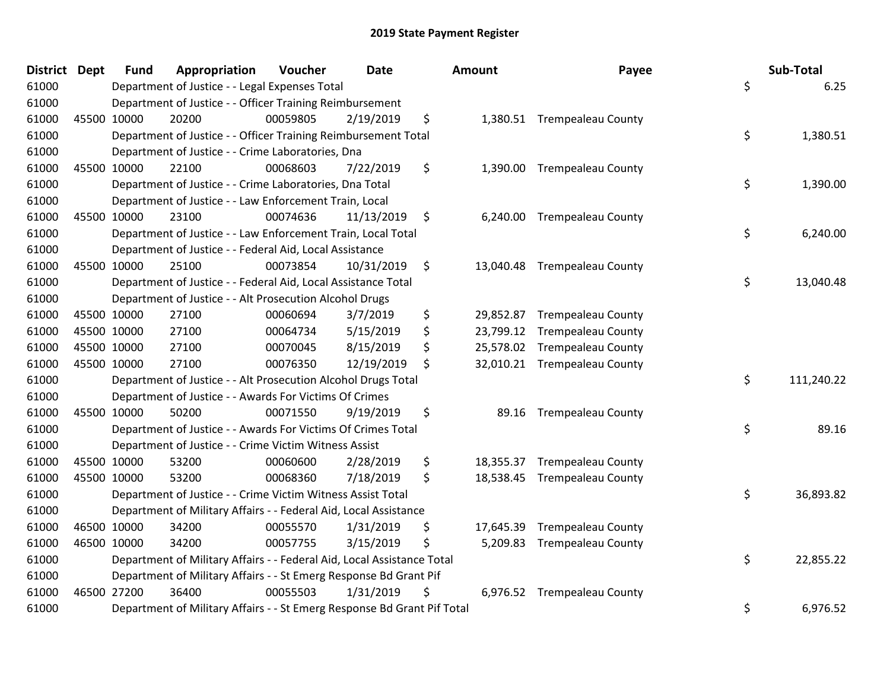# 2019 State Payment Register

| District | Dept | Fund | Appropriation | Voucher | Date | Amount | Payee | Sub-Total |
|---|---|---|---|---|---|---|---|---|
| 61000 | | Department of Justice - - Legal Expenses Total | | | | | | $ 6.25 |
| 61000 | | Department of Justice - - Officer Training Reimbursement | | | | | | |
| 61000 | 45500 | 10000 | 20200 | 00059805 | 2/19/2019 | $ 1,380.51 | Trempealeau County | |
| 61000 | | Department of Justice - - Officer Training Reimbursement Total | | | | | | $ 1,380.51 |
| 61000 | | Department of Justice - - Crime Laboratories, Dna | | | | | | |
| 61000 | 45500 | 10000 | 22100 | 00068603 | 7/22/2019 | $ 1,390.00 | Trempealeau County | |
| 61000 | | Department of Justice - - Crime Laboratories, Dna Total | | | | | | $ 1,390.00 |
| 61000 | | Department of Justice - - Law Enforcement Train, Local | | | | | | |
| 61000 | 45500 | 10000 | 23100 | 00074636 | 11/13/2019 | $ 6,240.00 | Trempealeau County | |
| 61000 | | Department of Justice - - Law Enforcement Train, Local Total | | | | | | $ 6,240.00 |
| 61000 | | Department of Justice - - Federal Aid, Local Assistance | | | | | | |
| 61000 | 45500 | 10000 | 25100 | 00073854 | 10/31/2019 | $ 13,040.48 | Trempealeau County | |
| 61000 | | Department of Justice - - Federal Aid, Local Assistance Total | | | | | | $ 13,040.48 |
| 61000 | | Department of Justice - - Alt Prosecution Alcohol Drugs | | | | | | |
| 61000 | 45500 | 10000 | 27100 | 00060694 | 3/7/2019 | $ 29,852.87 | Trempealeau County | |
| 61000 | 45500 | 10000 | 27100 | 00064734 | 5/15/2019 | $ 23,799.12 | Trempealeau County | |
| 61000 | 45500 | 10000 | 27100 | 00070045 | 8/15/2019 | $ 25,578.02 | Trempealeau County | |
| 61000 | 45500 | 10000 | 27100 | 00076350 | 12/19/2019 | $ 32,010.21 | Trempealeau County | |
| 61000 | | Department of Justice - - Alt Prosecution Alcohol Drugs Total | | | | | | $ 111,240.22 |
| 61000 | | Department of Justice - - Awards For Victims Of Crimes | | | | | | |
| 61000 | 45500 | 10000 | 50200 | 00071550 | 9/19/2019 | $ 89.16 | Trempealeau County | |
| 61000 | | Department of Justice - - Awards For Victims Of Crimes Total | | | | | | $ 89.16 |
| 61000 | | Department of Justice - - Crime Victim Witness Assist | | | | | | |
| 61000 | 45500 | 10000 | 53200 | 00060600 | 2/28/2019 | $ 18,355.37 | Trempealeau County | |
| 61000 | 45500 | 10000 | 53200 | 00068360 | 7/18/2019 | $ 18,538.45 | Trempealeau County | |
| 61000 | | Department of Justice - - Crime Victim Witness Assist Total | | | | | | $ 36,893.82 |
| 61000 | | Department of Military Affairs - - Federal Aid, Local Assistance | | | | | | |
| 61000 | 46500 | 10000 | 34200 | 00055570 | 1/31/2019 | $ 17,645.39 | Trempealeau County | |
| 61000 | 46500 | 10000 | 34200 | 00057755 | 3/15/2019 | $ 5,209.83 | Trempealeau County | |
| 61000 | | Department of Military Affairs - - Federal Aid, Local Assistance Total | | | | | | $ 22,855.22 |
| 61000 | | Department of Military Affairs - - St Emerg Response Bd Grant Pif | | | | | | |
| 61000 | 46500 | 27200 | 36400 | 00055503 | 1/31/2019 | $ 6,976.52 | Trempealeau County | |
| 61000 | | Department of Military Affairs - - St Emerg Response Bd Grant Pif Total | | | | | | $ 6,976.52 |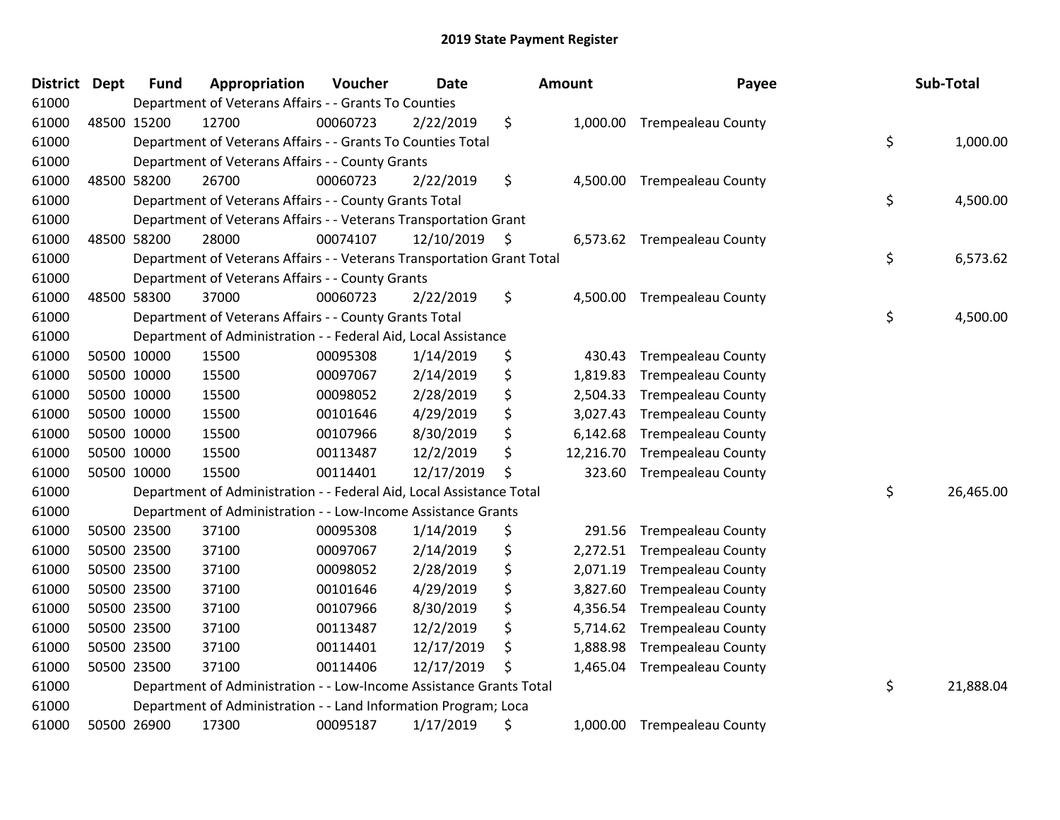## 2019 State Payment Register

| District | Dept | Fund | Appropriation | Voucher | Date | Amount | Payee | Sub-Total |
|---|---|---|---|---|---|---|---|---|
| 61000 | | Department of Veterans Affairs - - Grants To Counties | | | | | | |
| 61000 | 48500 | 15200 | 12700 | 00060723 | 2/22/2019 | $ 1,000.00 | Trempealeau County | |
| 61000 | | Department of Veterans Affairs - - Grants To Counties Total | | | | | | $ 1,000.00 |
| 61000 | | Department of Veterans Affairs - - County Grants | | | | | | |
| 61000 | 48500 | 58200 | 26700 | 00060723 | 2/22/2019 | $ 4,500.00 | Trempealeau County | |
| 61000 | | Department of Veterans Affairs - - County Grants Total | | | | | | $ 4,500.00 |
| 61000 | | Department of Veterans Affairs - - Veterans Transportation Grant | | | | | | |
| 61000 | 48500 | 58200 | 28000 | 00074107 | 12/10/2019 | $ 6,573.62 | Trempealeau County | |
| 61000 | | Department of Veterans Affairs - - Veterans Transportation Grant Total | | | | | | $ 6,573.62 |
| 61000 | | Department of Veterans Affairs - - County Grants | | | | | | |
| 61000 | 48500 | 58300 | 37000 | 00060723 | 2/22/2019 | $ 4,500.00 | Trempealeau County | |
| 61000 | | Department of Veterans Affairs - - County Grants Total | | | | | | $ 4,500.00 |
| 61000 | | Department of Administration - - Federal Aid, Local Assistance | | | | | | |
| 61000 | 50500 | 10000 | 15500 | 00095308 | 1/14/2019 | $ 430.43 | Trempealeau County | |
| 61000 | 50500 | 10000 | 15500 | 00097067 | 2/14/2019 | $ 1,819.83 | Trempealeau County | |
| 61000 | 50500 | 10000 | 15500 | 00098052 | 2/28/2019 | $ 2,504.33 | Trempealeau County | |
| 61000 | 50500 | 10000 | 15500 | 00101646 | 4/29/2019 | $ 3,027.43 | Trempealeau County | |
| 61000 | 50500 | 10000 | 15500 | 00107966 | 8/30/2019 | $ 6,142.68 | Trempealeau County | |
| 61000 | 50500 | 10000 | 15500 | 00113487 | 12/2/2019 | $ 12,216.70 | Trempealeau County | |
| 61000 | 50500 | 10000 | 15500 | 00114401 | 12/17/2019 | $ 323.60 | Trempealeau County | |
| 61000 | | Department of Administration - - Federal Aid, Local Assistance Total | | | | | | $ 26,465.00 |
| 61000 | | Department of Administration - - Low-Income Assistance Grants | | | | | | |
| 61000 | 50500 | 23500 | 37100 | 00095308 | 1/14/2019 | $ 291.56 | Trempealeau County | |
| 61000 | 50500 | 23500 | 37100 | 00097067 | 2/14/2019 | $ 2,272.51 | Trempealeau County | |
| 61000 | 50500 | 23500 | 37100 | 00098052 | 2/28/2019 | $ 2,071.19 | Trempealeau County | |
| 61000 | 50500 | 23500 | 37100 | 00101646 | 4/29/2019 | $ 3,827.60 | Trempealeau County | |
| 61000 | 50500 | 23500 | 37100 | 00107966 | 8/30/2019 | $ 4,356.54 | Trempealeau County | |
| 61000 | 50500 | 23500 | 37100 | 00113487 | 12/2/2019 | $ 5,714.62 | Trempealeau County | |
| 61000 | 50500 | 23500 | 37100 | 00114401 | 12/17/2019 | $ 1,888.98 | Trempealeau County | |
| 61000 | 50500 | 23500 | 37100 | 00114406 | 12/17/2019 | $ 1,465.04 | Trempealeau County | |
| 61000 | | Department of Administration - - Low-Income Assistance Grants Total | | | | | | $ 21,888.04 |
| 61000 | | Department of Administration - - Land Information Program; Loca | | | | | | |
| 61000 | 50500 | 26900 | 17300 | 00095187 | 1/17/2019 | $ 1,000.00 | Trempealeau County | |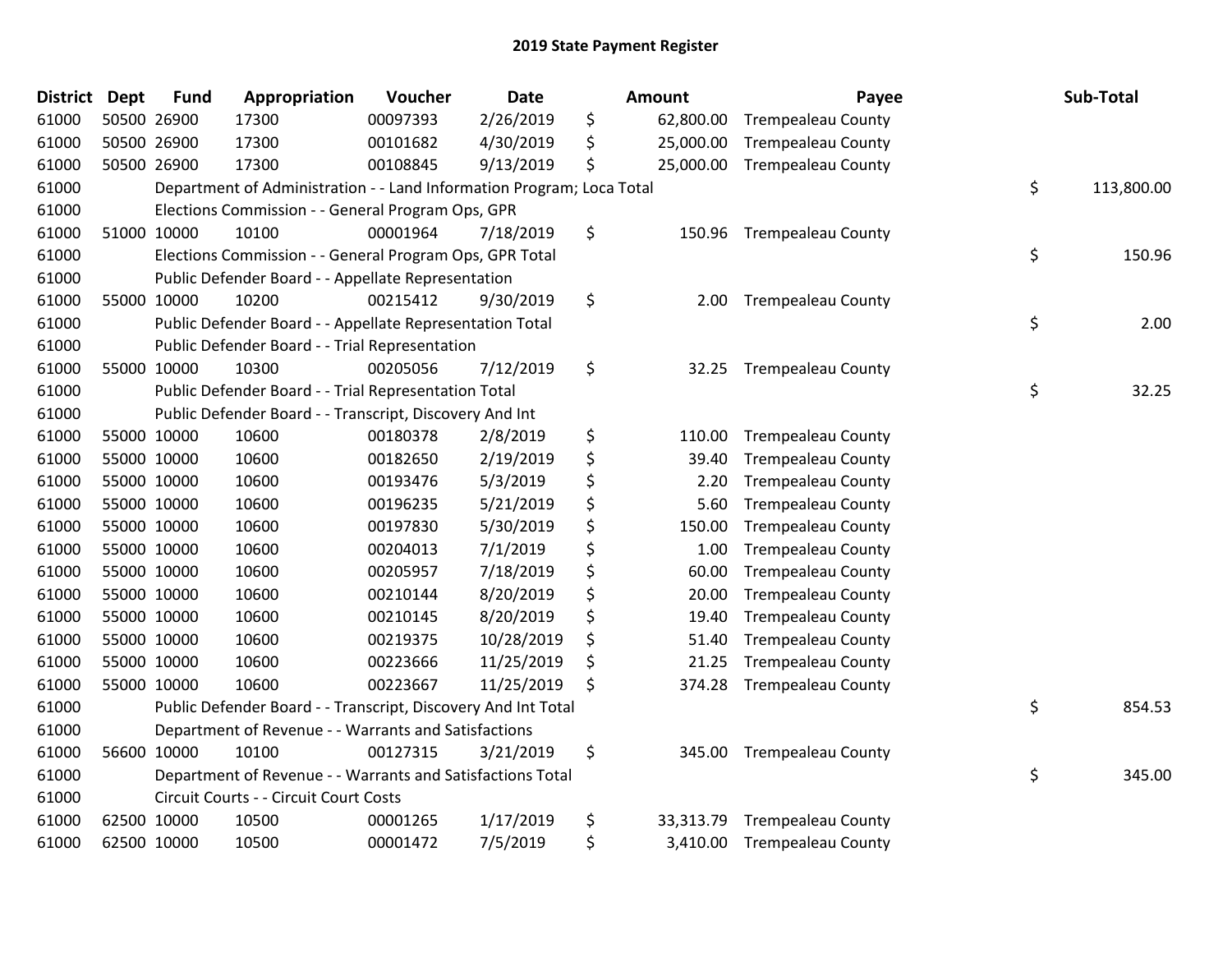## 2019 State Payment Register

| District | Dept | Fund | Appropriation | Voucher | Date | Amount | Payee | Sub-Total |
|---|---|---|---|---|---|---|---|---|
| 61000 | 50500 | 26900 | 17300 | 00097393 | 2/26/2019 | $ 62,800.00 | Trempealeau County | |
| 61000 | 50500 | 26900 | 17300 | 00101682 | 4/30/2019 | $ 25,000.00 | Trempealeau County | |
| 61000 | 50500 | 26900 | 17300 | 00108845 | 9/13/2019 | $ 25,000.00 | Trempealeau County | |
| 61000 | | Department of Administration - - Land Information Program; Loca Total | | | | | | $ 113,800.00 |
| 61000 | | Elections Commission - - General Program Ops, GPR | | | | | | |
| 61000 | 51000 | 10000 | 10100 | 00001964 | 7/18/2019 | $ 150.96 | Trempealeau County | |
| 61000 | | Elections Commission - - General Program Ops, GPR Total | | | | | | $ 150.96 |
| 61000 | | Public Defender Board - - Appellate Representation | | | | | | |
| 61000 | 55000 | 10000 | 10200 | 00215412 | 9/30/2019 | $ 2.00 | Trempealeau County | |
| 61000 | | Public Defender Board - - Appellate Representation Total | | | | | | $ 2.00 |
| 61000 | | Public Defender Board - - Trial Representation | | | | | | |
| 61000 | 55000 | 10000 | 10300 | 00205056 | 7/12/2019 | $ 32.25 | Trempealeau County | |
| 61000 | | Public Defender Board - - Trial Representation Total | | | | | | $ 32.25 |
| 61000 | | Public Defender Board - - Transcript, Discovery And Int | | | | | | |
| 61000 | 55000 | 10000 | 10600 | 00180378 | 2/8/2019 | $ 110.00 | Trempealeau County | |
| 61000 | 55000 | 10000 | 10600 | 00182650 | 2/19/2019 | $ 39.40 | Trempealeau County | |
| 61000 | 55000 | 10000 | 10600 | 00193476 | 5/3/2019 | $ 2.20 | Trempealeau County | |
| 61000 | 55000 | 10000 | 10600 | 00196235 | 5/21/2019 | $ 5.60 | Trempealeau County | |
| 61000 | 55000 | 10000 | 10600 | 00197830 | 5/30/2019 | $ 150.00 | Trempealeau County | |
| 61000 | 55000 | 10000 | 10600 | 00204013 | 7/1/2019 | $ 1.00 | Trempealeau County | |
| 61000 | 55000 | 10000 | 10600 | 00205957 | 7/18/2019 | $ 60.00 | Trempealeau County | |
| 61000 | 55000 | 10000 | 10600 | 00210144 | 8/20/2019 | $ 20.00 | Trempealeau County | |
| 61000 | 55000 | 10000 | 10600 | 00210145 | 8/20/2019 | $ 19.40 | Trempealeau County | |
| 61000 | 55000 | 10000 | 10600 | 00219375 | 10/28/2019 | $ 51.40 | Trempealeau County | |
| 61000 | 55000 | 10000 | 10600 | 00223666 | 11/25/2019 | $ 21.25 | Trempealeau County | |
| 61000 | 55000 | 10000 | 10600 | 00223667 | 11/25/2019 | $ 374.28 | Trempealeau County | |
| 61000 | | Public Defender Board - - Transcript, Discovery And Int Total | | | | | | $ 854.53 |
| 61000 | | Department of Revenue - - Warrants and Satisfactions | | | | | | |
| 61000 | 56600 | 10000 | 10100 | 00127315 | 3/21/2019 | $ 345.00 | Trempealeau County | |
| 61000 | | Department of Revenue - - Warrants and Satisfactions Total | | | | | | $ 345.00 |
| 61000 | | Circuit Courts - - Circuit Court Costs | | | | | | |
| 61000 | 62500 | 10000 | 10500 | 00001265 | 1/17/2019 | $ 33,313.79 | Trempealeau County | |
| 61000 | 62500 | 10000 | 10500 | 00001472 | 7/5/2019 | $ 3,410.00 | Trempealeau County | |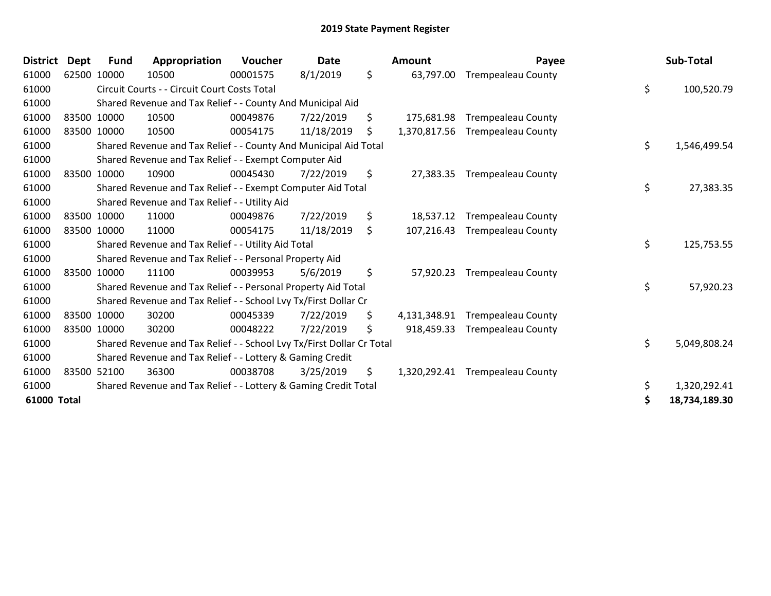# 2019 State Payment Register

| District | Dept | Fund | Appropriation | Voucher | Date | Amount | Payee | Sub-Total |
|---|---|---|---|---|---|---|---|---|
| 61000 | 62500 | 10000 | 10500 | 00001575 | 8/1/2019 | $ 63,797.00 | Trempealeau County | |
| 61000 | | Circuit Courts - - Circuit Court Costs Total | | | | | | $ 100,520.79 |
| 61000 | | Shared Revenue and Tax Relief - - County And Municipal Aid | | | | | | |
| 61000 | 83500 | 10000 | 10500 | 00049876 | 7/22/2019 | $ 175,681.98 | Trempealeau County | |
| 61000 | 83500 | 10000 | 10500 | 00054175 | 11/18/2019 | $ 1,370,817.56 | Trempealeau County | |
| 61000 | | Shared Revenue and Tax Relief - - County And Municipal Aid Total | | | | | | $ 1,546,499.54 |
| 61000 | | Shared Revenue and Tax Relief - - Exempt Computer Aid | | | | | | |
| 61000 | 83500 | 10000 | 10900 | 00045430 | 7/22/2019 | $ 27,383.35 | Trempealeau County | |
| 61000 | | Shared Revenue and Tax Relief - - Exempt Computer Aid Total | | | | | | $ 27,383.35 |
| 61000 | | Shared Revenue and Tax Relief - - Utility Aid | | | | | | |
| 61000 | 83500 | 10000 | 11000 | 00049876 | 7/22/2019 | $ 18,537.12 | Trempealeau County | |
| 61000 | 83500 | 10000 | 11000 | 00054175 | 11/18/2019 | $ 107,216.43 | Trempealeau County | |
| 61000 | | Shared Revenue and Tax Relief - - Utility Aid Total | | | | | | $ 125,753.55 |
| 61000 | | Shared Revenue and Tax Relief - - Personal Property Aid | | | | | | |
| 61000 | 83500 | 10000 | 11100 | 00039953 | 5/6/2019 | $ 57,920.23 | Trempealeau County | |
| 61000 | | Shared Revenue and Tax Relief - - Personal Property Aid Total | | | | | | $ 57,920.23 |
| 61000 | | Shared Revenue and Tax Relief - - School Lvy Tx/First Dollar Cr | | | | | | |
| 61000 | 83500 | 10000 | 30200 | 00045339 | 7/22/2019 | $ 4,131,348.91 | Trempealeau County | |
| 61000 | 83500 | 10000 | 30200 | 00048222 | 7/22/2019 | $ 918,459.33 | Trempealeau County | |
| 61000 | | Shared Revenue and Tax Relief - - School Lvy Tx/First Dollar Cr Total | | | | | | $ 5,049,808.24 |
| 61000 | | Shared Revenue and Tax Relief - - Lottery & Gaming Credit | | | | | | |
| 61000 | 83500 | 52100 | 36300 | 00038708 | 3/25/2019 | $ 1,320,292.41 | Trempealeau County | |
| 61000 | | Shared Revenue and Tax Relief - - Lottery & Gaming Credit Total | | | | | | $ 1,320,292.41 |
| **61000 Total** | | | | | | | | **$ 18,734,189.30** |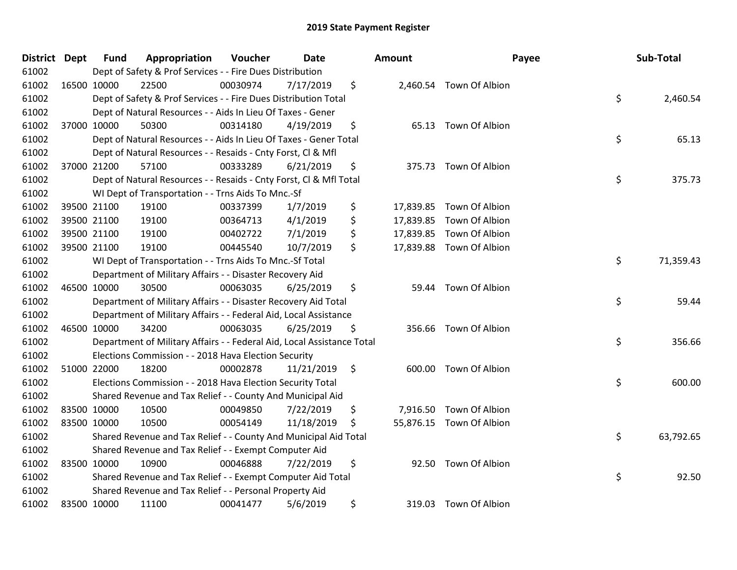# 2019 State Payment Register

| District | Dept | Fund | Appropriation | Voucher | Date | Amount | Payee | Sub-Total |
|---|---|---|---|---|---|---|---|---|
| 61002 | | Dept of Safety & Prof Services - - Fire Dues Distribution | | | | | | |
| 61002 | 16500 | 10000 | 22500 | 00030974 | 7/17/2019 | $ 2,460.54 | Town Of Albion | |
| 61002 | | Dept of Safety & Prof Services - - Fire Dues Distribution Total | | | | | | $ 2,460.54 |
| 61002 | | Dept of Natural Resources - - Aids In Lieu Of Taxes - Gener | | | | | | |
| 61002 | 37000 | 10000 | 50300 | 00314180 | 4/19/2019 | $ 65.13 | Town Of Albion | |
| 61002 | | Dept of Natural Resources - - Aids In Lieu Of Taxes - Gener Total | | | | | | $ 65.13 |
| 61002 | | Dept of Natural Resources - - Resaids - Cnty Forst, Cl & Mfl | | | | | | |
| 61002 | 37000 | 21200 | 57100 | 00333289 | 6/21/2019 | $ 375.73 | Town Of Albion | |
| 61002 | | Dept of Natural Resources - - Resaids - Cnty Forst, Cl & Mfl Total | | | | | | $ 375.73 |
| 61002 | | WI Dept of Transportation - - Trns Aids To Mnc.-Sf | | | | | | |
| 61002 | 39500 | 21100 | 19100 | 00337399 | 1/7/2019 | $ 17,839.85 | Town Of Albion | |
| 61002 | 39500 | 21100 | 19100 | 00364713 | 4/1/2019 | $ 17,839.85 | Town Of Albion | |
| 61002 | 39500 | 21100 | 19100 | 00402722 | 7/1/2019 | $ 17,839.85 | Town Of Albion | |
| 61002 | 39500 | 21100 | 19100 | 00445540 | 10/7/2019 | $ 17,839.88 | Town Of Albion | |
| 61002 | | WI Dept of Transportation - - Trns Aids To Mnc.-Sf Total | | | | | | $ 71,359.43 |
| 61002 | | Department of Military Affairs - - Disaster Recovery Aid | | | | | | |
| 61002 | 46500 | 10000 | 30500 | 00063035 | 6/25/2019 | $ 59.44 | Town Of Albion | |
| 61002 | | Department of Military Affairs - - Disaster Recovery Aid Total | | | | | | $ 59.44 |
| 61002 | | Department of Military Affairs - - Federal Aid, Local Assistance | | | | | | |
| 61002 | 46500 | 10000 | 34200 | 00063035 | 6/25/2019 | $ 356.66 | Town Of Albion | |
| 61002 | | Department of Military Affairs - - Federal Aid, Local Assistance Total | | | | | | $ 356.66 |
| 61002 | | Elections Commission - - 2018 Hava Election Security | | | | | | |
| 61002 | 51000 | 22000 | 18200 | 00002878 | 11/21/2019 | $ 600.00 | Town Of Albion | |
| 61002 | | Elections Commission - - 2018 Hava Election Security Total | | | | | | $ 600.00 |
| 61002 | | Shared Revenue and Tax Relief - - County And Municipal Aid | | | | | | |
| 61002 | 83500 | 10000 | 10500 | 00049850 | 7/22/2019 | $ 7,916.50 | Town Of Albion | |
| 61002 | 83500 | 10000 | 10500 | 00054149 | 11/18/2019 | $ 55,876.15 | Town Of Albion | |
| 61002 | | Shared Revenue and Tax Relief - - County And Municipal Aid Total | | | | | | $ 63,792.65 |
| 61002 | | Shared Revenue and Tax Relief - - Exempt Computer Aid | | | | | | |
| 61002 | 83500 | 10000 | 10900 | 00046888 | 7/22/2019 | $ 92.50 | Town Of Albion | |
| 61002 | | Shared Revenue and Tax Relief - - Exempt Computer Aid Total | | | | | | $ 92.50 |
| 61002 | | Shared Revenue and Tax Relief - - Personal Property Aid | | | | | | |
| 61002 | 83500 | 10000 | 11100 | 00041477 | 5/6/2019 | $ 319.03 | Town Of Albion | |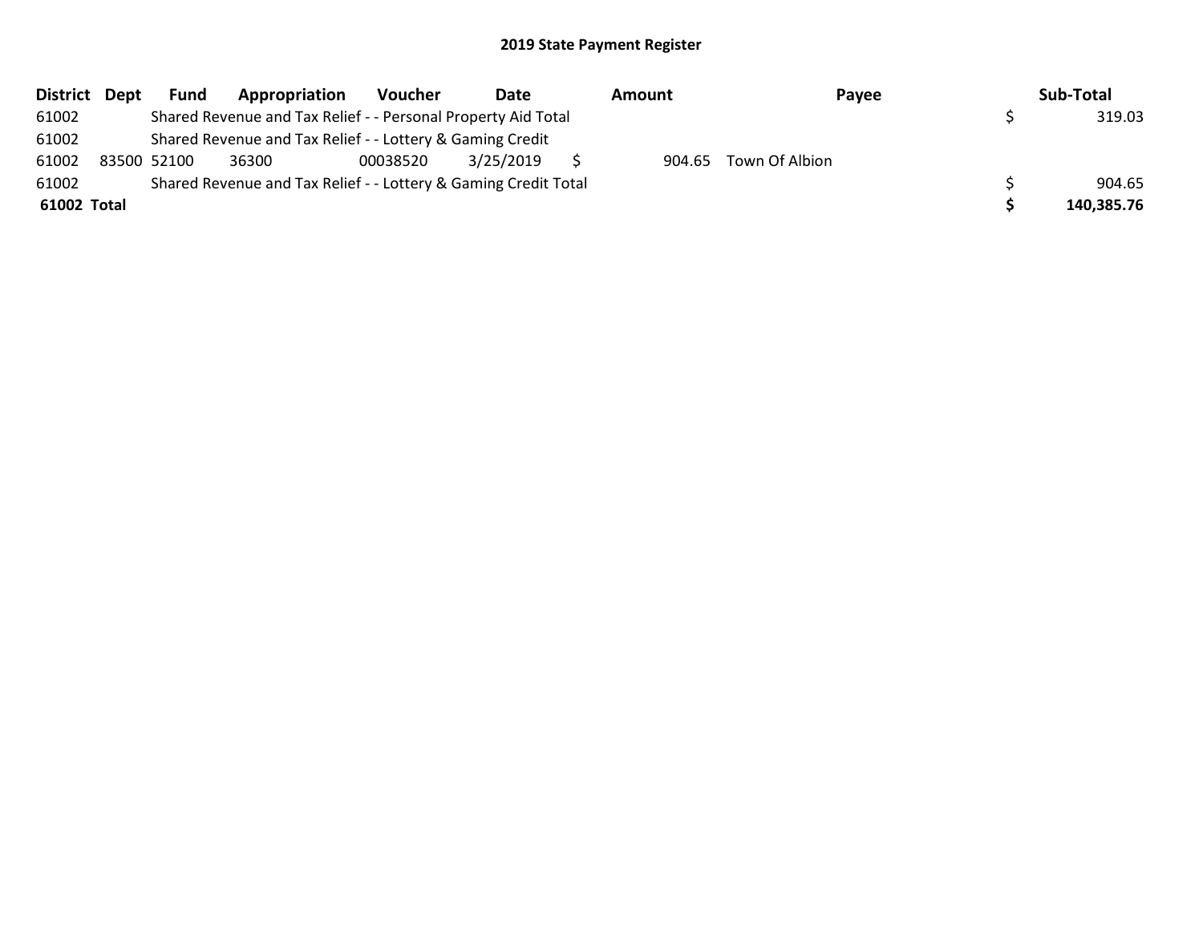# 2019 State Payment Register

| District | Dept | Fund | Appropriation | Voucher | Date | Amount | Payee | Sub-Total |
|---|---|---|---|---|---|---|---|---|
| 61002 | | Shared Revenue and Tax Relief - - Personal Property Aid Total | | | | | | $ 319.03 |
| 61002 | | Shared Revenue and Tax Relief - - Lottery & Gaming Credit | | | | | | |
| 61002 | 83500 | 52100 | 36300 | 00038520 | 3/25/2019 | $ 904.65 | Town Of Albion | |
| 61002 | | Shared Revenue and Tax Relief - - Lottery & Gaming Credit Total | | | | | | $ 904.65 |
| **61002 Total** | | | | | | | | **$ 140,385.76** |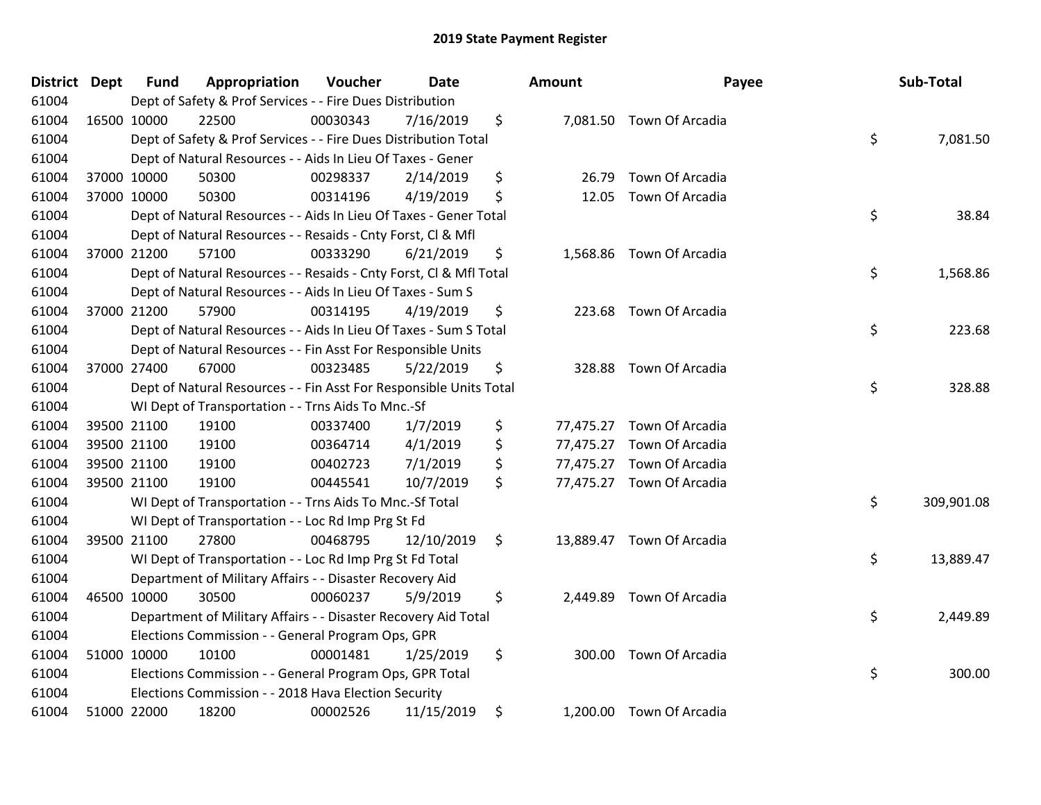# 2019 State Payment Register

| District | Dept | Fund | Appropriation | Voucher | Date | Amount | Payee | Sub-Total |
|---|---|---|---|---|---|---|---|---|
| 61004 | | Dept of Safety & Prof Services - - Fire Dues Distribution | | | | | | |
| 61004 | 16500 | 10000 | 22500 | 00030343 | 7/16/2019 | $ 7,081.50 | Town Of Arcadia | |
| 61004 | | Dept of Safety & Prof Services - - Fire Dues Distribution Total | | | | | | $ 7,081.50 |
| 61004 | | Dept of Natural Resources - - Aids In Lieu Of Taxes - Gener | | | | | | |
| 61004 | 37000 | 10000 | 50300 | 00298337 | 2/14/2019 | $ 26.79 | Town Of Arcadia | |
| 61004 | 37000 | 10000 | 50300 | 00314196 | 4/19/2019 | $ 12.05 | Town Of Arcadia | |
| 61004 | | Dept of Natural Resources - - Aids In Lieu Of Taxes - Gener Total | | | | | | $ 38.84 |
| 61004 | | Dept of Natural Resources - - Resaids - Cnty Forst, Cl & Mfl | | | | | | |
| 61004 | 37000 | 21200 | 57100 | 00333290 | 6/21/2019 | $ 1,568.86 | Town Of Arcadia | |
| 61004 | | Dept of Natural Resources - - Resaids - Cnty Forst, Cl & Mfl Total | | | | | | $ 1,568.86 |
| 61004 | | Dept of Natural Resources - - Aids In Lieu Of Taxes - Sum S | | | | | | |
| 61004 | 37000 | 21200 | 57900 | 00314195 | 4/19/2019 | $ 223.68 | Town Of Arcadia | |
| 61004 | | Dept of Natural Resources - - Aids In Lieu Of Taxes - Sum S Total | | | | | | $ 223.68 |
| 61004 | | Dept of Natural Resources - - Fin Asst For Responsible Units | | | | | | |
| 61004 | 37000 | 27400 | 67000 | 00323485 | 5/22/2019 | $ 328.88 | Town Of Arcadia | |
| 61004 | | Dept of Natural Resources - - Fin Asst For Responsible Units Total | | | | | | $ 328.88 |
| 61004 | | WI Dept of Transportation - - Trns Aids To Mnc.-Sf | | | | | | |
| 61004 | 39500 | 21100 | 19100 | 00337400 | 1/7/2019 | $ 77,475.27 | Town Of Arcadia | |
| 61004 | 39500 | 21100 | 19100 | 00364714 | 4/1/2019 | $ 77,475.27 | Town Of Arcadia | |
| 61004 | 39500 | 21100 | 19100 | 00402723 | 7/1/2019 | $ 77,475.27 | Town Of Arcadia | |
| 61004 | 39500 | 21100 | 19100 | 00445541 | 10/7/2019 | $ 77,475.27 | Town Of Arcadia | |
| 61004 | | WI Dept of Transportation - - Trns Aids To Mnc.-Sf Total | | | | | | $ 309,901.08 |
| 61004 | | WI Dept of Transportation - - Loc Rd Imp Prg St Fd | | | | | | |
| 61004 | 39500 | 21100 | 27800 | 00468795 | 12/10/2019 | $ 13,889.47 | Town Of Arcadia | |
| 61004 | | WI Dept of Transportation - - Loc Rd Imp Prg St Fd Total | | | | | | $ 13,889.47 |
| 61004 | | Department of Military Affairs - - Disaster Recovery Aid | | | | | | |
| 61004 | 46500 | 10000 | 30500 | 00060237 | 5/9/2019 | $ 2,449.89 | Town Of Arcadia | |
| 61004 | | Department of Military Affairs - - Disaster Recovery Aid Total | | | | | | $ 2,449.89 |
| 61004 | | Elections Commission - - General Program Ops, GPR | | | | | | |
| 61004 | 51000 | 10000 | 10100 | 00001481 | 1/25/2019 | $ 300.00 | Town Of Arcadia | |
| 61004 | | Elections Commission - - General Program Ops, GPR Total | | | | | | $ 300.00 |
| 61004 | | Elections Commission - - 2018 Hava Election Security | | | | | | |
| 61004 | 51000 | 22000 | 18200 | 00002526 | 11/15/2019 | $ 1,200.00 | Town Of Arcadia | |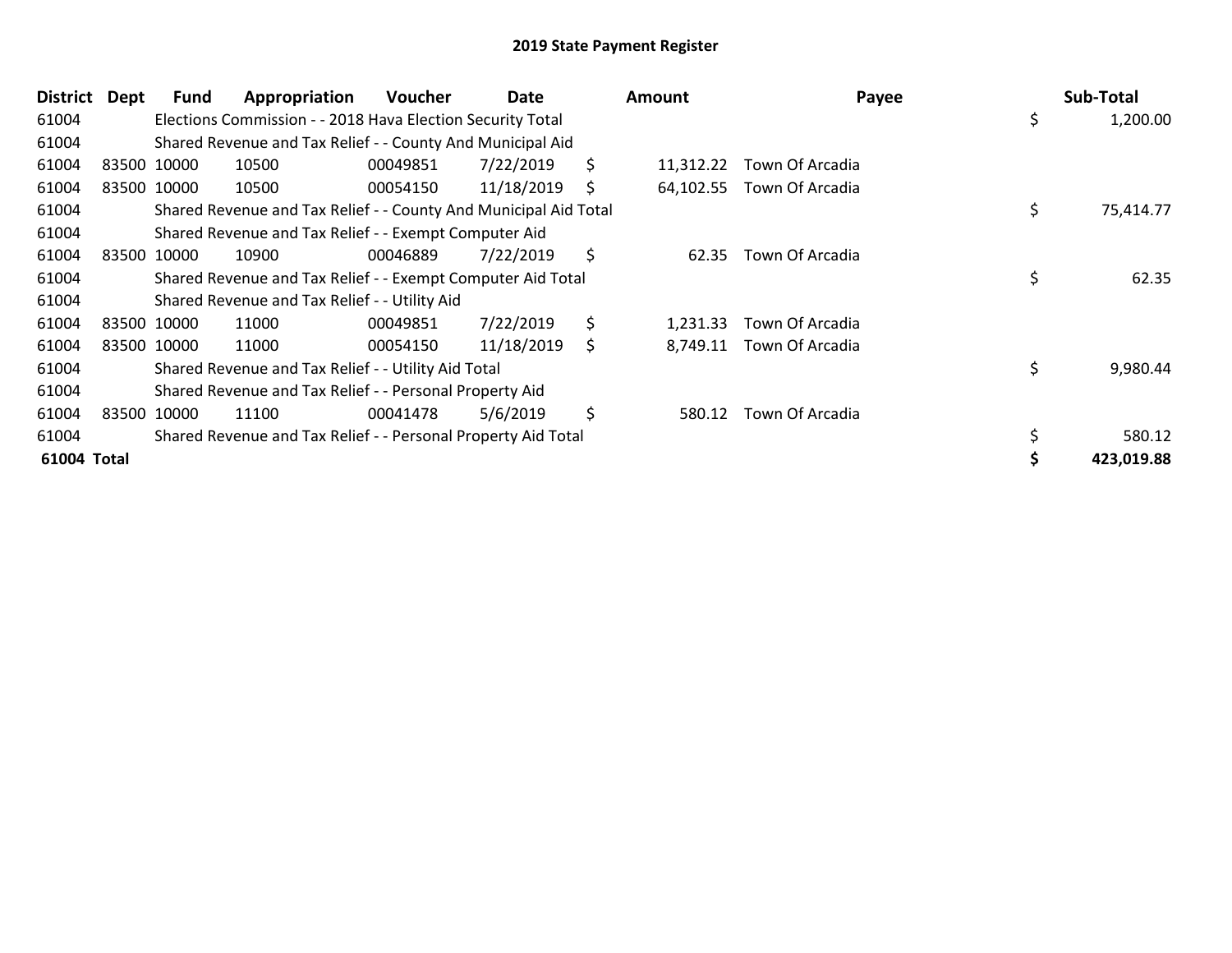## 2019 State Payment Register

| District | Dept | Fund | Appropriation | Voucher | Date | Amount | Payee | Sub-Total |
|---|---|---|---|---|---|---|---|---|
| 61004 | | Elections Commission - - 2018 Hava Election Security Total | | | | | | $ 1,200.00 |
| 61004 | | Shared Revenue and Tax Relief - - County And Municipal Aid | | | | | | |
| 61004 | 83500 | 10000 | 10500 | 00049851 | 7/22/2019 | $ 11,312.22 | Town Of Arcadia | |
| 61004 | 83500 | 10000 | 10500 | 00054150 | 11/18/2019 | $ 64,102.55 | Town Of Arcadia | |
| 61004 | | Shared Revenue and Tax Relief - - County And Municipal Aid Total | | | | | | $ 75,414.77 |
| 61004 | | Shared Revenue and Tax Relief - - Exempt Computer Aid | | | | | | |
| 61004 | 83500 | 10000 | 10900 | 00046889 | 7/22/2019 | $ 62.35 | Town Of Arcadia | |
| 61004 | | Shared Revenue and Tax Relief - - Exempt Computer Aid Total | | | | | | $ 62.35 |
| 61004 | | Shared Revenue and Tax Relief - - Utility Aid | | | | | | |
| 61004 | 83500 | 10000 | 11000 | 00049851 | 7/22/2019 | $ 1,231.33 | Town Of Arcadia | |
| 61004 | 83500 | 10000 | 11000 | 00054150 | 11/18/2019 | $ 8,749.11 | Town Of Arcadia | |
| 61004 | | Shared Revenue and Tax Relief - - Utility Aid Total | | | | | | $ 9,980.44 |
| 61004 | | Shared Revenue and Tax Relief - - Personal Property Aid | | | | | | |
| 61004 | 83500 | 10000 | 11100 | 00041478 | 5/6/2019 | $ 580.12 | Town Of Arcadia | |
| 61004 | | Shared Revenue and Tax Relief - - Personal Property Aid Total | | | | | | $ 580.12 |
| **61004 Total** | | | | | | | | **$ 423,019.88** |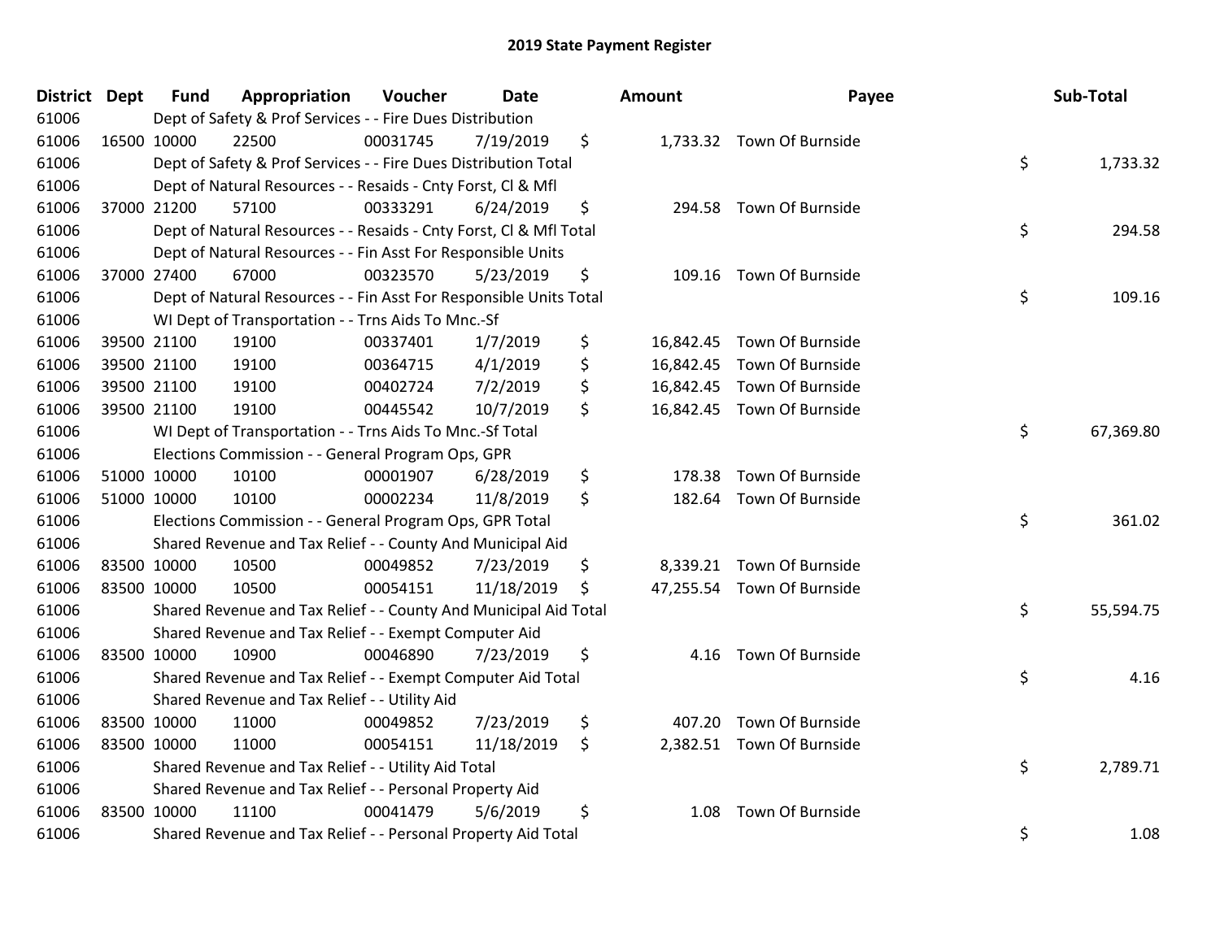# 2019 State Payment Register

| District | Dept | Fund | Appropriation | Voucher | Date | Amount | Payee | Sub-Total |
|---|---|---|---|---|---|---|---|---|
| 61006 | | Dept of Safety & Prof Services - - Fire Dues Distribution | | | | | | |
| 61006 | 16500 | 10000 | 22500 | 00031745 | 7/19/2019 | $ 1,733.32 | Town Of Burnside | |
| 61006 | | Dept of Safety & Prof Services - - Fire Dues Distribution Total | | | | | | $ 1,733.32 |
| 61006 | | Dept of Natural Resources - - Resaids - Cnty Forst, Cl & Mfl | | | | | | |
| 61006 | 37000 | 21200 | 57100 | 00333291 | 6/24/2019 | $ 294.58 | Town Of Burnside | |
| 61006 | | Dept of Natural Resources - - Resaids - Cnty Forst, Cl & Mfl Total | | | | | | $ 294.58 |
| 61006 | | Dept of Natural Resources - - Fin Asst For Responsible Units | | | | | | |
| 61006 | 37000 | 27400 | 67000 | 00323570 | 5/23/2019 | $ 109.16 | Town Of Burnside | |
| 61006 | | Dept of Natural Resources - - Fin Asst For Responsible Units Total | | | | | | $ 109.16 |
| 61006 | | WI Dept of Transportation - - Trns Aids To Mnc.-Sf | | | | | | |
| 61006 | 39500 | 21100 | 19100 | 00337401 | 1/7/2019 | $ 16,842.45 | Town Of Burnside | |
| 61006 | 39500 | 21100 | 19100 | 00364715 | 4/1/2019 | $ 16,842.45 | Town Of Burnside | |
| 61006 | 39500 | 21100 | 19100 | 00402724 | 7/2/2019 | $ 16,842.45 | Town Of Burnside | |
| 61006 | 39500 | 21100 | 19100 | 00445542 | 10/7/2019 | $ 16,842.45 | Town Of Burnside | |
| 61006 | | WI Dept of Transportation - - Trns Aids To Mnc.-Sf Total | | | | | | $ 67,369.80 |
| 61006 | | Elections Commission - - General Program Ops, GPR | | | | | | |
| 61006 | 51000 | 10000 | 10100 | 00001907 | 6/28/2019 | $ 178.38 | Town Of Burnside | |
| 61006 | 51000 | 10000 | 10100 | 00002234 | 11/8/2019 | $ 182.64 | Town Of Burnside | |
| 61006 | | Elections Commission - - General Program Ops, GPR Total | | | | | | $ 361.02 |
| 61006 | | Shared Revenue and Tax Relief - - County And Municipal Aid | | | | | | |
| 61006 | 83500 | 10000 | 10500 | 00049852 | 7/23/2019 | $ 8,339.21 | Town Of Burnside | |
| 61006 | 83500 | 10000 | 10500 | 00054151 | 11/18/2019 | $ 47,255.54 | Town Of Burnside | |
| 61006 | | Shared Revenue and Tax Relief - - County And Municipal Aid Total | | | | | | $ 55,594.75 |
| 61006 | | Shared Revenue and Tax Relief - - Exempt Computer Aid | | | | | | |
| 61006 | 83500 | 10000 | 10900 | 00046890 | 7/23/2019 | $ 4.16 | Town Of Burnside | |
| 61006 | | Shared Revenue and Tax Relief - - Exempt Computer Aid Total | | | | | | $ 4.16 |
| 61006 | | Shared Revenue and Tax Relief - - Utility Aid | | | | | | |
| 61006 | 83500 | 10000 | 11000 | 00049852 | 7/23/2019 | $ 407.20 | Town Of Burnside | |
| 61006 | 83500 | 10000 | 11000 | 00054151 | 11/18/2019 | $ 2,382.51 | Town Of Burnside | |
| 61006 | | Shared Revenue and Tax Relief - - Utility Aid Total | | | | | | $ 2,789.71 |
| 61006 | | Shared Revenue and Tax Relief - - Personal Property Aid | | | | | | |
| 61006 | 83500 | 10000 | 11100 | 00041479 | 5/6/2019 | $ 1.08 | Town Of Burnside | |
| 61006 | | Shared Revenue and Tax Relief - - Personal Property Aid Total | | | | | | $ 1.08 |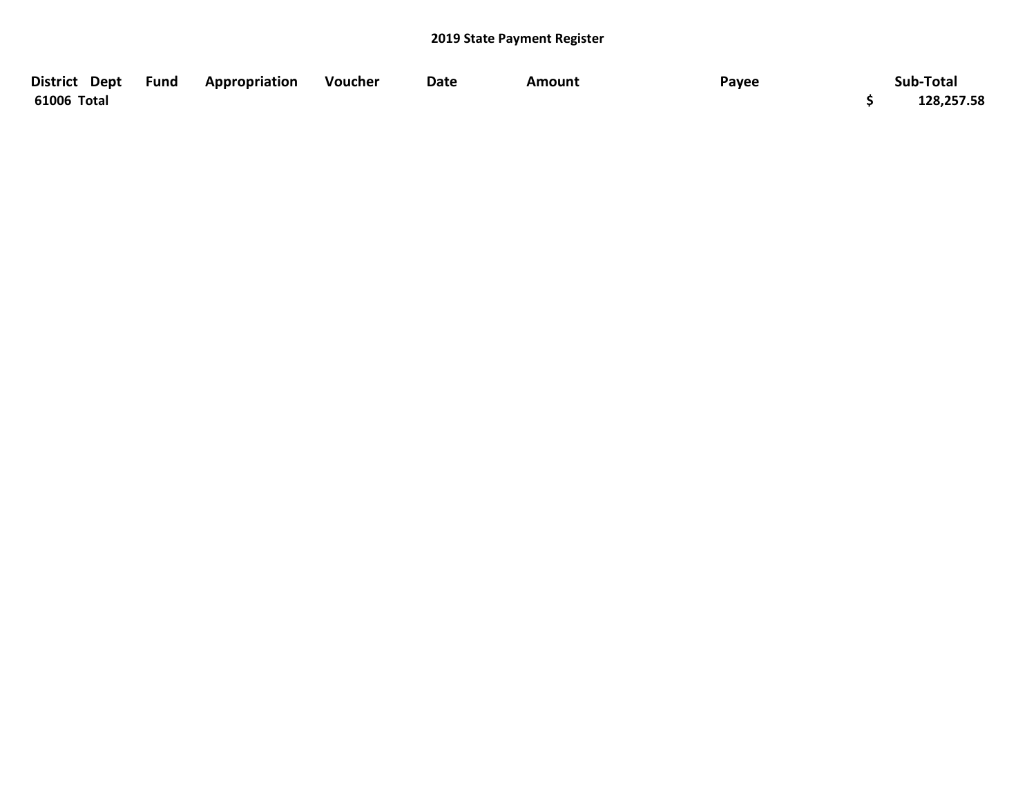# 2019 State Payment Register

| District | Dept | Fund | Appropriation | Voucher | Date | Amount | Payee | Sub-Total |
|---|---|---|---|---|---|---|---|---|
| 61006 Total | | | | | | | | $ 128,257.58 |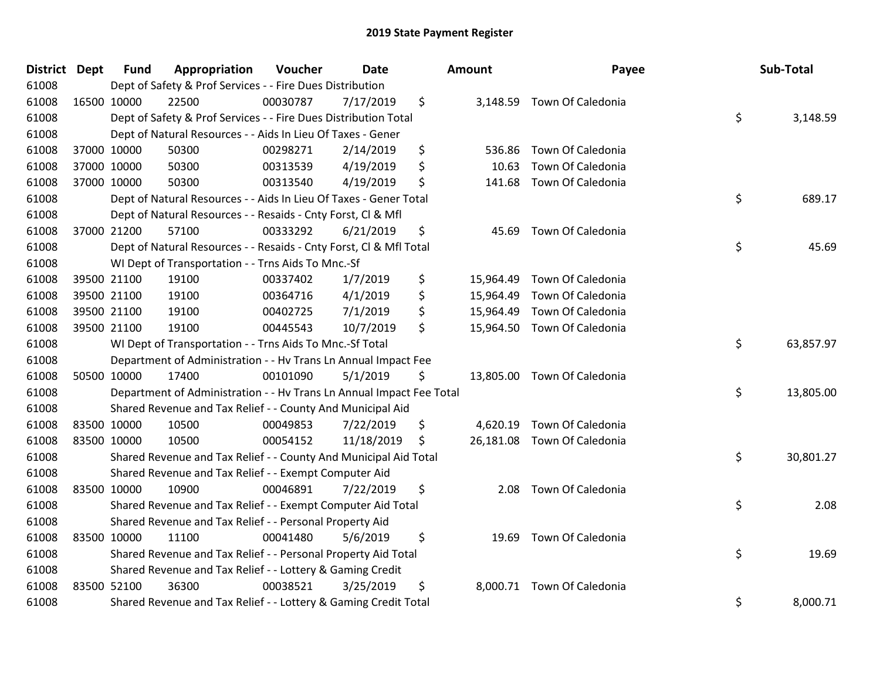# 2019 State Payment Register

| District | Dept | Fund | Appropriation | Voucher | Date | Amount | Payee | Sub-Total |
|---|---|---|---|---|---|---|---|---|
| 61008 | | Dept of Safety & Prof Services - - Fire Dues Distribution | | | | | | |
| 61008 | 16500 | 10000 | 22500 | 00030787 | 7/17/2019 | $ 3,148.59 | Town Of Caledonia | |
| 61008 | | Dept of Safety & Prof Services - - Fire Dues Distribution Total | | | | | | $ 3,148.59 |
| 61008 | | Dept of Natural Resources - - Aids In Lieu Of Taxes - Gener | | | | | | |
| 61008 | 37000 | 10000 | 50300 | 00298271 | 2/14/2019 | $ 536.86 | Town Of Caledonia | |
| 61008 | 37000 | 10000 | 50300 | 00313539 | 4/19/2019 | $ 10.63 | Town Of Caledonia | |
| 61008 | 37000 | 10000 | 50300 | 00313540 | 4/19/2019 | $ 141.68 | Town Of Caledonia | |
| 61008 | | Dept of Natural Resources - - Aids In Lieu Of Taxes - Gener Total | | | | | | $ 689.17 |
| 61008 | | Dept of Natural Resources - - Resaids - Cnty Forst, Cl & Mfl | | | | | | |
| 61008 | 37000 | 21200 | 57100 | 00333292 | 6/21/2019 | $ 45.69 | Town Of Caledonia | |
| 61008 | | Dept of Natural Resources - - Resaids - Cnty Forst, Cl & Mfl Total | | | | | | $ 45.69 |
| 61008 | | WI Dept of Transportation - - Trns Aids To Mnc.-Sf | | | | | | |
| 61008 | 39500 | 21100 | 19100 | 00337402 | 1/7/2019 | $ 15,964.49 | Town Of Caledonia | |
| 61008 | 39500 | 21100 | 19100 | 00364716 | 4/1/2019 | $ 15,964.49 | Town Of Caledonia | |
| 61008 | 39500 | 21100 | 19100 | 00402725 | 7/1/2019 | $ 15,964.49 | Town Of Caledonia | |
| 61008 | 39500 | 21100 | 19100 | 00445543 | 10/7/2019 | $ 15,964.50 | Town Of Caledonia | |
| 61008 | | WI Dept of Transportation - - Trns Aids To Mnc.-Sf Total | | | | | | $ 63,857.97 |
| 61008 | | Department of Administration - - Hv Trans Ln Annual Impact Fee | | | | | | |
| 61008 | 50500 | 10000 | 17400 | 00101090 | 5/1/2019 | $ 13,805.00 | Town Of Caledonia | |
| 61008 | | Department of Administration - - Hv Trans Ln Annual Impact Fee Total | | | | | | $ 13,805.00 |
| 61008 | | Shared Revenue and Tax Relief - - County And Municipal Aid | | | | | | |
| 61008 | 83500 | 10000 | 10500 | 00049853 | 7/22/2019 | $ 4,620.19 | Town Of Caledonia | |
| 61008 | 83500 | 10000 | 10500 | 00054152 | 11/18/2019 | $ 26,181.08 | Town Of Caledonia | |
| 61008 | | Shared Revenue and Tax Relief - - County And Municipal Aid Total | | | | | | $ 30,801.27 |
| 61008 | | Shared Revenue and Tax Relief - - Exempt Computer Aid | | | | | | |
| 61008 | 83500 | 10000 | 10900 | 00046891 | 7/22/2019 | $ 2.08 | Town Of Caledonia | |
| 61008 | | Shared Revenue and Tax Relief - - Exempt Computer Aid Total | | | | | | $ 2.08 |
| 61008 | | Shared Revenue and Tax Relief - - Personal Property Aid | | | | | | |
| 61008 | 83500 | 10000 | 11100 | 00041480 | 5/6/2019 | $ 19.69 | Town Of Caledonia | |
| 61008 | | Shared Revenue and Tax Relief - - Personal Property Aid Total | | | | | | $ 19.69 |
| 61008 | | Shared Revenue and Tax Relief - - Lottery & Gaming Credit | | | | | | |
| 61008 | 83500 | 52100 | 36300 | 00038521 | 3/25/2019 | $ 8,000.71 | Town Of Caledonia | |
| 61008 | | Shared Revenue and Tax Relief - - Lottery & Gaming Credit Total | | | | | | $ 8,000.71 |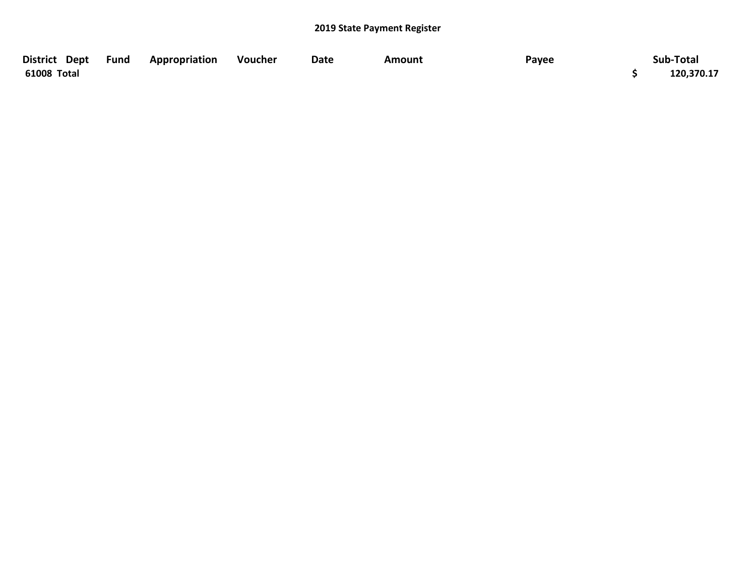## 2019 State Payment Register

| District | Dept | Fund | Appropriation | Voucher | Date | Amount | Payee | Sub-Total |
|---|---|---|---|---|---|---|---|---|
| 61008 Total | | | | | | | | $ 120,370.17 |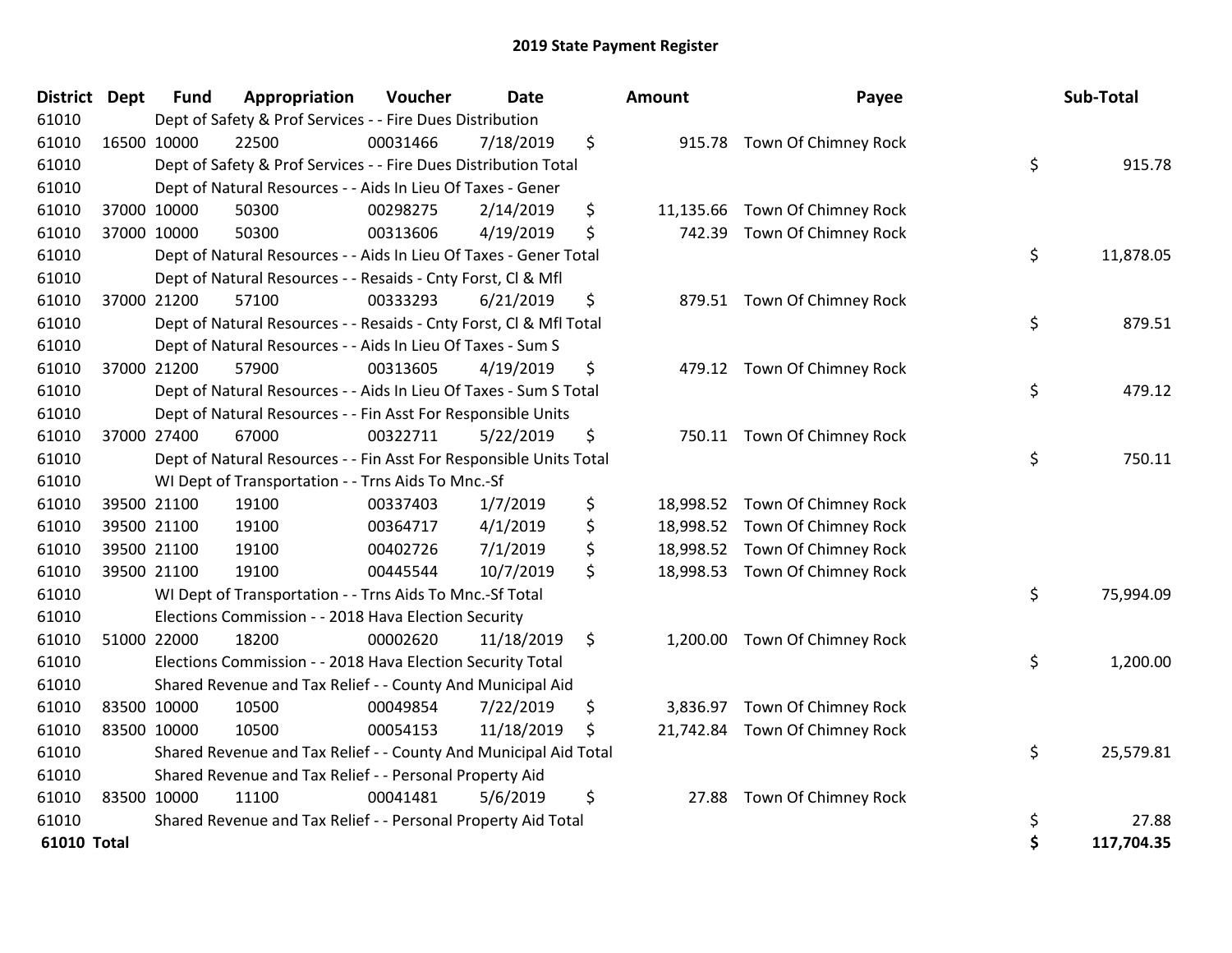# 2019 State Payment Register

| District | Dept | Fund | Appropriation | Voucher | Date | Amount | Payee | Sub-Total |
|---|---|---|---|---|---|---|---|---|
| 61010 | | Dept of Safety & Prof Services - - Fire Dues Distribution | | | | | | |
| 61010 | 16500 | 10000 | 22500 | 00031466 | 7/18/2019 | $ 915.78 | Town Of Chimney Rock | |
| 61010 | | Dept of Safety & Prof Services - - Fire Dues Distribution Total | | | | | | $ 915.78 |
| 61010 | | Dept of Natural Resources - - Aids In Lieu Of Taxes - Gener | | | | | | |
| 61010 | 37000 | 10000 | 50300 | 00298275 | 2/14/2019 | $ 11,135.66 | Town Of Chimney Rock | |
| 61010 | 37000 | 10000 | 50300 | 00313606 | 4/19/2019 | $ 742.39 | Town Of Chimney Rock | |
| 61010 | | Dept of Natural Resources - - Aids In Lieu Of Taxes - Gener Total | | | | | | $ 11,878.05 |
| 61010 | | Dept of Natural Resources - - Resaids - Cnty Forst, Cl & Mfl | | | | | | |
| 61010 | 37000 | 21200 | 57100 | 00333293 | 6/21/2019 | $ 879.51 | Town Of Chimney Rock | |
| 61010 | | Dept of Natural Resources - - Resaids - Cnty Forst, Cl & Mfl Total | | | | | | $ 879.51 |
| 61010 | | Dept of Natural Resources - - Aids In Lieu Of Taxes - Sum S | | | | | | |
| 61010 | 37000 | 21200 | 57900 | 00313605 | 4/19/2019 | $ 479.12 | Town Of Chimney Rock | |
| 61010 | | Dept of Natural Resources - - Aids In Lieu Of Taxes - Sum S Total | | | | | | $ 479.12 |
| 61010 | | Dept of Natural Resources - - Fin Asst For Responsible Units | | | | | | |
| 61010 | 37000 | 27400 | 67000 | 00322711 | 5/22/2019 | $ 750.11 | Town Of Chimney Rock | |
| 61010 | | Dept of Natural Resources - - Fin Asst For Responsible Units Total | | | | | | $ 750.11 |
| 61010 | | WI Dept of Transportation - - Trns Aids To Mnc.-Sf | | | | | | |
| 61010 | 39500 | 21100 | 19100 | 00337403 | 1/7/2019 | $ 18,998.52 | Town Of Chimney Rock | |
| 61010 | 39500 | 21100 | 19100 | 00364717 | 4/1/2019 | $ 18,998.52 | Town Of Chimney Rock | |
| 61010 | 39500 | 21100 | 19100 | 00402726 | 7/1/2019 | $ 18,998.52 | Town Of Chimney Rock | |
| 61010 | 39500 | 21100 | 19100 | 00445544 | 10/7/2019 | $ 18,998.53 | Town Of Chimney Rock | |
| 61010 | | WI Dept of Transportation - - Trns Aids To Mnc.-Sf Total | | | | | | $ 75,994.09 |
| 61010 | | Elections Commission - - 2018 Hava Election Security | | | | | | |
| 61010 | 51000 | 22000 | 18200 | 00002620 | 11/18/2019 | $ 1,200.00 | Town Of Chimney Rock | |
| 61010 | | Elections Commission - - 2018 Hava Election Security Total | | | | | | $ 1,200.00 |
| 61010 | | Shared Revenue and Tax Relief - - County And Municipal Aid | | | | | | |
| 61010 | 83500 | 10000 | 10500 | 00049854 | 7/22/2019 | $ 3,836.97 | Town Of Chimney Rock | |
| 61010 | 83500 | 10000 | 10500 | 00054153 | 11/18/2019 | $ 21,742.84 | Town Of Chimney Rock | |
| 61010 | | Shared Revenue and Tax Relief - - County And Municipal Aid Total | | | | | | $ 25,579.81 |
| 61010 | | Shared Revenue and Tax Relief - - Personal Property Aid | | | | | | |
| 61010 | 83500 | 10000 | 11100 | 00041481 | 5/6/2019 | $ 27.88 | Town Of Chimney Rock | |
| 61010 | | Shared Revenue and Tax Relief - - Personal Property Aid Total | | | | | | $ 27.88 |
| **61010 Total** | | | | | | | | **$ 117,704.35** |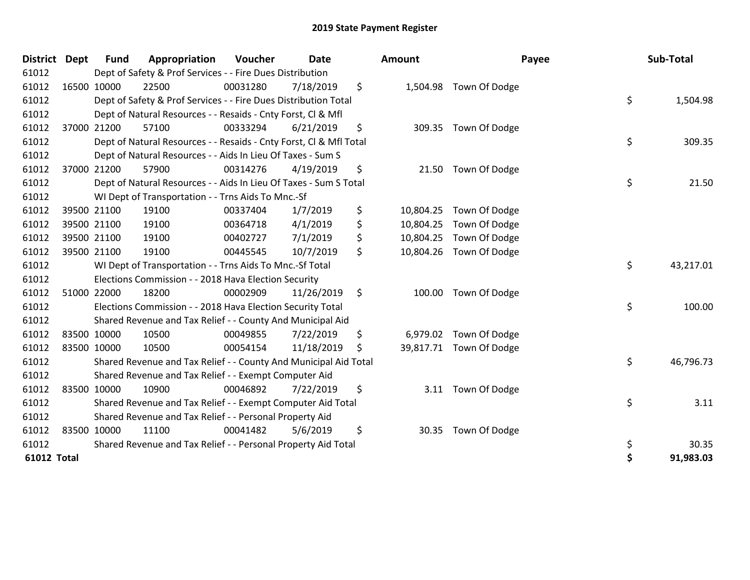# 2019 State Payment Register

| District | Dept | Fund | Appropriation | Voucher | Date | Amount | Payee | Sub-Total |
|---|---|---|---|---|---|---|---|---|
| 61012 | | Dept of Safety & Prof Services - - Fire Dues Distribution | | | | | | |
| 61012 | 16500 | 10000 | 22500 | 00031280 | 7/18/2019 | $ 1,504.98 | Town Of Dodge | |
| 61012 | | Dept of Safety & Prof Services - - Fire Dues Distribution Total | | | | | | $ 1,504.98 |
| 61012 | | Dept of Natural Resources - - Resaids - Cnty Forst, Cl & Mfl | | | | | | |
| 61012 | 37000 | 21200 | 57100 | 00333294 | 6/21/2019 | $ 309.35 | Town Of Dodge | |
| 61012 | | Dept of Natural Resources - - Resaids - Cnty Forst, Cl & Mfl Total | | | | | | $ 309.35 |
| 61012 | | Dept of Natural Resources - - Aids In Lieu Of Taxes - Sum S | | | | | | |
| 61012 | 37000 | 21200 | 57900 | 00314276 | 4/19/2019 | $ 21.50 | Town Of Dodge | |
| 61012 | | Dept of Natural Resources - - Aids In Lieu Of Taxes - Sum S Total | | | | | | $ 21.50 |
| 61012 | | WI Dept of Transportation - - Trns Aids To Mnc.-Sf | | | | | | |
| 61012 | 39500 | 21100 | 19100 | 00337404 | 1/7/2019 | $ 10,804.25 | Town Of Dodge | |
| 61012 | 39500 | 21100 | 19100 | 00364718 | 4/1/2019 | $ 10,804.25 | Town Of Dodge | |
| 61012 | 39500 | 21100 | 19100 | 00402727 | 7/1/2019 | $ 10,804.25 | Town Of Dodge | |
| 61012 | 39500 | 21100 | 19100 | 00445545 | 10/7/2019 | $ 10,804.26 | Town Of Dodge | |
| 61012 | | WI Dept of Transportation - - Trns Aids To Mnc.-Sf Total | | | | | | $ 43,217.01 |
| 61012 | | Elections Commission - - 2018 Hava Election Security | | | | | | |
| 61012 | 51000 | 22000 | 18200 | 00002909 | 11/26/2019 | $ 100.00 | Town Of Dodge | |
| 61012 | | Elections Commission - - 2018 Hava Election Security Total | | | | | | $ 100.00 |
| 61012 | | Shared Revenue and Tax Relief - - County And Municipal Aid | | | | | | |
| 61012 | 83500 | 10000 | 10500 | 00049855 | 7/22/2019 | $ 6,979.02 | Town Of Dodge | |
| 61012 | 83500 | 10000 | 10500 | 00054154 | 11/18/2019 | $ 39,817.71 | Town Of Dodge | |
| 61012 | | Shared Revenue and Tax Relief - - County And Municipal Aid Total | | | | | | $ 46,796.73 |
| 61012 | | Shared Revenue and Tax Relief - - Exempt Computer Aid | | | | | | |
| 61012 | 83500 | 10000 | 10900 | 00046892 | 7/22/2019 | $ 3.11 | Town Of Dodge | |
| 61012 | | Shared Revenue and Tax Relief - - Exempt Computer Aid Total | | | | | | $ 3.11 |
| 61012 | | Shared Revenue and Tax Relief - - Personal Property Aid | | | | | | |
| 61012 | 83500 | 10000 | 11100 | 00041482 | 5/6/2019 | $ 30.35 | Town Of Dodge | |
| 61012 | | Shared Revenue and Tax Relief - - Personal Property Aid Total | | | | | | $ 30.35 |
| **61012 Total** | | | | | | | | **$ 91,983.03** |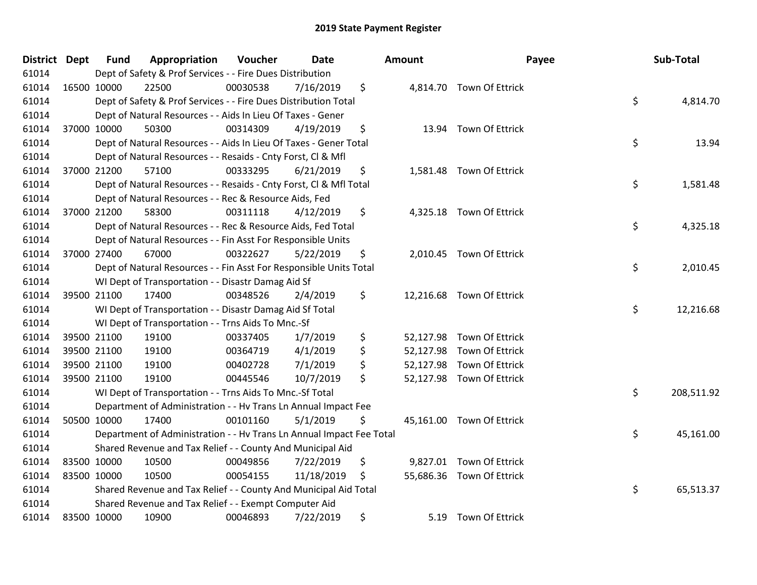# 2019 State Payment Register

| District | Dept | Fund | Appropriation | Voucher | Date | Amount | Payee | Sub-Total |
|---|---|---|---|---|---|---|---|---|
| 61014 | | Dept of Safety & Prof Services - - Fire Dues Distribution | | | | | | |
| 61014 | 16500 | 10000 | 22500 | 00030538 | 7/16/2019 | $ 4,814.70 | Town Of Ettrick | |
| 61014 | | Dept of Safety & Prof Services - - Fire Dues Distribution Total | | | | | | $ 4,814.70 |
| 61014 | | Dept of Natural Resources - - Aids In Lieu Of Taxes - Gener | | | | | | |
| 61014 | 37000 | 10000 | 50300 | 00314309 | 4/19/2019 | $ 13.94 | Town Of Ettrick | |
| 61014 | | Dept of Natural Resources - - Aids In Lieu Of Taxes - Gener Total | | | | | | $ 13.94 |
| 61014 | | Dept of Natural Resources - - Resaids - Cnty Forst, Cl & Mfl | | | | | | |
| 61014 | 37000 | 21200 | 57100 | 00333295 | 6/21/2019 | $ 1,581.48 | Town Of Ettrick | |
| 61014 | | Dept of Natural Resources - - Resaids - Cnty Forst, Cl & Mfl Total | | | | | | $ 1,581.48 |
| 61014 | | Dept of Natural Resources - - Rec & Resource Aids, Fed | | | | | | |
| 61014 | 37000 | 21200 | 58300 | 00311118 | 4/12/2019 | $ 4,325.18 | Town Of Ettrick | |
| 61014 | | Dept of Natural Resources - - Rec & Resource Aids, Fed Total | | | | | | $ 4,325.18 |
| 61014 | | Dept of Natural Resources - - Fin Asst For Responsible Units | | | | | | |
| 61014 | 37000 | 27400 | 67000 | 00322627 | 5/22/2019 | $ 2,010.45 | Town Of Ettrick | |
| 61014 | | Dept of Natural Resources - - Fin Asst For Responsible Units Total | | | | | | $ 2,010.45 |
| 61014 | | WI Dept of Transportation - - Disastr Damag Aid Sf | | | | | | |
| 61014 | 39500 | 21100 | 17400 | 00348526 | 2/4/2019 | $ 12,216.68 | Town Of Ettrick | |
| 61014 | | WI Dept of Transportation - - Disastr Damag Aid Sf Total | | | | | | $ 12,216.68 |
| 61014 | | WI Dept of Transportation - - Trns Aids To Mnc.-Sf | | | | | | |
| 61014 | 39500 | 21100 | 19100 | 00337405 | 1/7/2019 | $ 52,127.98 | Town Of Ettrick | |
| 61014 | 39500 | 21100 | 19100 | 00364719 | 4/1/2019 | $ 52,127.98 | Town Of Ettrick | |
| 61014 | 39500 | 21100 | 19100 | 00402728 | 7/1/2019 | $ 52,127.98 | Town Of Ettrick | |
| 61014 | 39500 | 21100 | 19100 | 00445546 | 10/7/2019 | $ 52,127.98 | Town Of Ettrick | |
| 61014 | | WI Dept of Transportation - - Trns Aids To Mnc.-Sf Total | | | | | | $ 208,511.92 |
| 61014 | | Department of Administration - - Hv Trans Ln Annual Impact Fee | | | | | | |
| 61014 | 50500 | 10000 | 17400 | 00101160 | 5/1/2019 | $ 45,161.00 | Town Of Ettrick | |
| 61014 | | Department of Administration - - Hv Trans Ln Annual Impact Fee Total | | | | | | $ 45,161.00 |
| 61014 | | Shared Revenue and Tax Relief - - County And Municipal Aid | | | | | | |
| 61014 | 83500 | 10000 | 10500 | 00049856 | 7/22/2019 | $ 9,827.01 | Town Of Ettrick | |
| 61014 | 83500 | 10000 | 10500 | 00054155 | 11/18/2019 | $ 55,686.36 | Town Of Ettrick | |
| 61014 | | Shared Revenue and Tax Relief - - County And Municipal Aid Total | | | | | | $ 65,513.37 |
| 61014 | | Shared Revenue and Tax Relief - - Exempt Computer Aid | | | | | | |
| 61014 | 83500 | 10000 | 10900 | 00046893 | 7/22/2019 | $ 5.19 | Town Of Ettrick | |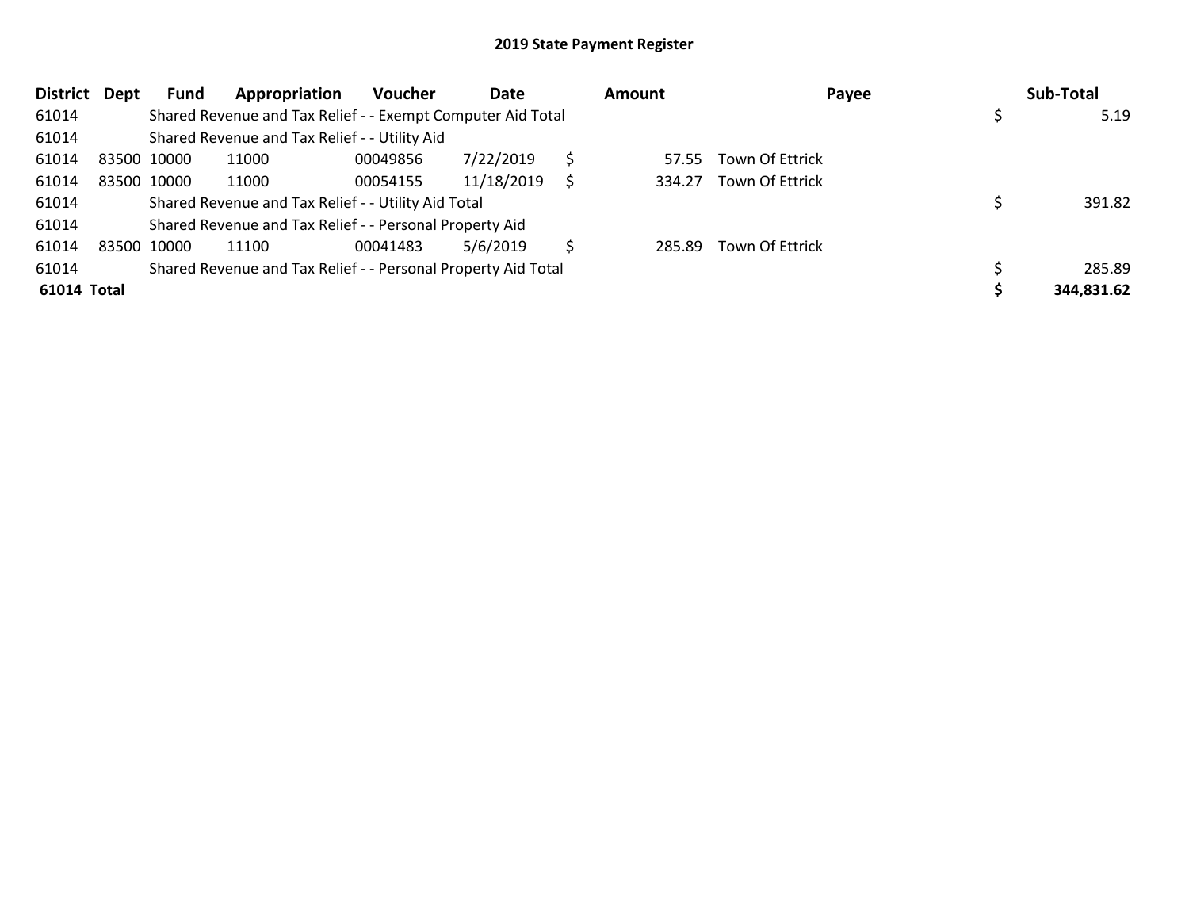# 2019 State Payment Register

| District | Dept | Fund | Appropriation | Voucher | Date | Amount | Payee | Sub-Total |
|---|---|---|---|---|---|---|---|---|
| 61014 | | Shared Revenue and Tax Relief - - Exempt Computer Aid Total | | | | | | $ 5.19 |
| 61014 | | Shared Revenue and Tax Relief - - Utility Aid | | | | | | |
| 61014 | 83500 | 10000 | 11000 | 00049856 | 7/22/2019 | $ 57.55 | Town Of Ettrick | |
| 61014 | 83500 | 10000 | 11000 | 00054155 | 11/18/2019 | $ 334.27 | Town Of Ettrick | |
| 61014 | | Shared Revenue and Tax Relief - - Utility Aid Total | | | | | | $ 391.82 |
| 61014 | | Shared Revenue and Tax Relief - - Personal Property Aid | | | | | | |
| 61014 | 83500 | 10000 | 11100 | 00041483 | 5/6/2019 | $ 285.89 | Town Of Ettrick | |
| 61014 | | Shared Revenue and Tax Relief - - Personal Property Aid Total | | | | | | $ 285.89 |
| **61014 Total** | | | | | | | | **$ 344,831.62** |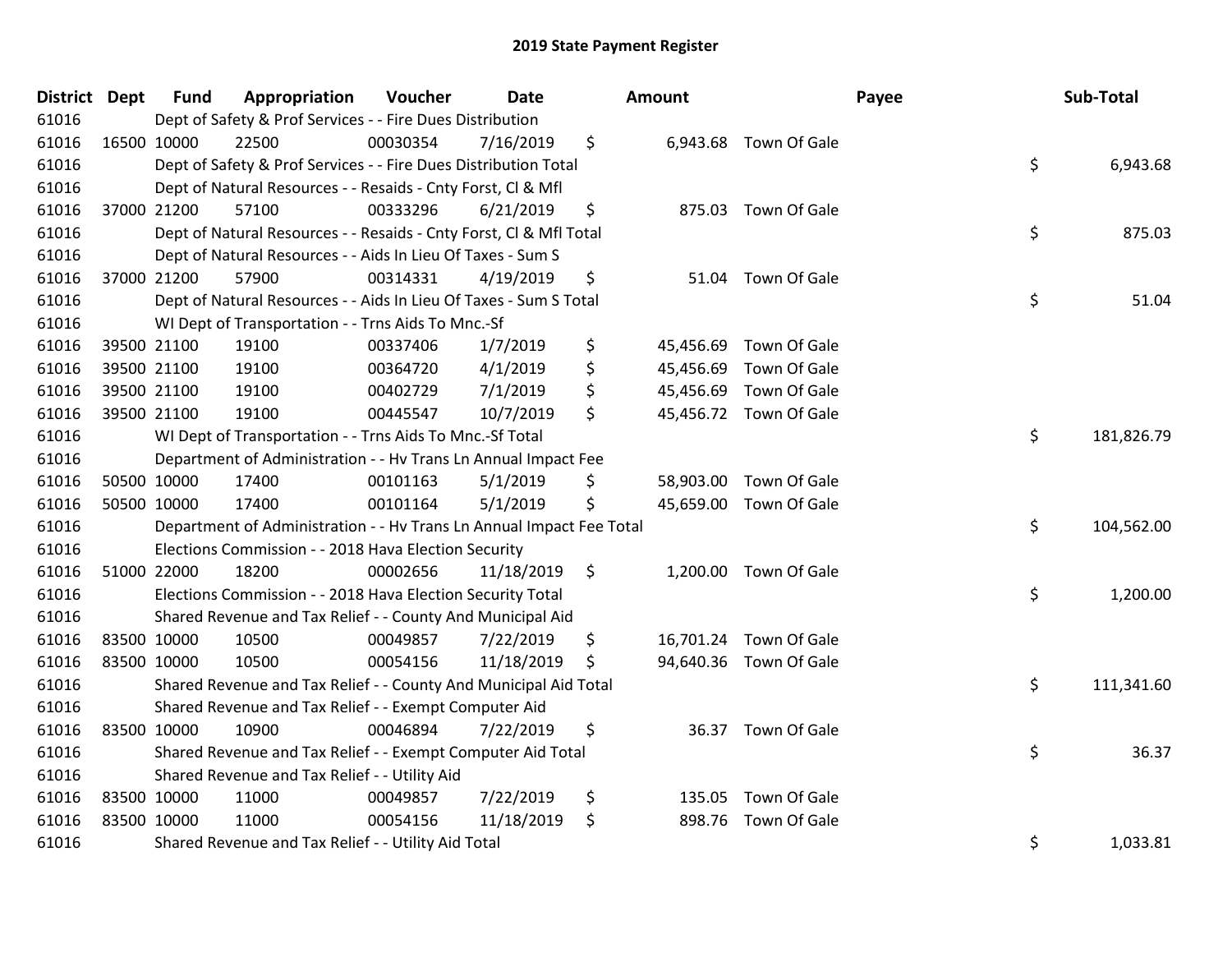# 2019 State Payment Register

| District | Dept | Fund | Appropriation | Voucher | Date | Amount | Payee | Sub-Total |
|---|---|---|---|---|---|---|---|---|
| 61016 | | Dept of Safety & Prof Services - - Fire Dues Distribution | | | | | | |
| 61016 | 16500 | 10000 | 22500 | 00030354 | 7/16/2019 | $ 6,943.68 | Town Of Gale | |
| 61016 | | Dept of Safety & Prof Services - - Fire Dues Distribution Total | | | | | | $ 6,943.68 |
| 61016 | | Dept of Natural Resources - - Resaids - Cnty Forst, Cl & Mfl | | | | | | |
| 61016 | 37000 | 21200 | 57100 | 00333296 | 6/21/2019 | $ 875.03 | Town Of Gale | |
| 61016 | | Dept of Natural Resources - - Resaids - Cnty Forst, Cl & Mfl Total | | | | | | $ 875.03 |
| 61016 | | Dept of Natural Resources - - Aids In Lieu Of Taxes - Sum S | | | | | | |
| 61016 | 37000 | 21200 | 57900 | 00314331 | 4/19/2019 | $ 51.04 | Town Of Gale | |
| 61016 | | Dept of Natural Resources - - Aids In Lieu Of Taxes - Sum S Total | | | | | | $ 51.04 |
| 61016 | | WI Dept of Transportation - - Trns Aids To Mnc.-Sf | | | | | | |
| 61016 | 39500 | 21100 | 19100 | 00337406 | 1/7/2019 | $ 45,456.69 | Town Of Gale | |
| 61016 | 39500 | 21100 | 19100 | 00364720 | 4/1/2019 | $ 45,456.69 | Town Of Gale | |
| 61016 | 39500 | 21100 | 19100 | 00402729 | 7/1/2019 | $ 45,456.69 | Town Of Gale | |
| 61016 | 39500 | 21100 | 19100 | 00445547 | 10/7/2019 | $ 45,456.72 | Town Of Gale | |
| 61016 | | WI Dept of Transportation - - Trns Aids To Mnc.-Sf Total | | | | | | $ 181,826.79 |
| 61016 | | Department of Administration - - Hv Trans Ln Annual Impact Fee | | | | | | |
| 61016 | 50500 | 10000 | 17400 | 00101163 | 5/1/2019 | $ 58,903.00 | Town Of Gale | |
| 61016 | 50500 | 10000 | 17400 | 00101164 | 5/1/2019 | $ 45,659.00 | Town Of Gale | |
| 61016 | | Department of Administration - - Hv Trans Ln Annual Impact Fee Total | | | | | | $ 104,562.00 |
| 61016 | | Elections Commission - - 2018 Hava Election Security | | | | | | |
| 61016 | 51000 | 22000 | 18200 | 00002656 | 11/18/2019 | $ 1,200.00 | Town Of Gale | |
| 61016 | | Elections Commission - - 2018 Hava Election Security Total | | | | | | $ 1,200.00 |
| 61016 | | Shared Revenue and Tax Relief - - County And Municipal Aid | | | | | | |
| 61016 | 83500 | 10000 | 10500 | 00049857 | 7/22/2019 | $ 16,701.24 | Town Of Gale | |
| 61016 | 83500 | 10000 | 10500 | 00054156 | 11/18/2019 | $ 94,640.36 | Town Of Gale | |
| 61016 | | Shared Revenue and Tax Relief - - County And Municipal Aid Total | | | | | | $ 111,341.60 |
| 61016 | | Shared Revenue and Tax Relief - - Exempt Computer Aid | | | | | | |
| 61016 | 83500 | 10000 | 10900 | 00046894 | 7/22/2019 | $ 36.37 | Town Of Gale | |
| 61016 | | Shared Revenue and Tax Relief - - Exempt Computer Aid Total | | | | | | $ 36.37 |
| 61016 | | Shared Revenue and Tax Relief - - Utility Aid | | | | | | |
| 61016 | 83500 | 10000 | 11000 | 00049857 | 7/22/2019 | $ 135.05 | Town Of Gale | |
| 61016 | 83500 | 10000 | 11000 | 00054156 | 11/18/2019 | $ 898.76 | Town Of Gale | |
| 61016 | | Shared Revenue and Tax Relief - - Utility Aid Total | | | | | | $ 1,033.81 |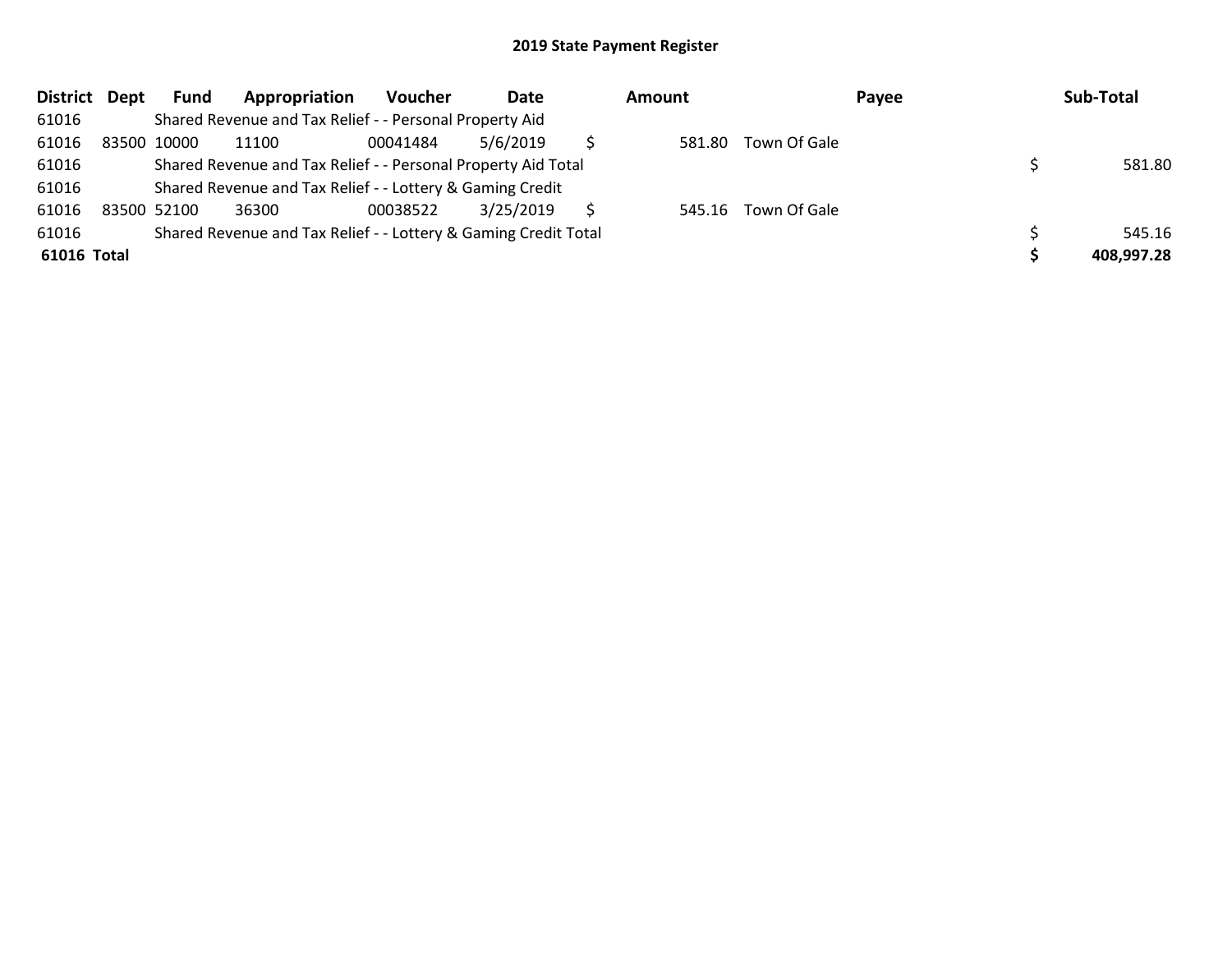# 2019 State Payment Register

| District | Dept | Fund | Appropriation | Voucher | Date | Amount | Payee | Sub-Total |
|---|---|---|---|---|---|---|---|---|
| 61016 | | Shared Revenue and Tax Relief - - Personal Property Aid | | | | | | |
| 61016 | 83500 | 10000 | 11100 | 00041484 | 5/6/2019 | $ 581.80 | Town Of Gale | |
| 61016 | | Shared Revenue and Tax Relief - - Personal Property Aid Total | | | | | | $ 581.80 |
| 61016 | | Shared Revenue and Tax Relief - - Lottery & Gaming Credit | | | | | | |
| 61016 | 83500 | 52100 | 36300 | 00038522 | 3/25/2019 | $ 545.16 | Town Of Gale | |
| 61016 | | Shared Revenue and Tax Relief - - Lottery & Gaming Credit Total | | | | | | $ 545.16 |
| **61016 Total** | | | | | | | | **$ 408,997.28** |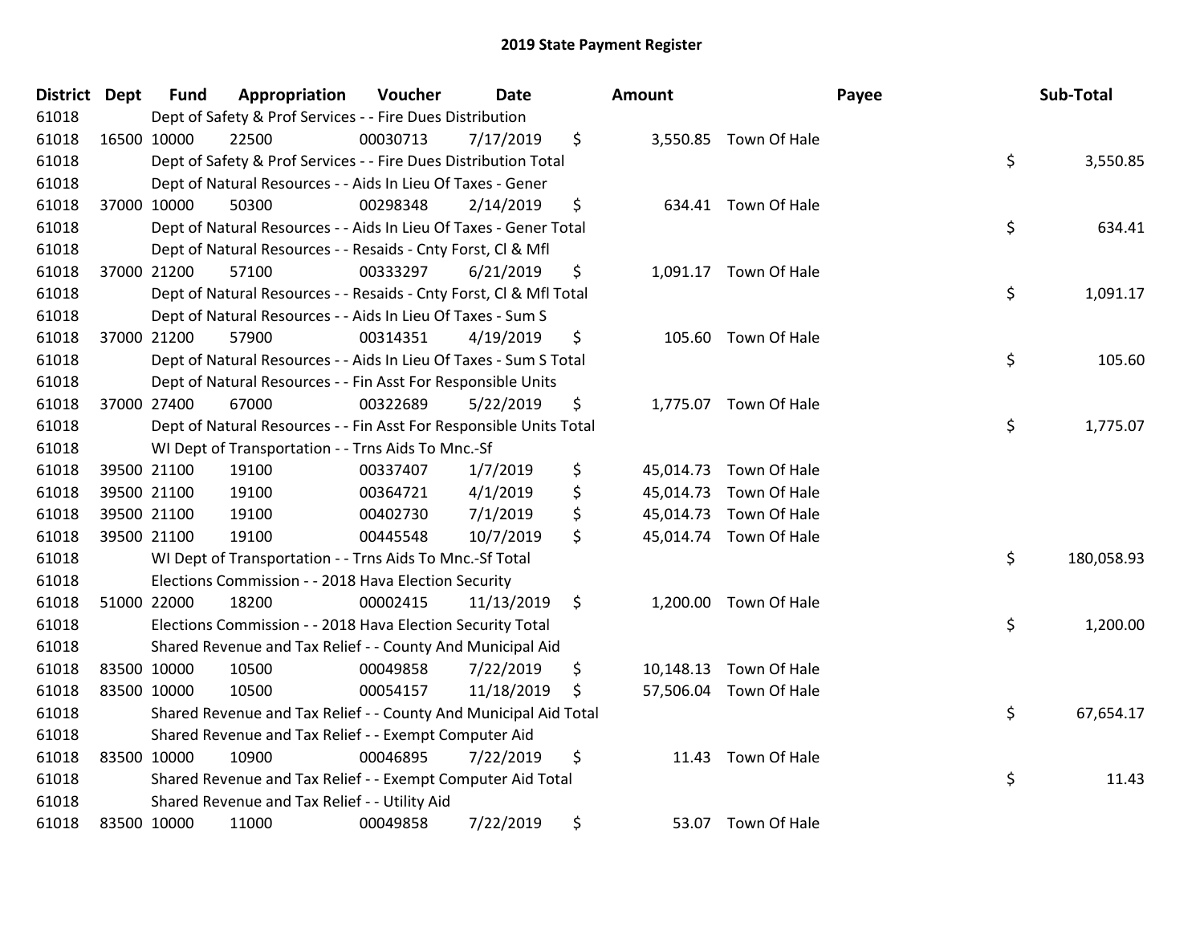## 2019 State Payment Register

| District | Dept | Fund | Appropriation | Voucher | Date | Amount | Payee | Sub-Total |
|---|---|---|---|---|---|---|---|---|
| 61018 | | Dept of Safety & Prof Services - - Fire Dues Distribution | | | | | | |
| 61018 | 16500 | 10000 | 22500 | 00030713 | 7/17/2019 | $ 3,550.85 | Town Of Hale | |
| 61018 | | Dept of Safety & Prof Services - - Fire Dues Distribution Total | | | | | | $ 3,550.85 |
| 61018 | | Dept of Natural Resources - - Aids In Lieu Of Taxes - Gener | | | | | | |
| 61018 | 37000 | 10000 | 50300 | 00298348 | 2/14/2019 | $ 634.41 | Town Of Hale | |
| 61018 | | Dept of Natural Resources - - Aids In Lieu Of Taxes - Gener Total | | | | | | $ 634.41 |
| 61018 | | Dept of Natural Resources - - Resaids - Cnty Forst, Cl & Mfl | | | | | | |
| 61018 | 37000 | 21200 | 57100 | 00333297 | 6/21/2019 | $ 1,091.17 | Town Of Hale | |
| 61018 | | Dept of Natural Resources - - Resaids - Cnty Forst, Cl & Mfl Total | | | | | | $ 1,091.17 |
| 61018 | | Dept of Natural Resources - - Aids In Lieu Of Taxes - Sum S | | | | | | |
| 61018 | 37000 | 21200 | 57900 | 00314351 | 4/19/2019 | $ 105.60 | Town Of Hale | |
| 61018 | | Dept of Natural Resources - - Aids In Lieu Of Taxes - Sum S Total | | | | | | $ 105.60 |
| 61018 | | Dept of Natural Resources - - Fin Asst For Responsible Units | | | | | | |
| 61018 | 37000 | 27400 | 67000 | 00322689 | 5/22/2019 | $ 1,775.07 | Town Of Hale | |
| 61018 | | Dept of Natural Resources - - Fin Asst For Responsible Units Total | | | | | | $ 1,775.07 |
| 61018 | | WI Dept of Transportation - - Trns Aids To Mnc.-Sf | | | | | | |
| 61018 | 39500 | 21100 | 19100 | 00337407 | 1/7/2019 | $ 45,014.73 | Town Of Hale | |
| 61018 | 39500 | 21100 | 19100 | 00364721 | 4/1/2019 | $ 45,014.73 | Town Of Hale | |
| 61018 | 39500 | 21100 | 19100 | 00402730 | 7/1/2019 | $ 45,014.73 | Town Of Hale | |
| 61018 | 39500 | 21100 | 19100 | 00445548 | 10/7/2019 | $ 45,014.74 | Town Of Hale | |
| 61018 | | WI Dept of Transportation - - Trns Aids To Mnc.-Sf Total | | | | | | $ 180,058.93 |
| 61018 | | Elections Commission - - 2018 Hava Election Security | | | | | | |
| 61018 | 51000 | 22000 | 18200 | 00002415 | 11/13/2019 | $ 1,200.00 | Town Of Hale | |
| 61018 | | Elections Commission - - 2018 Hava Election Security Total | | | | | | $ 1,200.00 |
| 61018 | | Shared Revenue and Tax Relief - - County And Municipal Aid | | | | | | |
| 61018 | 83500 | 10000 | 10500 | 00049858 | 7/22/2019 | $ 10,148.13 | Town Of Hale | |
| 61018 | 83500 | 10000 | 10500 | 00054157 | 11/18/2019 | $ 57,506.04 | Town Of Hale | |
| 61018 | | Shared Revenue and Tax Relief - - County And Municipal Aid Total | | | | | | $ 67,654.17 |
| 61018 | | Shared Revenue and Tax Relief - - Exempt Computer Aid | | | | | | |
| 61018 | 83500 | 10000 | 10900 | 00046895 | 7/22/2019 | $ 11.43 | Town Of Hale | |
| 61018 | | Shared Revenue and Tax Relief - - Exempt Computer Aid Total | | | | | | $ 11.43 |
| 61018 | | Shared Revenue and Tax Relief - - Utility Aid | | | | | | |
| 61018 | 83500 | 10000 | 11000 | 00049858 | 7/22/2019 | $ 53.07 | Town Of Hale | |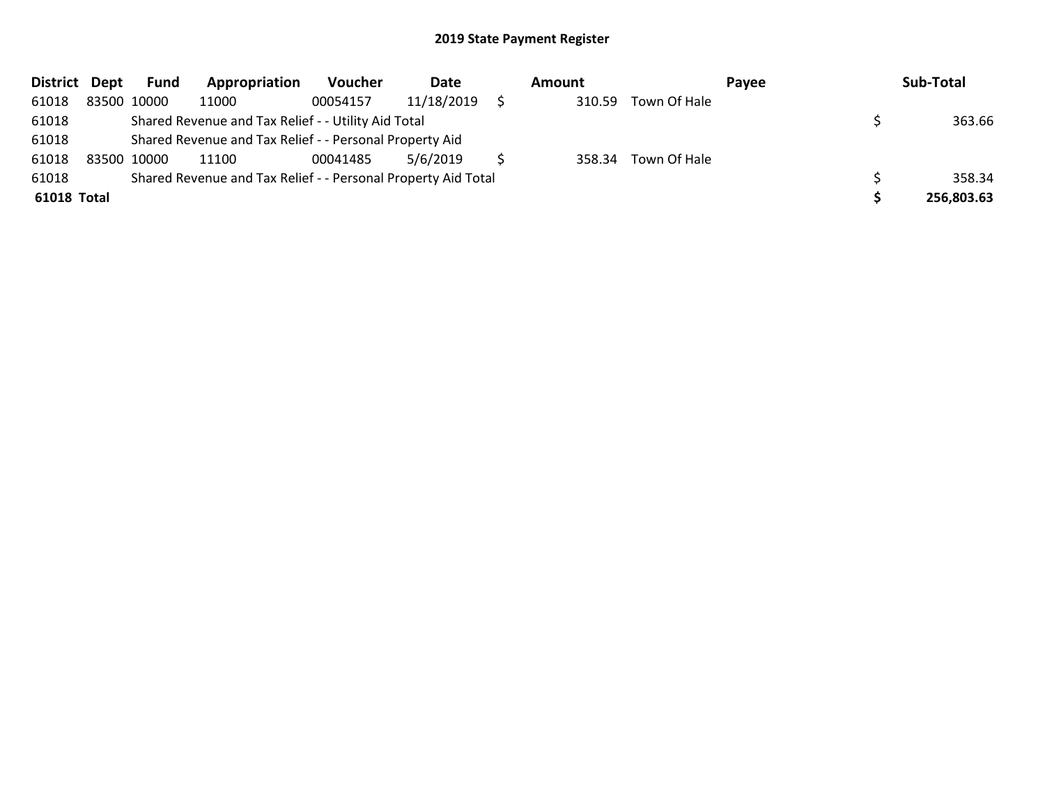## 2019 State Payment Register

| District | Dept | Fund | Appropriation | Voucher | Date | Amount | Payee | Sub-Total |
|---|---|---|---|---|---|---|---|---|
| 61018 | 83500 | 10000 | 11000 | 00054157 | 11/18/2019 | $ 310.59 | Town Of Hale | |
| 61018 | | Shared Revenue and Tax Relief - - Utility Aid Total | | | | | | $ 363.66 |
| 61018 | | Shared Revenue and Tax Relief - - Personal Property Aid | | | | | | |
| 61018 | 83500 | 10000 | 11100 | 00041485 | 5/6/2019 | $ 358.34 | Town Of Hale | |
| 61018 | | Shared Revenue and Tax Relief - - Personal Property Aid Total | | | | | | $ 358.34 |
| **61018 Total** | | | | | | | | **$ 256,803.63** |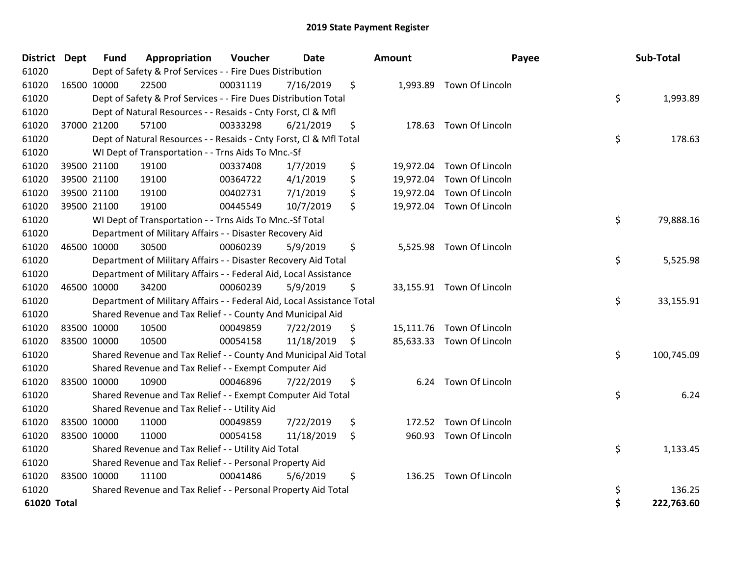# 2019 State Payment Register

| District | Dept | Fund | Appropriation | Voucher | Date | Amount | Payee | Sub-Total |
|---|---|---|---|---|---|---|---|---|
| 61020 | | Dept of Safety & Prof Services - - Fire Dues Distribution | | | | | | |
| 61020 | 16500 | 10000 | 22500 | 00031119 | 7/16/2019 | $ 1,993.89 | Town Of Lincoln | |
| 61020 | | Dept of Safety & Prof Services - - Fire Dues Distribution Total | | | | | | $ 1,993.89 |
| 61020 | | Dept of Natural Resources - - Resaids - Cnty Forst, Cl & Mfl | | | | | | |
| 61020 | 37000 | 21200 | 57100 | 00333298 | 6/21/2019 | $ 178.63 | Town Of Lincoln | |
| 61020 | | Dept of Natural Resources - - Resaids - Cnty Forst, Cl & Mfl Total | | | | | | $ 178.63 |
| 61020 | | WI Dept of Transportation - - Trns Aids To Mnc.-Sf | | | | | | |
| 61020 | 39500 | 21100 | 19100 | 00337408 | 1/7/2019 | $ 19,972.04 | Town Of Lincoln | |
| 61020 | 39500 | 21100 | 19100 | 00364722 | 4/1/2019 | $ 19,972.04 | Town Of Lincoln | |
| 61020 | 39500 | 21100 | 19100 | 00402731 | 7/1/2019 | $ 19,972.04 | Town Of Lincoln | |
| 61020 | 39500 | 21100 | 19100 | 00445549 | 10/7/2019 | $ 19,972.04 | Town Of Lincoln | |
| 61020 | | WI Dept of Transportation - - Trns Aids To Mnc.-Sf Total | | | | | | $ 79,888.16 |
| 61020 | | Department of Military Affairs - - Disaster Recovery Aid | | | | | | |
| 61020 | 46500 | 10000 | 30500 | 00060239 | 5/9/2019 | $ 5,525.98 | Town Of Lincoln | |
| 61020 | | Department of Military Affairs - - Disaster Recovery Aid Total | | | | | | $ 5,525.98 |
| 61020 | | Department of Military Affairs - - Federal Aid, Local Assistance | | | | | | |
| 61020 | 46500 | 10000 | 34200 | 00060239 | 5/9/2019 | $ 33,155.91 | Town Of Lincoln | |
| 61020 | | Department of Military Affairs - - Federal Aid, Local Assistance Total | | | | | | $ 33,155.91 |
| 61020 | | Shared Revenue and Tax Relief - - County And Municipal Aid | | | | | | |
| 61020 | 83500 | 10000 | 10500 | 00049859 | 7/22/2019 | $ 15,111.76 | Town Of Lincoln | |
| 61020 | 83500 | 10000 | 10500 | 00054158 | 11/18/2019 | $ 85,633.33 | Town Of Lincoln | |
| 61020 | | Shared Revenue and Tax Relief - - County And Municipal Aid Total | | | | | | $ 100,745.09 |
| 61020 | | Shared Revenue and Tax Relief - - Exempt Computer Aid | | | | | | |
| 61020 | 83500 | 10000 | 10900 | 00046896 | 7/22/2019 | $ 6.24 | Town Of Lincoln | |
| 61020 | | Shared Revenue and Tax Relief - - Exempt Computer Aid Total | | | | | | $ 6.24 |
| 61020 | | Shared Revenue and Tax Relief - - Utility Aid | | | | | | |
| 61020 | 83500 | 10000 | 11000 | 00049859 | 7/22/2019 | $ 172.52 | Town Of Lincoln | |
| 61020 | 83500 | 10000 | 11000 | 00054158 | 11/18/2019 | $ 960.93 | Town Of Lincoln | |
| 61020 | | Shared Revenue and Tax Relief - - Utility Aid Total | | | | | | $ 1,133.45 |
| 61020 | | Shared Revenue and Tax Relief - - Personal Property Aid | | | | | | |
| 61020 | 83500 | 10000 | 11100 | 00041486 | 5/6/2019 | $ 136.25 | Town Of Lincoln | |
| 61020 | | Shared Revenue and Tax Relief - - Personal Property Aid Total | | | | | | $ 136.25 |
| **61020 Total** | | | | | | | | **$ 222,763.60** |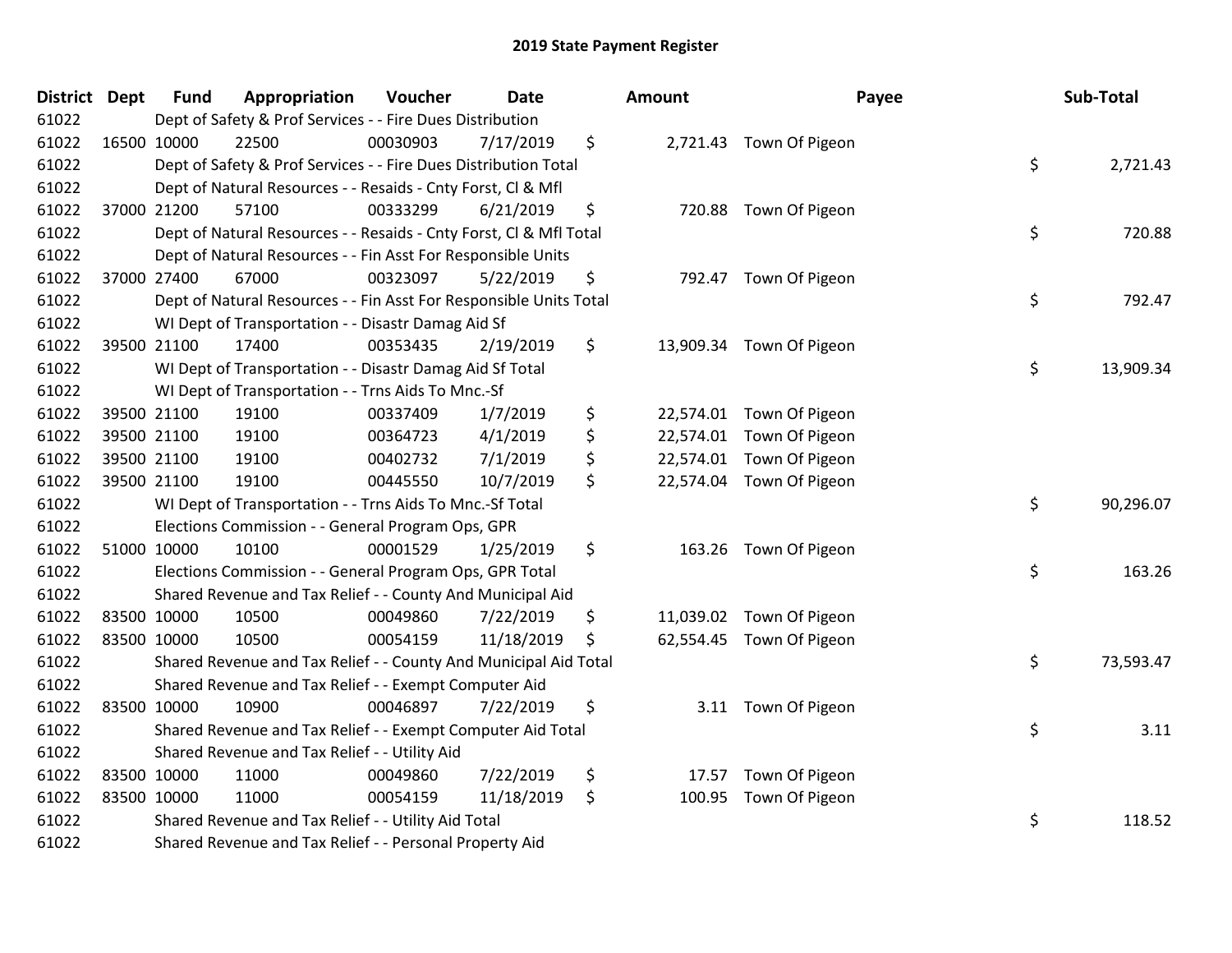# 2019 State Payment Register

| District | Dept | Fund | Appropriation | Voucher | Date | Amount | Payee | Sub-Total |
|---|---|---|---|---|---|---|---|---|
| 61022 | | Dept of Safety & Prof Services - - Fire Dues Distribution | | | | | | |
| 61022 | 16500 | 10000 | 22500 | 00030903 | 7/17/2019 | $ 2,721.43 | Town Of Pigeon | |
| 61022 | | Dept of Safety & Prof Services - - Fire Dues Distribution Total | | | | | | $ 2,721.43 |
| 61022 | | Dept of Natural Resources - - Resaids - Cnty Forst, Cl & Mfl | | | | | | |
| 61022 | 37000 | 21200 | 57100 | 00333299 | 6/21/2019 | $ 720.88 | Town Of Pigeon | |
| 61022 | | Dept of Natural Resources - - Resaids - Cnty Forst, Cl & Mfl Total | | | | | | $ 720.88 |
| 61022 | | Dept of Natural Resources - - Fin Asst For Responsible Units | | | | | | |
| 61022 | 37000 | 27400 | 67000 | 00323097 | 5/22/2019 | $ 792.47 | Town Of Pigeon | |
| 61022 | | Dept of Natural Resources - - Fin Asst For Responsible Units Total | | | | | | $ 792.47 |
| 61022 | | WI Dept of Transportation - - Disastr Damag Aid Sf | | | | | | |
| 61022 | 39500 | 21100 | 17400 | 00353435 | 2/19/2019 | $ 13,909.34 | Town Of Pigeon | |
| 61022 | | WI Dept of Transportation - - Disastr Damag Aid Sf Total | | | | | | $ 13,909.34 |
| 61022 | | WI Dept of Transportation - - Trns Aids To Mnc.-Sf | | | | | | |
| 61022 | 39500 | 21100 | 19100 | 00337409 | 1/7/2019 | $ 22,574.01 | Town Of Pigeon | |
| 61022 | 39500 | 21100 | 19100 | 00364723 | 4/1/2019 | $ 22,574.01 | Town Of Pigeon | |
| 61022 | 39500 | 21100 | 19100 | 00402732 | 7/1/2019 | $ 22,574.01 | Town Of Pigeon | |
| 61022 | 39500 | 21100 | 19100 | 00445550 | 10/7/2019 | $ 22,574.04 | Town Of Pigeon | |
| 61022 | | WI Dept of Transportation - - Trns Aids To Mnc.-Sf Total | | | | | | $ 90,296.07 |
| 61022 | | Elections Commission - - General Program Ops, GPR | | | | | | |
| 61022 | 51000 | 10000 | 10100 | 00001529 | 1/25/2019 | $ 163.26 | Town Of Pigeon | |
| 61022 | | Elections Commission - - General Program Ops, GPR Total | | | | | | $ 163.26 |
| 61022 | | Shared Revenue and Tax Relief - - County And Municipal Aid | | | | | | |
| 61022 | 83500 | 10000 | 10500 | 00049860 | 7/22/2019 | $ 11,039.02 | Town Of Pigeon | |
| 61022 | 83500 | 10000 | 10500 | 00054159 | 11/18/2019 | $ 62,554.45 | Town Of Pigeon | |
| 61022 | | Shared Revenue and Tax Relief - - County And Municipal Aid Total | | | | | | $ 73,593.47 |
| 61022 | | Shared Revenue and Tax Relief - - Exempt Computer Aid | | | | | | |
| 61022 | 83500 | 10000 | 10900 | 00046897 | 7/22/2019 | $ 3.11 | Town Of Pigeon | |
| 61022 | | Shared Revenue and Tax Relief - - Exempt Computer Aid Total | | | | | | $ 3.11 |
| 61022 | | Shared Revenue and Tax Relief - - Utility Aid | | | | | | |
| 61022 | 83500 | 10000 | 11000 | 00049860 | 7/22/2019 | $ 17.57 | Town Of Pigeon | |
| 61022 | 83500 | 10000 | 11000 | 00054159 | 11/18/2019 | $ 100.95 | Town Of Pigeon | |
| 61022 | | Shared Revenue and Tax Relief - - Utility Aid Total | | | | | | $ 118.52 |
| 61022 | | Shared Revenue and Tax Relief - - Personal Property Aid | | | | | | |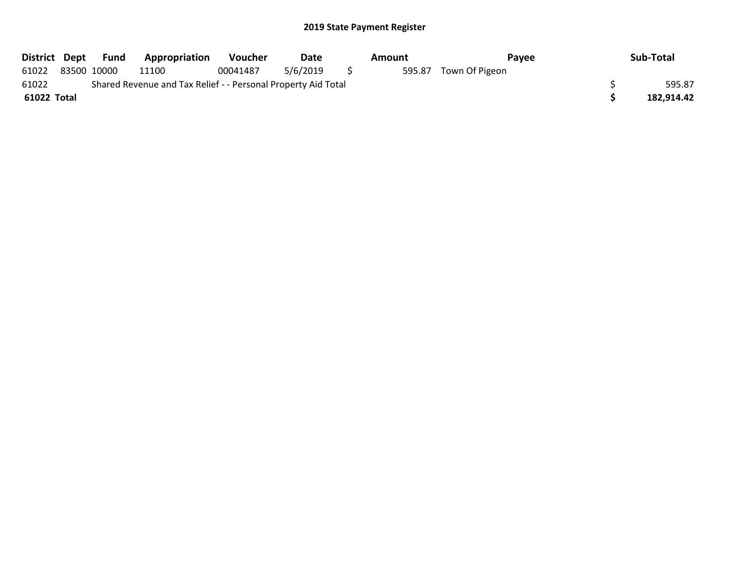## 2019 State Payment Register

| District | Dept | Fund | Appropriation | Voucher | Date | Amount | Payee | Sub-Total |
|---|---|---|---|---|---|---|---|---|
| 61022 | 83500 | 10000 | 11100 | 00041487 | 5/6/2019 | $ 595.87 | Town Of Pigeon | |
| 61022 | | Shared Revenue and Tax Relief - - Personal Property Aid Total | | | | | | $ 595.87 |
| **61022 Total** | | | | | | | | **$ 182,914.42** |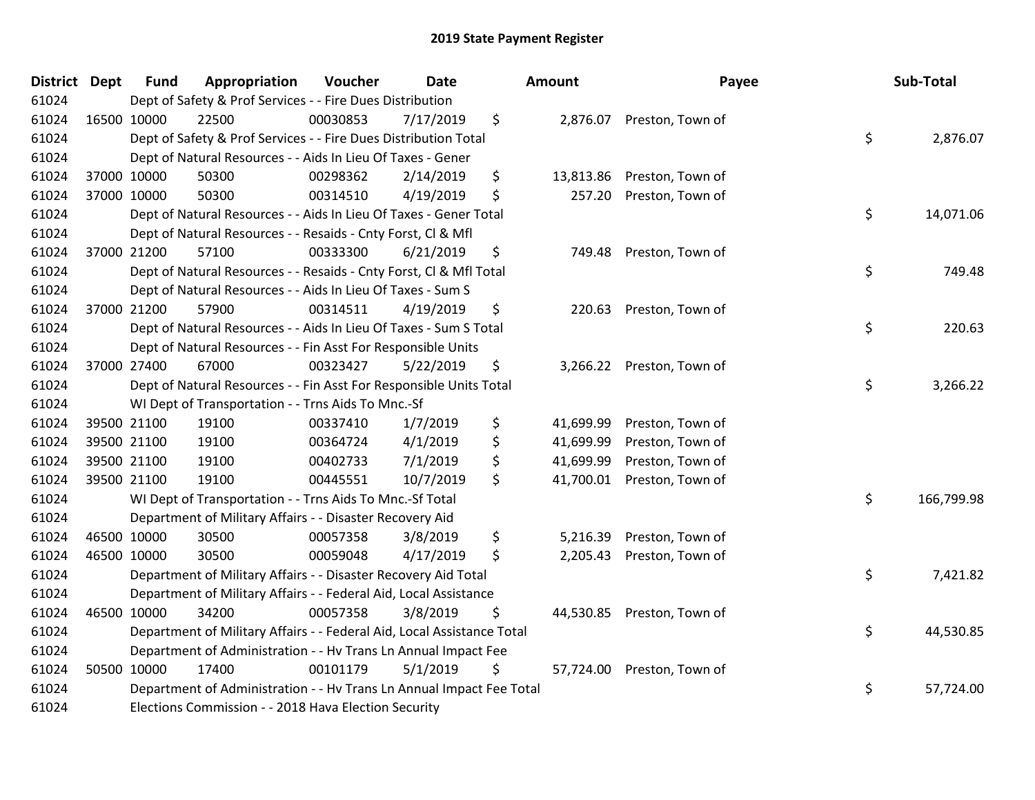# 2019 State Payment Register

| District | Dept | Fund | Appropriation | Voucher | Date | Amount | Payee | Sub-Total |
|---|---|---|---|---|---|---|---|---|
| 61024 | | Dept of Safety & Prof Services - - Fire Dues Distribution | | | | | | |
| 61024 | 16500 | 10000 | 22500 | 00030853 | 7/17/2019 | $ 2,876.07 | Preston, Town of | |
| 61024 | | Dept of Safety & Prof Services - - Fire Dues Distribution Total | | | | | | $ 2,876.07 |
| 61024 | | Dept of Natural Resources - - Aids In Lieu Of Taxes - Gener | | | | | | |
| 61024 | 37000 | 10000 | 50300 | 00298362 | 2/14/2019 | $ 13,813.86 | Preston, Town of | |
| 61024 | 37000 | 10000 | 50300 | 00314510 | 4/19/2019 | $ 257.20 | Preston, Town of | |
| 61024 | | Dept of Natural Resources - - Aids In Lieu Of Taxes - Gener Total | | | | | | $ 14,071.06 |
| 61024 | | Dept of Natural Resources - - Resaids - Cnty Forst, Cl & Mfl | | | | | | |
| 61024 | 37000 | 21200 | 57100 | 00333300 | 6/21/2019 | $ 749.48 | Preston, Town of | |
| 61024 | | Dept of Natural Resources - - Resaids - Cnty Forst, Cl & Mfl Total | | | | | | $ 749.48 |
| 61024 | | Dept of Natural Resources - - Aids In Lieu Of Taxes - Sum S | | | | | | |
| 61024 | 37000 | 21200 | 57900 | 00314511 | 4/19/2019 | $ 220.63 | Preston, Town of | |
| 61024 | | Dept of Natural Resources - - Aids In Lieu Of Taxes - Sum S Total | | | | | | $ 220.63 |
| 61024 | | Dept of Natural Resources - - Fin Asst For Responsible Units | | | | | | |
| 61024 | 37000 | 27400 | 67000 | 00323427 | 5/22/2019 | $ 3,266.22 | Preston, Town of | |
| 61024 | | Dept of Natural Resources - - Fin Asst For Responsible Units Total | | | | | | $ 3,266.22 |
| 61024 | | WI Dept of Transportation - - Trns Aids To Mnc.-Sf | | | | | | |
| 61024 | 39500 | 21100 | 19100 | 00337410 | 1/7/2019 | $ 41,699.99 | Preston, Town of | |
| 61024 | 39500 | 21100 | 19100 | 00364724 | 4/1/2019 | $ 41,699.99 | Preston, Town of | |
| 61024 | 39500 | 21100 | 19100 | 00402733 | 7/1/2019 | $ 41,699.99 | Preston, Town of | |
| 61024 | 39500 | 21100 | 19100 | 00445551 | 10/7/2019 | $ 41,700.01 | Preston, Town of | |
| 61024 | | WI Dept of Transportation - - Trns Aids To Mnc.-Sf Total | | | | | | $ 166,799.98 |
| 61024 | | Department of Military Affairs - - Disaster Recovery Aid | | | | | | |
| 61024 | 46500 | 10000 | 30500 | 00057358 | 3/8/2019 | $ 5,216.39 | Preston, Town of | |
| 61024 | 46500 | 10000 | 30500 | 00059048 | 4/17/2019 | $ 2,205.43 | Preston, Town of | |
| 61024 | | Department of Military Affairs - - Disaster Recovery Aid Total | | | | | | $ 7,421.82 |
| 61024 | | Department of Military Affairs - - Federal Aid, Local Assistance | | | | | | |
| 61024 | 46500 | 10000 | 34200 | 00057358 | 3/8/2019 | $ 44,530.85 | Preston, Town of | |
| 61024 | | Department of Military Affairs - - Federal Aid, Local Assistance Total | | | | | | $ 44,530.85 |
| 61024 | | Department of Administration - - Hv Trans Ln Annual Impact Fee | | | | | | |
| 61024 | 50500 | 10000 | 17400 | 00101179 | 5/1/2019 | $ 57,724.00 | Preston, Town of | |
| 61024 | | Department of Administration - - Hv Trans Ln Annual Impact Fee Total | | | | | | $ 57,724.00 |
| 61024 | | Elections Commission - - 2018 Hava Election Security | | | | | | |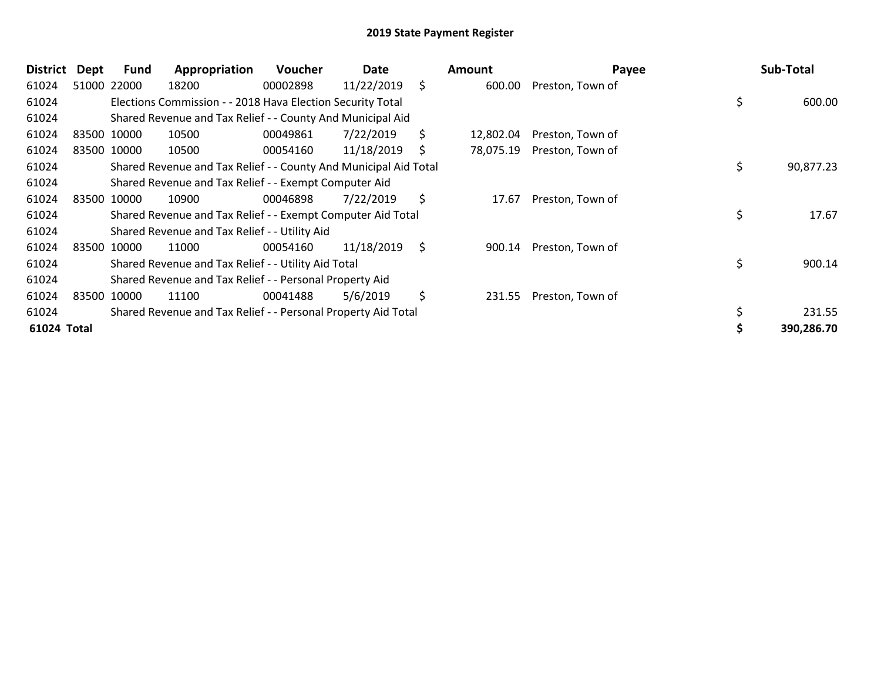# 2019 State Payment Register

| District | Dept | Fund | Appropriation | Voucher | Date | Amount | Payee | Sub-Total |
|---|---|---|---|---|---|---|---|---|
| 61024 | 51000 | 22000 | 18200 | 00002898 | 11/22/2019 | $ 600.00 | Preston, Town of | |
| 61024 | | Elections Commission - - 2018 Hava Election Security Total | | | | | | $ 600.00 |
| 61024 | | Shared Revenue and Tax Relief - - County And Municipal Aid | | | | | | |
| 61024 | 83500 | 10000 | 10500 | 00049861 | 7/22/2019 | $ 12,802.04 | Preston, Town of | |
| 61024 | 83500 | 10000 | 10500 | 00054160 | 11/18/2019 | $ 78,075.19 | Preston, Town of | |
| 61024 | | Shared Revenue and Tax Relief - - County And Municipal Aid Total | | | | | | $ 90,877.23 |
| 61024 | | Shared Revenue and Tax Relief - - Exempt Computer Aid | | | | | | |
| 61024 | 83500 | 10000 | 10900 | 00046898 | 7/22/2019 | $ 17.67 | Preston, Town of | |
| 61024 | | Shared Revenue and Tax Relief - - Exempt Computer Aid Total | | | | | | $ 17.67 |
| 61024 | | Shared Revenue and Tax Relief - - Utility Aid | | | | | | |
| 61024 | 83500 | 10000 | 11000 | 00054160 | 11/18/2019 | $ 900.14 | Preston, Town of | |
| 61024 | | Shared Revenue and Tax Relief - - Utility Aid Total | | | | | | $ 900.14 |
| 61024 | | Shared Revenue and Tax Relief - - Personal Property Aid | | | | | | |
| 61024 | 83500 | 10000 | 11100 | 00041488 | 5/6/2019 | $ 231.55 | Preston, Town of | |
| 61024 | | Shared Revenue and Tax Relief - - Personal Property Aid Total | | | | | | $ 231.55 |
| **61024 Total** | | | | | | | | **$ 390,286.70** |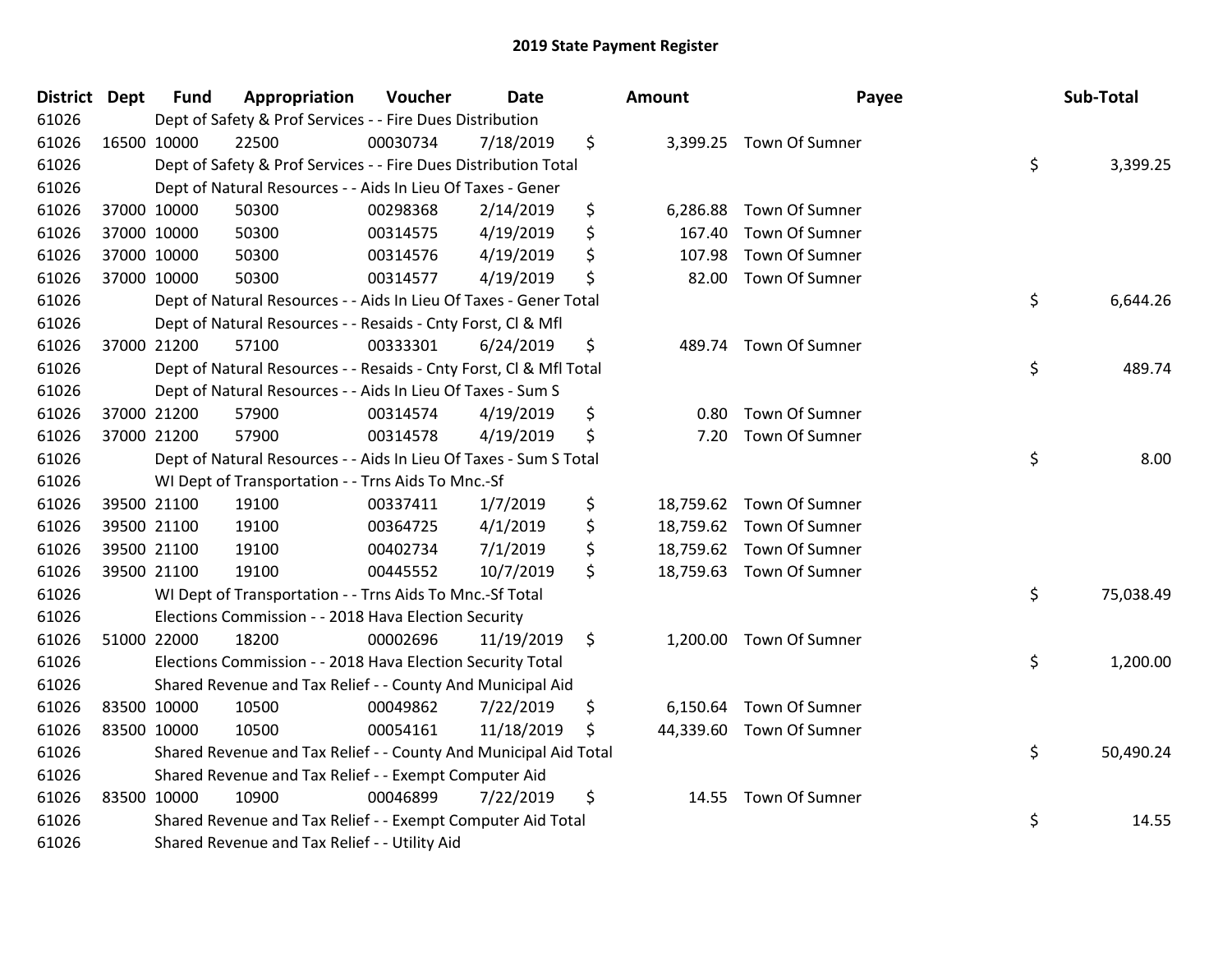# 2019 State Payment Register

| District | Dept | Fund | Appropriation | Voucher | Date | Amount | Payee | Sub-Total |
|---|---|---|---|---|---|---|---|---|
| 61026 | | Dept of Safety & Prof Services - - Fire Dues Distribution | | | | | | |
| 61026 | 16500 | 10000 | 22500 | 00030734 | 7/18/2019 | $ 3,399.25 | Town Of Sumner | |
| 61026 | | Dept of Safety & Prof Services - - Fire Dues Distribution Total | | | | | | $ 3,399.25 |
| 61026 | | Dept of Natural Resources - - Aids In Lieu Of Taxes - Gener | | | | | | |
| 61026 | 37000 | 10000 | 50300 | 00298368 | 2/14/2019 | $ 6,286.88 | Town Of Sumner | |
| 61026 | 37000 | 10000 | 50300 | 00314575 | 4/19/2019 | $ 167.40 | Town Of Sumner | |
| 61026 | 37000 | 10000 | 50300 | 00314576 | 4/19/2019 | $ 107.98 | Town Of Sumner | |
| 61026 | 37000 | 10000 | 50300 | 00314577 | 4/19/2019 | $ 82.00 | Town Of Sumner | |
| 61026 | | Dept of Natural Resources - - Aids In Lieu Of Taxes - Gener Total | | | | | | $ 6,644.26 |
| 61026 | | Dept of Natural Resources - - Resaids - Cnty Forst, Cl & Mfl | | | | | | |
| 61026 | 37000 | 21200 | 57100 | 00333301 | 6/24/2019 | $ 489.74 | Town Of Sumner | |
| 61026 | | Dept of Natural Resources - - Resaids - Cnty Forst, Cl & Mfl Total | | | | | | $ 489.74 |
| 61026 | | Dept of Natural Resources - - Aids In Lieu Of Taxes - Sum S | | | | | | |
| 61026 | 37000 | 21200 | 57900 | 00314574 | 4/19/2019 | $ 0.80 | Town Of Sumner | |
| 61026 | 37000 | 21200 | 57900 | 00314578 | 4/19/2019 | $ 7.20 | Town Of Sumner | |
| 61026 | | Dept of Natural Resources - - Aids In Lieu Of Taxes - Sum S Total | | | | | | $ 8.00 |
| 61026 | | WI Dept of Transportation - - Trns Aids To Mnc.-Sf | | | | | | |
| 61026 | 39500 | 21100 | 19100 | 00337411 | 1/7/2019 | $ 18,759.62 | Town Of Sumner | |
| 61026 | 39500 | 21100 | 19100 | 00364725 | 4/1/2019 | $ 18,759.62 | Town Of Sumner | |
| 61026 | 39500 | 21100 | 19100 | 00402734 | 7/1/2019 | $ 18,759.62 | Town Of Sumner | |
| 61026 | 39500 | 21100 | 19100 | 00445552 | 10/7/2019 | $ 18,759.63 | Town Of Sumner | |
| 61026 | | WI Dept of Transportation - - Trns Aids To Mnc.-Sf Total | | | | | | $ 75,038.49 |
| 61026 | | Elections Commission - - 2018 Hava Election Security | | | | | | |
| 61026 | 51000 | 22000 | 18200 | 00002696 | 11/19/2019 | $ 1,200.00 | Town Of Sumner | |
| 61026 | | Elections Commission - - 2018 Hava Election Security Total | | | | | | $ 1,200.00 |
| 61026 | | Shared Revenue and Tax Relief - - County And Municipal Aid | | | | | | |
| 61026 | 83500 | 10000 | 10500 | 00049862 | 7/22/2019 | $ 6,150.64 | Town Of Sumner | |
| 61026 | 83500 | 10000 | 10500 | 00054161 | 11/18/2019 | $ 44,339.60 | Town Of Sumner | |
| 61026 | | Shared Revenue and Tax Relief - - County And Municipal Aid Total | | | | | | $ 50,490.24 |
| 61026 | | Shared Revenue and Tax Relief - - Exempt Computer Aid | | | | | | |
| 61026 | 83500 | 10000 | 10900 | 00046899 | 7/22/2019 | $ 14.55 | Town Of Sumner | |
| 61026 | | Shared Revenue and Tax Relief - - Exempt Computer Aid Total | | | | | | $ 14.55 |
| 61026 | | Shared Revenue and Tax Relief - - Utility Aid | | | | | | |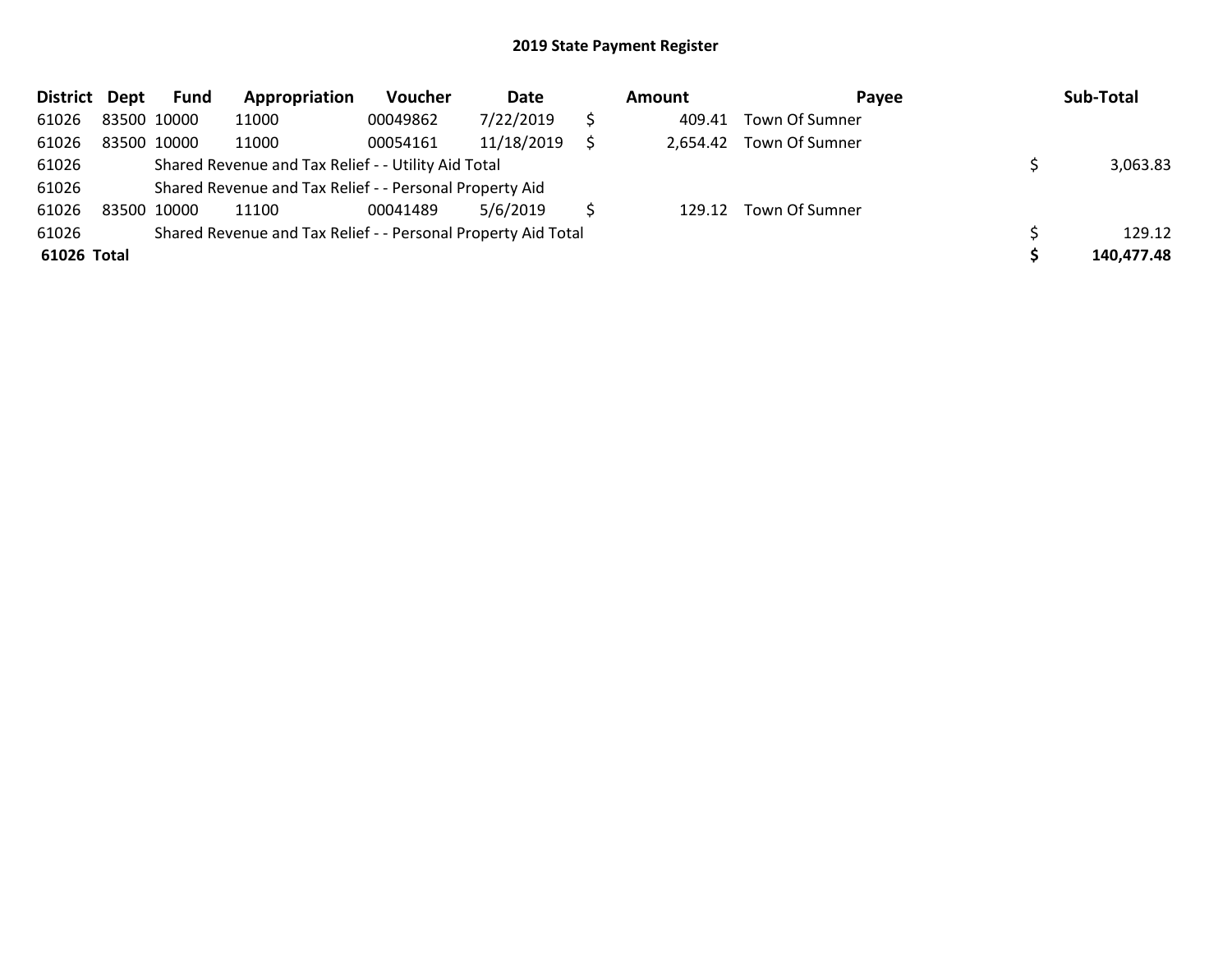## 2019 State Payment Register

| District | Dept | Fund | Appropriation | Voucher | Date | | Amount | Payee | | Sub-Total |
|---|---|---|---|---|---|---|---|---|---|---|
| 61026 | 83500 | 10000 | 11000 | 00049862 | 7/22/2019 | $ | 409.41 | Town Of Sumner | | |
| 61026 | 83500 | 10000 | 11000 | 00054161 | 11/18/2019 | $ | 2,654.42 | Town Of Sumner | | |
| 61026 | | Shared Revenue and Tax Relief - - Utility Aid Total | | | | | | | $ | 3,063.83 |
| 61026 | | Shared Revenue and Tax Relief - - Personal Property Aid | | | | | | | | |
| 61026 | 83500 | 10000 | 11100 | 00041489 | 5/6/2019 | $ | 129.12 | Town Of Sumner | | |
| 61026 | | Shared Revenue and Tax Relief - - Personal Property Aid Total | | | | | | | $ | 129.12 |
| **61026** | **Total** | | | | | | | | **$** | **140,477.48** |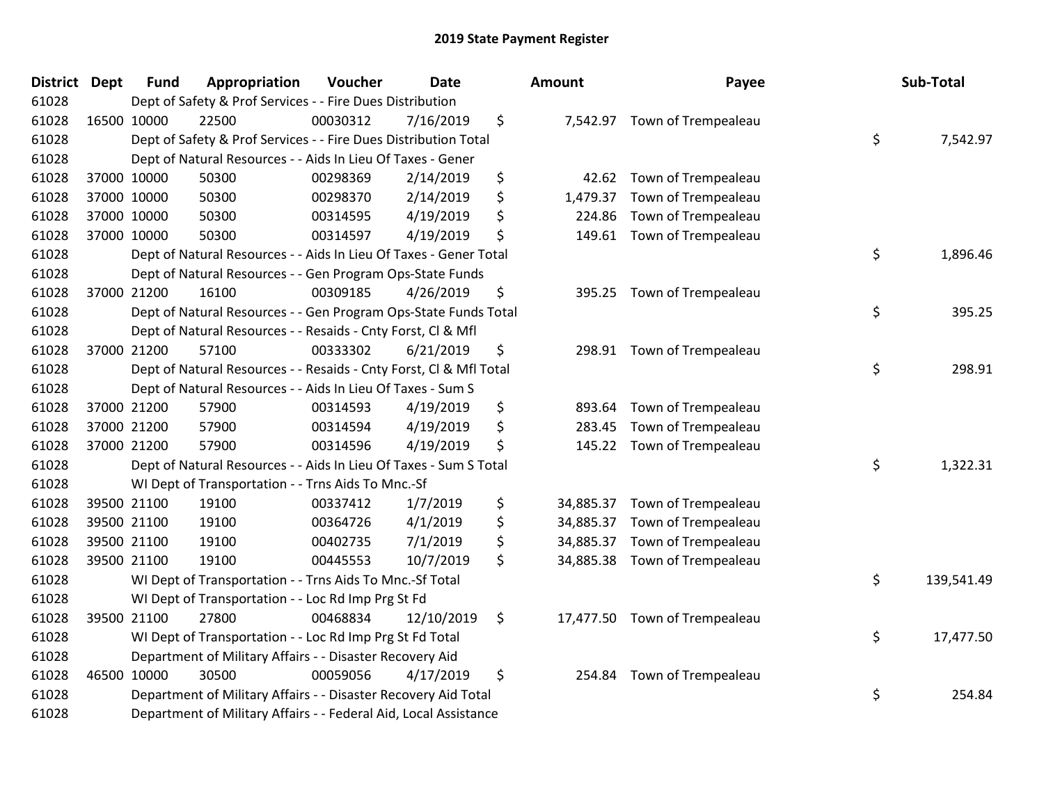## 2019 State Payment Register

| District | Dept | Fund | Appropriation | Voucher | Date | Amount | Payee | Sub-Total |
|---|---|---|---|---|---|---|---|---|
| 61028 | | Dept of Safety & Prof Services - - Fire Dues Distribution | | | | | | |
| 61028 | 16500 | 10000 | 22500 | 00030312 | 7/16/2019 | $ 7,542.97 | Town of Trempealeau | |
| 61028 | | Dept of Safety & Prof Services - - Fire Dues Distribution Total | | | | | | $ 7,542.97 |
| 61028 | | Dept of Natural Resources - - Aids In Lieu Of Taxes - Gener | | | | | | |
| 61028 | 37000 | 10000 | 50300 | 00298369 | 2/14/2019 | $ 42.62 | Town of Trempealeau | |
| 61028 | 37000 | 10000 | 50300 | 00298370 | 2/14/2019 | $ 1,479.37 | Town of Trempealeau | |
| 61028 | 37000 | 10000 | 50300 | 00314595 | 4/19/2019 | $ 224.86 | Town of Trempealeau | |
| 61028 | 37000 | 10000 | 50300 | 00314597 | 4/19/2019 | $ 149.61 | Town of Trempealeau | |
| 61028 | | Dept of Natural Resources - - Aids In Lieu Of Taxes - Gener Total | | | | | | $ 1,896.46 |
| 61028 | | Dept of Natural Resources - - Gen Program Ops-State Funds | | | | | | |
| 61028 | 37000 | 21200 | 16100 | 00309185 | 4/26/2019 | $ 395.25 | Town of Trempealeau | |
| 61028 | | Dept of Natural Resources - - Gen Program Ops-State Funds Total | | | | | | $ 395.25 |
| 61028 | | Dept of Natural Resources - - Resaids - Cnty Forst, Cl & Mfl | | | | | | |
| 61028 | 37000 | 21200 | 57100 | 00333302 | 6/21/2019 | $ 298.91 | Town of Trempealeau | |
| 61028 | | Dept of Natural Resources - - Resaids - Cnty Forst, Cl & Mfl Total | | | | | | $ 298.91 |
| 61028 | | Dept of Natural Resources - - Aids In Lieu Of Taxes - Sum S | | | | | | |
| 61028 | 37000 | 21200 | 57900 | 00314593 | 4/19/2019 | $ 893.64 | Town of Trempealeau | |
| 61028 | 37000 | 21200 | 57900 | 00314594 | 4/19/2019 | $ 283.45 | Town of Trempealeau | |
| 61028 | 37000 | 21200 | 57900 | 00314596 | 4/19/2019 | $ 145.22 | Town of Trempealeau | |
| 61028 | | Dept of Natural Resources - - Aids In Lieu Of Taxes - Sum S Total | | | | | | $ 1,322.31 |
| 61028 | | WI Dept of Transportation - - Trns Aids To Mnc.-Sf | | | | | | |
| 61028 | 39500 | 21100 | 19100 | 00337412 | 1/7/2019 | $ 34,885.37 | Town of Trempealeau | |
| 61028 | 39500 | 21100 | 19100 | 00364726 | 4/1/2019 | $ 34,885.37 | Town of Trempealeau | |
| 61028 | 39500 | 21100 | 19100 | 00402735 | 7/1/2019 | $ 34,885.37 | Town of Trempealeau | |
| 61028 | 39500 | 21100 | 19100 | 00445553 | 10/7/2019 | $ 34,885.38 | Town of Trempealeau | |
| 61028 | | WI Dept of Transportation - - Trns Aids To Mnc.-Sf Total | | | | | | $ 139,541.49 |
| 61028 | | WI Dept of Transportation - - Loc Rd Imp Prg St Fd | | | | | | |
| 61028 | 39500 | 21100 | 27800 | 00468834 | 12/10/2019 | $ 17,477.50 | Town of Trempealeau | |
| 61028 | | WI Dept of Transportation - - Loc Rd Imp Prg St Fd Total | | | | | | $ 17,477.50 |
| 61028 | | Department of Military Affairs - - Disaster Recovery Aid | | | | | | |
| 61028 | 46500 | 10000 | 30500 | 00059056 | 4/17/2019 | $ 254.84 | Town of Trempealeau | |
| 61028 | | Department of Military Affairs - - Disaster Recovery Aid Total | | | | | | $ 254.84 |
| 61028 | | Department of Military Affairs - - Federal Aid, Local Assistance | | | | | | |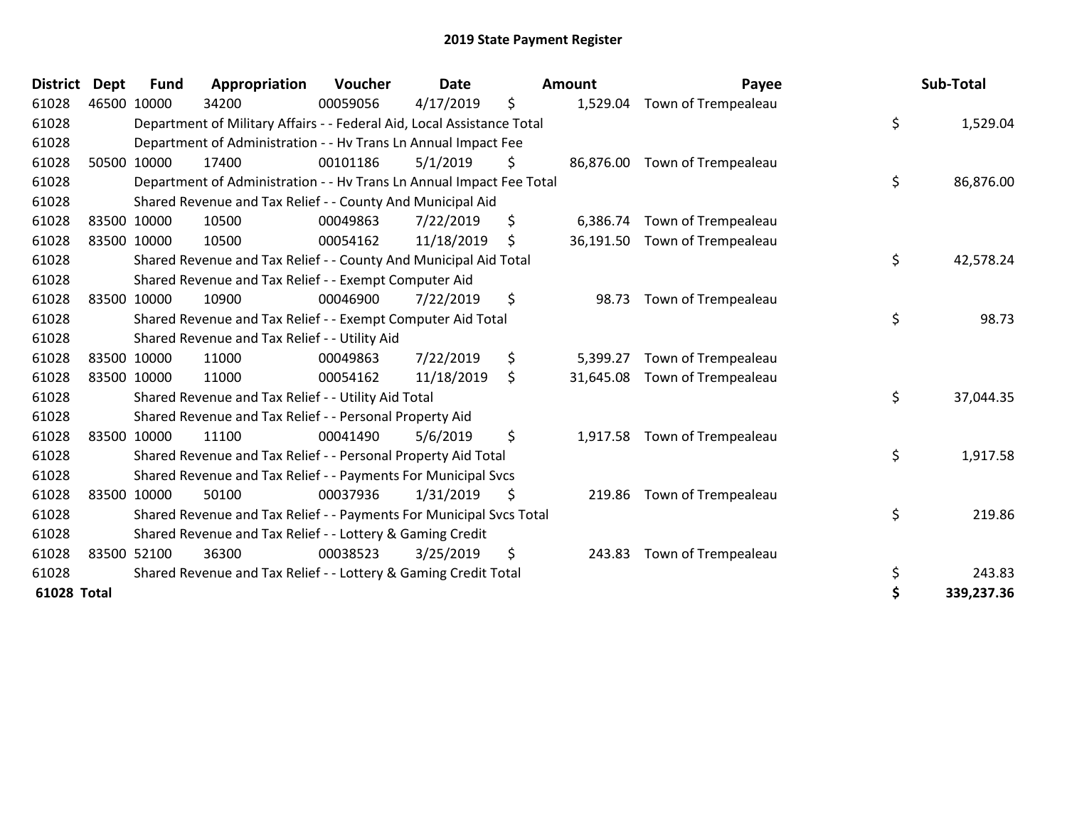# 2019 State Payment Register

| District | Dept | Fund | Appropriation | Voucher | Date | Amount | Payee | Sub-Total |
|---|---|---|---|---|---|---|---|---|
| 61028 | 46500 | 10000 | 34200 | 00059056 | 4/17/2019 | $ 1,529.04 | Town of Trempealeau | |
| 61028 | | Department of Military Affairs - - Federal Aid, Local Assistance Total | | | | | | $ 1,529.04 |
| 61028 | | Department of Administration - - Hv Trans Ln Annual Impact Fee | | | | | | |
| 61028 | 50500 | 10000 | 17400 | 00101186 | 5/1/2019 | $ 86,876.00 | Town of Trempealeau | |
| 61028 | | Department of Administration - - Hv Trans Ln Annual Impact Fee Total | | | | | | $ 86,876.00 |
| 61028 | | Shared Revenue and Tax Relief - - County And Municipal Aid | | | | | | |
| 61028 | 83500 | 10000 | 10500 | 00049863 | 7/22/2019 | $ 6,386.74 | Town of Trempealeau | |
| 61028 | 83500 | 10000 | 10500 | 00054162 | 11/18/2019 | $ 36,191.50 | Town of Trempealeau | |
| 61028 | | Shared Revenue and Tax Relief - - County And Municipal Aid Total | | | | | | $ 42,578.24 |
| 61028 | | Shared Revenue and Tax Relief - - Exempt Computer Aid | | | | | | |
| 61028 | 83500 | 10000 | 10900 | 00046900 | 7/22/2019 | $ 98.73 | Town of Trempealeau | |
| 61028 | | Shared Revenue and Tax Relief - - Exempt Computer Aid Total | | | | | | $ 98.73 |
| 61028 | | Shared Revenue and Tax Relief - - Utility Aid | | | | | | |
| 61028 | 83500 | 10000 | 11000 | 00049863 | 7/22/2019 | $ 5,399.27 | Town of Trempealeau | |
| 61028 | 83500 | 10000 | 11000 | 00054162 | 11/18/2019 | $ 31,645.08 | Town of Trempealeau | |
| 61028 | | Shared Revenue and Tax Relief - - Utility Aid Total | | | | | | $ 37,044.35 |
| 61028 | | Shared Revenue and Tax Relief - - Personal Property Aid | | | | | | |
| 61028 | 83500 | 10000 | 11100 | 00041490 | 5/6/2019 | $ 1,917.58 | Town of Trempealeau | |
| 61028 | | Shared Revenue and Tax Relief - - Personal Property Aid Total | | | | | | $ 1,917.58 |
| 61028 | | Shared Revenue and Tax Relief - - Payments For Municipal Svcs | | | | | | |
| 61028 | 83500 | 10000 | 50100 | 00037936 | 1/31/2019 | $ 219.86 | Town of Trempealeau | |
| 61028 | | Shared Revenue and Tax Relief - - Payments For Municipal Svcs Total | | | | | | $ 219.86 |
| 61028 | | Shared Revenue and Tax Relief - - Lottery & Gaming Credit | | | | | | |
| 61028 | 83500 | 52100 | 36300 | 00038523 | 3/25/2019 | $ 243.83 | Town of Trempealeau | |
| 61028 | | Shared Revenue and Tax Relief - - Lottery & Gaming Credit Total | | | | | | $ 243.83 |
| **61028 Total** | | | | | | | | **$ 339,237.36** |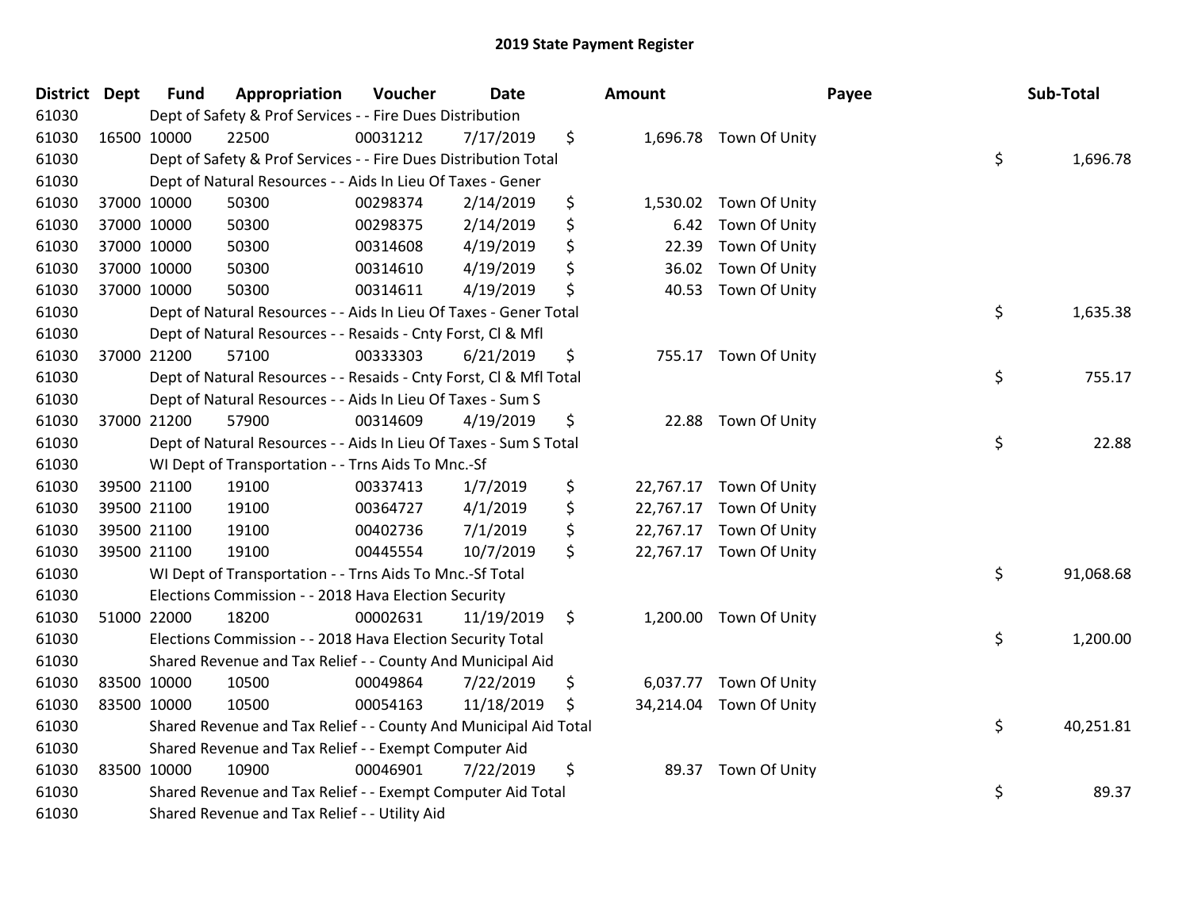# 2019 State Payment Register

| District | Dept | Fund | Appropriation | Voucher | Date | Amount | Payee | Sub-Total |
|---|---|---|---|---|---|---|---|---|
| 61030 | | Dept of Safety & Prof Services - - Fire Dues Distribution | | | | | | |
| 61030 | 16500 | 10000 | 22500 | 00031212 | 7/17/2019 | $ 1,696.78 | Town Of Unity | |
| 61030 | | Dept of Safety & Prof Services - - Fire Dues Distribution Total | | | | | | $ 1,696.78 |
| 61030 | | Dept of Natural Resources - - Aids In Lieu Of Taxes - Gener | | | | | | |
| 61030 | 37000 | 10000 | 50300 | 00298374 | 2/14/2019 | $ 1,530.02 | Town Of Unity | |
| 61030 | 37000 | 10000 | 50300 | 00298375 | 2/14/2019 | $ 6.42 | Town Of Unity | |
| 61030 | 37000 | 10000 | 50300 | 00314608 | 4/19/2019 | $ 22.39 | Town Of Unity | |
| 61030 | 37000 | 10000 | 50300 | 00314610 | 4/19/2019 | $ 36.02 | Town Of Unity | |
| 61030 | 37000 | 10000 | 50300 | 00314611 | 4/19/2019 | $ 40.53 | Town Of Unity | |
| 61030 | | Dept of Natural Resources - - Aids In Lieu Of Taxes - Gener Total | | | | | | $ 1,635.38 |
| 61030 | | Dept of Natural Resources - - Resaids - Cnty Forst, Cl & Mfl | | | | | | |
| 61030 | 37000 | 21200 | 57100 | 00333303 | 6/21/2019 | $ 755.17 | Town Of Unity | |
| 61030 | | Dept of Natural Resources - - Resaids - Cnty Forst, Cl & Mfl Total | | | | | | $ 755.17 |
| 61030 | | Dept of Natural Resources - - Aids In Lieu Of Taxes - Sum S | | | | | | |
| 61030 | 37000 | 21200 | 57900 | 00314609 | 4/19/2019 | $ 22.88 | Town Of Unity | |
| 61030 | | Dept of Natural Resources - - Aids In Lieu Of Taxes - Sum S Total | | | | | | $ 22.88 |
| 61030 | | WI Dept of Transportation - - Trns Aids To Mnc.-Sf | | | | | | |
| 61030 | 39500 | 21100 | 19100 | 00337413 | 1/7/2019 | $ 22,767.17 | Town Of Unity | |
| 61030 | 39500 | 21100 | 19100 | 00364727 | 4/1/2019 | $ 22,767.17 | Town Of Unity | |
| 61030 | 39500 | 21100 | 19100 | 00402736 | 7/1/2019 | $ 22,767.17 | Town Of Unity | |
| 61030 | 39500 | 21100 | 19100 | 00445554 | 10/7/2019 | $ 22,767.17 | Town Of Unity | |
| 61030 | | WI Dept of Transportation - - Trns Aids To Mnc.-Sf Total | | | | | | $ 91,068.68 |
| 61030 | | Elections Commission - - 2018 Hava Election Security | | | | | | |
| 61030 | 51000 | 22000 | 18200 | 00002631 | 11/19/2019 | $ 1,200.00 | Town Of Unity | |
| 61030 | | Elections Commission - - 2018 Hava Election Security Total | | | | | | $ 1,200.00 |
| 61030 | | Shared Revenue and Tax Relief - - County And Municipal Aid | | | | | | |
| 61030 | 83500 | 10000 | 10500 | 00049864 | 7/22/2019 | $ 6,037.77 | Town Of Unity | |
| 61030 | 83500 | 10000 | 10500 | 00054163 | 11/18/2019 | $ 34,214.04 | Town Of Unity | |
| 61030 | | Shared Revenue and Tax Relief - - County And Municipal Aid Total | | | | | | $ 40,251.81 |
| 61030 | | Shared Revenue and Tax Relief - - Exempt Computer Aid | | | | | | |
| 61030 | 83500 | 10000 | 10900 | 00046901 | 7/22/2019 | $ 89.37 | Town Of Unity | |
| 61030 | | Shared Revenue and Tax Relief - - Exempt Computer Aid Total | | | | | | $ 89.37 |
| 61030 | | Shared Revenue and Tax Relief - - Utility Aid | | | | | | |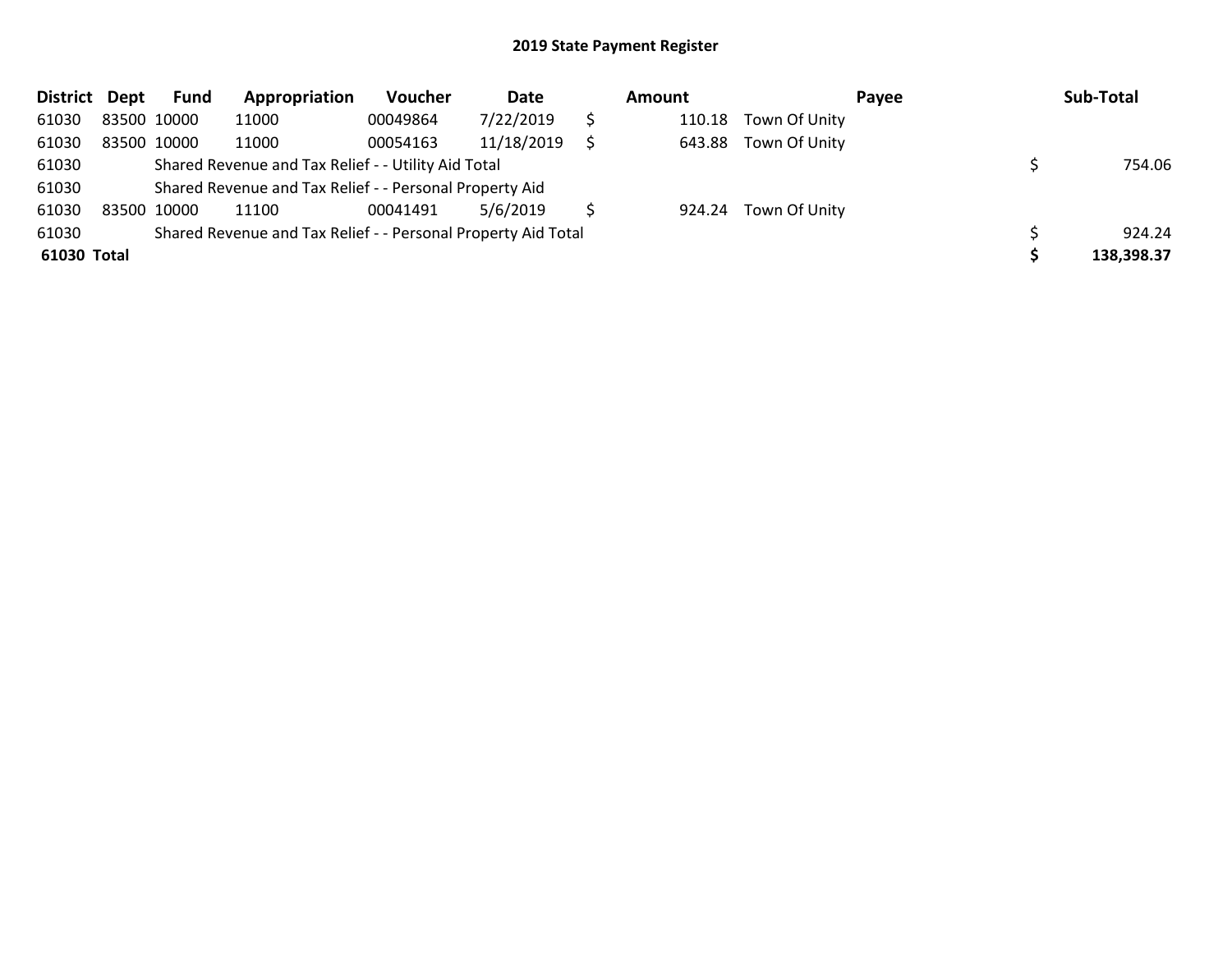## 2019 State Payment Register

| District | Dept | Fund | Appropriation | Voucher | Date | Amount | Payee | Sub-Total |
|---|---|---|---|---|---|---|---|---|
| 61030 | 83500 | 10000 | 11000 | 00049864 | 7/22/2019 | $ 110.18 | Town Of Unity | |
| 61030 | 83500 | 10000 | 11000 | 00054163 | 11/18/2019 | $ 643.88 | Town Of Unity | |
| 61030 | | Shared Revenue and Tax Relief - - Utility Aid Total | | | | | | $ 754.06 |
| 61030 | | Shared Revenue and Tax Relief - - Personal Property Aid | | | | | | |
| 61030 | 83500 | 10000 | 11100 | 00041491 | 5/6/2019 | $ 924.24 | Town Of Unity | |
| 61030 | | Shared Revenue and Tax Relief - - Personal Property Aid Total | | | | | | $ 924.24 |
| **61030 Total** | | | | | | | | **$ 138,398.37** |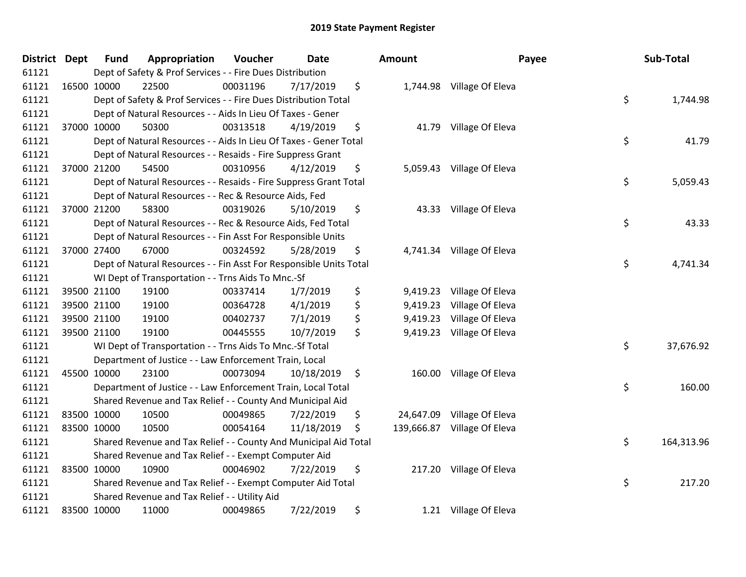## 2019 State Payment Register

| District | Dept | Fund | Appropriation | Voucher | Date | Amount | Payee | Sub-Total |
|---|---|---|---|---|---|---|---|---|
| 61121 | | Dept of Safety & Prof Services - - Fire Dues Distribution | | | | | | |
| 61121 | 16500 | 10000 | 22500 | 00031196 | 7/17/2019 | $ 1,744.98 | Village Of Eleva | |
| 61121 | | Dept of Safety & Prof Services - - Fire Dues Distribution Total | | | | | | $ 1,744.98 |
| 61121 | | Dept of Natural Resources - - Aids In Lieu Of Taxes - Gener | | | | | | |
| 61121 | 37000 | 10000 | 50300 | 00313518 | 4/19/2019 | $ 41.79 | Village Of Eleva | |
| 61121 | | Dept of Natural Resources - - Aids In Lieu Of Taxes - Gener Total | | | | | | $ 41.79 |
| 61121 | | Dept of Natural Resources - - Resaids - Fire Suppress Grant | | | | | | |
| 61121 | 37000 | 21200 | 54500 | 00310956 | 4/12/2019 | $ 5,059.43 | Village Of Eleva | |
| 61121 | | Dept of Natural Resources - - Resaids - Fire Suppress Grant Total | | | | | | $ 5,059.43 |
| 61121 | | Dept of Natural Resources - - Rec & Resource Aids, Fed | | | | | | |
| 61121 | 37000 | 21200 | 58300 | 00319026 | 5/10/2019 | $ 43.33 | Village Of Eleva | |
| 61121 | | Dept of Natural Resources - - Rec & Resource Aids, Fed Total | | | | | | $ 43.33 |
| 61121 | | Dept of Natural Resources - - Fin Asst For Responsible Units | | | | | | |
| 61121 | 37000 | 27400 | 67000 | 00324592 | 5/28/2019 | $ 4,741.34 | Village Of Eleva | |
| 61121 | | Dept of Natural Resources - - Fin Asst For Responsible Units Total | | | | | | $ 4,741.34 |
| 61121 | | WI Dept of Transportation - - Trns Aids To Mnc.-Sf | | | | | | |
| 61121 | 39500 | 21100 | 19100 | 00337414 | 1/7/2019 | $ 9,419.23 | Village Of Eleva | |
| 61121 | 39500 | 21100 | 19100 | 00364728 | 4/1/2019 | $ 9,419.23 | Village Of Eleva | |
| 61121 | 39500 | 21100 | 19100 | 00402737 | 7/1/2019 | $ 9,419.23 | Village Of Eleva | |
| 61121 | 39500 | 21100 | 19100 | 00445555 | 10/7/2019 | $ 9,419.23 | Village Of Eleva | |
| 61121 | | WI Dept of Transportation - - Trns Aids To Mnc.-Sf Total | | | | | | $ 37,676.92 |
| 61121 | | Department of Justice - - Law Enforcement Train, Local | | | | | | |
| 61121 | 45500 | 10000 | 23100 | 00073094 | 10/18/2019 | $ 160.00 | Village Of Eleva | |
| 61121 | | Department of Justice - - Law Enforcement Train, Local Total | | | | | | $ 160.00 |
| 61121 | | Shared Revenue and Tax Relief - - County And Municipal Aid | | | | | | |
| 61121 | 83500 | 10000 | 10500 | 00049865 | 7/22/2019 | $ 24,647.09 | Village Of Eleva | |
| 61121 | 83500 | 10000 | 10500 | 00054164 | 11/18/2019 | $ 139,666.87 | Village Of Eleva | |
| 61121 | | Shared Revenue and Tax Relief - - County And Municipal Aid Total | | | | | | $ 164,313.96 |
| 61121 | | Shared Revenue and Tax Relief - - Exempt Computer Aid | | | | | | |
| 61121 | 83500 | 10000 | 10900 | 00046902 | 7/22/2019 | $ 217.20 | Village Of Eleva | |
| 61121 | | Shared Revenue and Tax Relief - - Exempt Computer Aid Total | | | | | | $ 217.20 |
| 61121 | | Shared Revenue and Tax Relief - - Utility Aid | | | | | | |
| 61121 | 83500 | 10000 | 11000 | 00049865 | 7/22/2019 | $ 1.21 | Village Of Eleva | |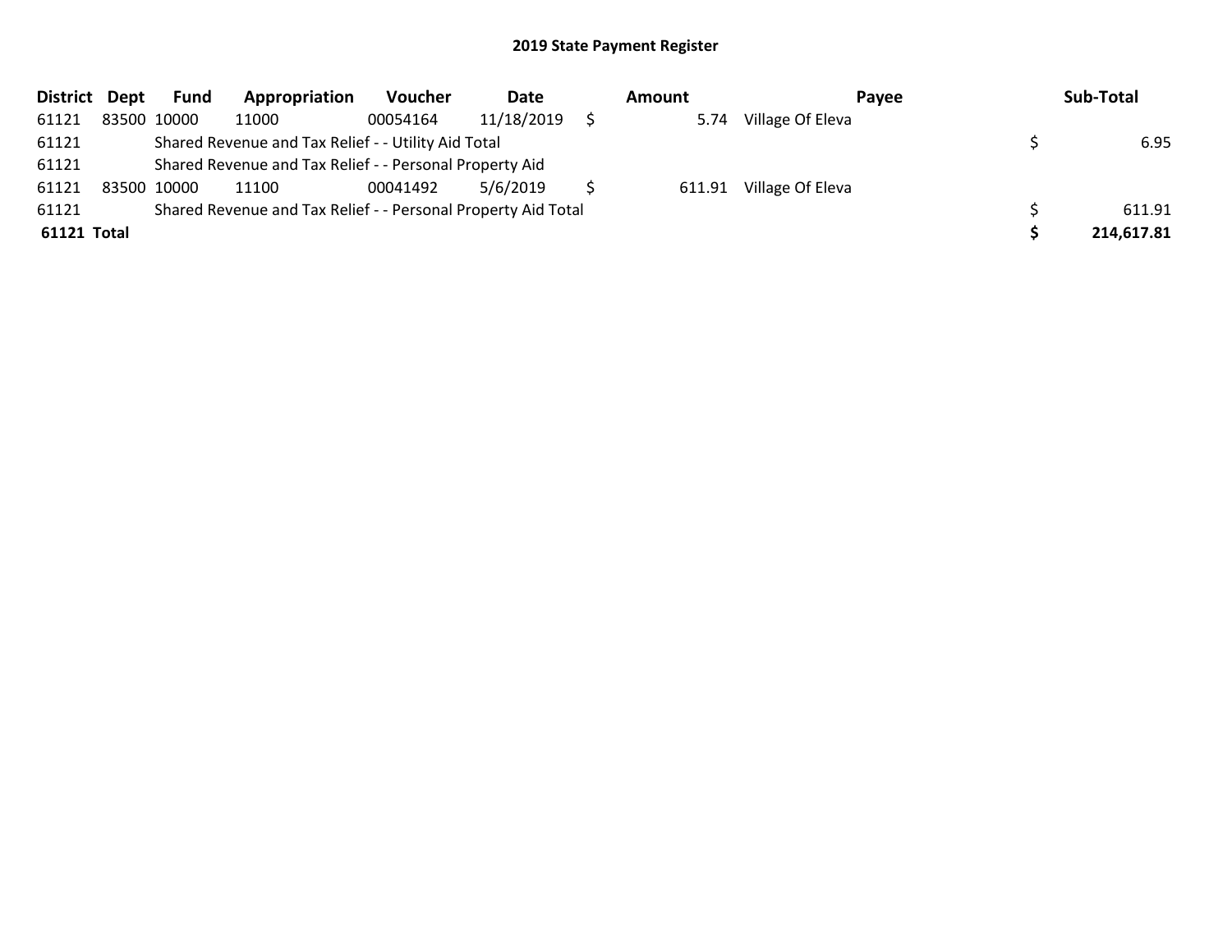## 2019 State Payment Register

| District | Dept | Fund | Appropriation | Voucher | Date | Amount | Payee | Sub-Total |
|---|---|---|---|---|---|---|---|---|
| 61121 | 83500 | 10000 | 11000 | 00054164 | 11/18/2019 | $ 5.74 | Village Of Eleva | |
| 61121 | | Shared Revenue and Tax Relief - - Utility Aid Total | | | | | | $ 6.95 |
| 61121 | | Shared Revenue and Tax Relief - - Personal Property Aid | | | | | | |
| 61121 | 83500 | 10000 | 11100 | 00041492 | 5/6/2019 | $ 611.91 | Village Of Eleva | |
| 61121 | | Shared Revenue and Tax Relief - - Personal Property Aid Total | | | | | | $ 611.91 |
| **61121** | **Total** | | | | | | | **$ 214,617.81** |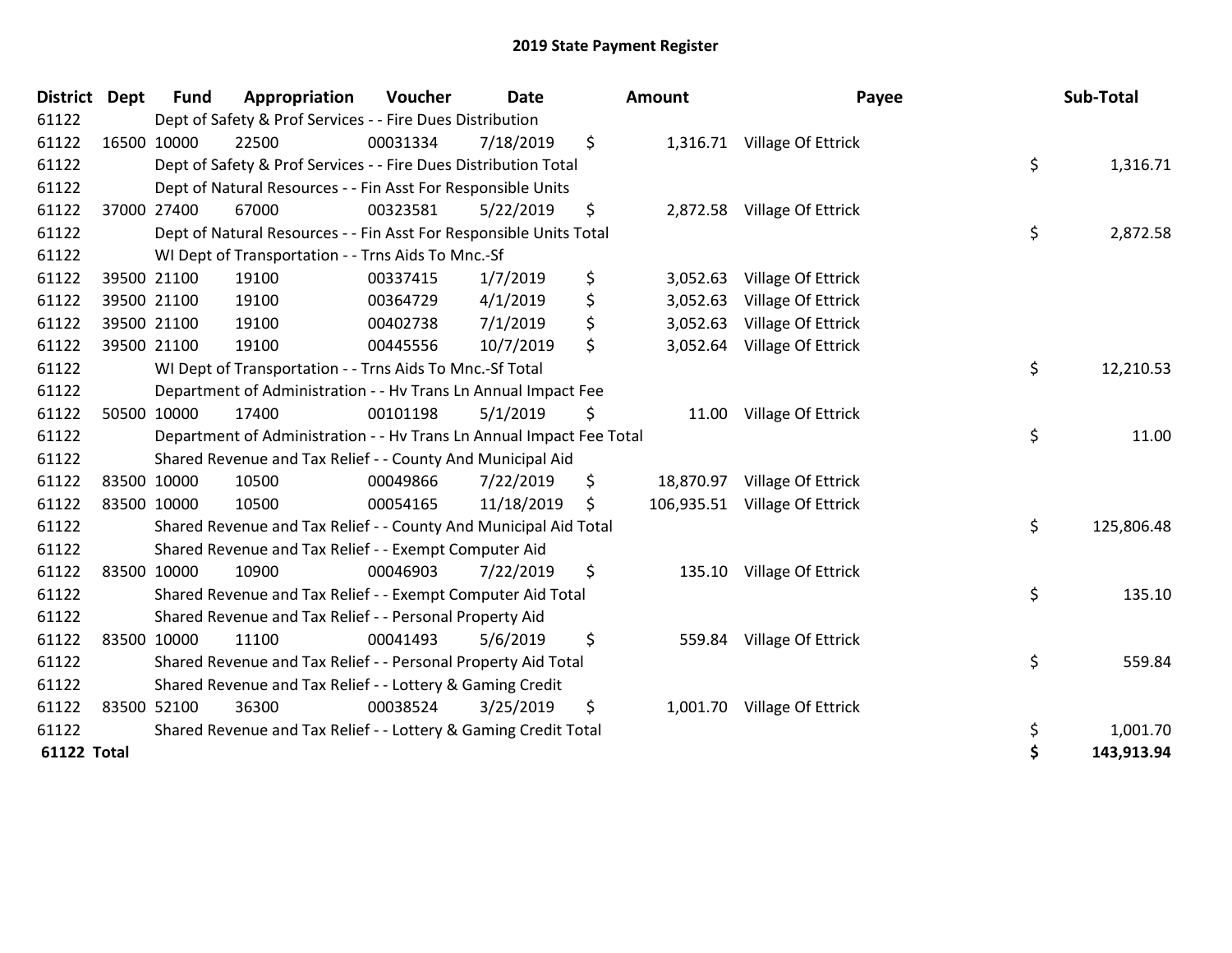# 2019 State Payment Register

| District | Dept | Fund | Appropriation | Voucher | Date | Amount | Payee | Sub-Total |
|---|---|---|---|---|---|---|---|---|
| 61122 | | Dept of Safety & Prof Services - - Fire Dues Distribution | | | | | | |
| 61122 | 16500 | 10000 | 22500 | 00031334 | 7/18/2019 | $ 1,316.71 | Village Of Ettrick | |
| 61122 | | Dept of Safety & Prof Services - - Fire Dues Distribution Total | | | | | | $ 1,316.71 |
| 61122 | | Dept of Natural Resources - - Fin Asst For Responsible Units | | | | | | |
| 61122 | 37000 | 27400 | 67000 | 00323581 | 5/22/2019 | $ 2,872.58 | Village Of Ettrick | |
| 61122 | | Dept of Natural Resources - - Fin Asst For Responsible Units Total | | | | | | $ 2,872.58 |
| 61122 | | WI Dept of Transportation - - Trns Aids To Mnc.-Sf | | | | | | |
| 61122 | 39500 | 21100 | 19100 | 00337415 | 1/7/2019 | $ 3,052.63 | Village Of Ettrick | |
| 61122 | 39500 | 21100 | 19100 | 00364729 | 4/1/2019 | $ 3,052.63 | Village Of Ettrick | |
| 61122 | 39500 | 21100 | 19100 | 00402738 | 7/1/2019 | $ 3,052.63 | Village Of Ettrick | |
| 61122 | 39500 | 21100 | 19100 | 00445556 | 10/7/2019 | $ 3,052.64 | Village Of Ettrick | |
| 61122 | | WI Dept of Transportation - - Trns Aids To Mnc.-Sf Total | | | | | | $ 12,210.53 |
| 61122 | | Department of Administration - - Hv Trans Ln Annual Impact Fee | | | | | | |
| 61122 | 50500 | 10000 | 17400 | 00101198 | 5/1/2019 | $ 11.00 | Village Of Ettrick | |
| 61122 | | Department of Administration - - Hv Trans Ln Annual Impact Fee Total | | | | | | $ 11.00 |
| 61122 | | Shared Revenue and Tax Relief - - County And Municipal Aid | | | | | | |
| 61122 | 83500 | 10000 | 10500 | 00049866 | 7/22/2019 | $ 18,870.97 | Village Of Ettrick | |
| 61122 | 83500 | 10000 | 10500 | 00054165 | 11/18/2019 | $ 106,935.51 | Village Of Ettrick | |
| 61122 | | Shared Revenue and Tax Relief - - County And Municipal Aid Total | | | | | | $ 125,806.48 |
| 61122 | | Shared Revenue and Tax Relief - - Exempt Computer Aid | | | | | | |
| 61122 | 83500 | 10000 | 10900 | 00046903 | 7/22/2019 | $ 135.10 | Village Of Ettrick | |
| 61122 | | Shared Revenue and Tax Relief - - Exempt Computer Aid Total | | | | | | $ 135.10 |
| 61122 | | Shared Revenue and Tax Relief - - Personal Property Aid | | | | | | |
| 61122 | 83500 | 10000 | 11100 | 00041493 | 5/6/2019 | $ 559.84 | Village Of Ettrick | |
| 61122 | | Shared Revenue and Tax Relief - - Personal Property Aid Total | | | | | | $ 559.84 |
| 61122 | | Shared Revenue and Tax Relief - - Lottery & Gaming Credit | | | | | | |
| 61122 | 83500 | 52100 | 36300 | 00038524 | 3/25/2019 | $ 1,001.70 | Village Of Ettrick | |
| 61122 | | Shared Revenue and Tax Relief - - Lottery & Gaming Credit Total | | | | | | $ 1,001.70 |
| **61122 Total** | | | | | | | | **$ 143,913.94** |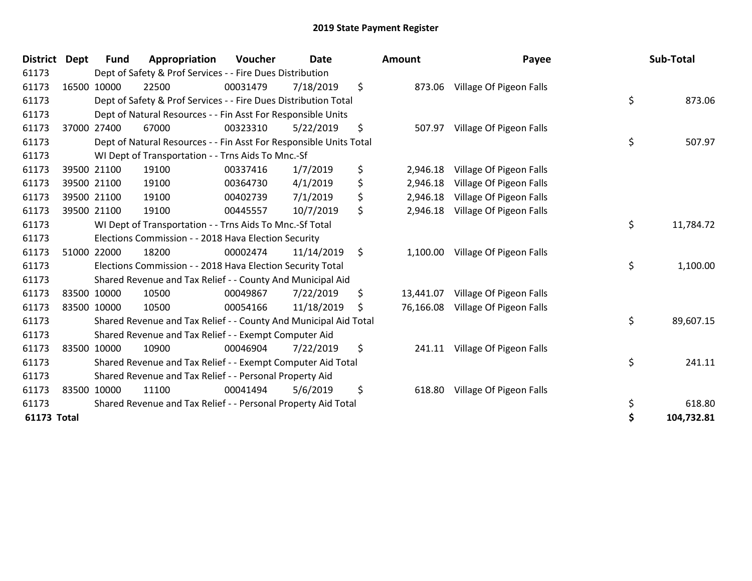# 2019 State Payment Register

| District | Dept | Fund | Appropriation | Voucher | Date | Amount | Payee | Sub-Total |
|---|---|---|---|---|---|---|---|---|
| 61173 | | Dept of Safety & Prof Services - - Fire Dues Distribution | | | | | | |
| 61173 | 16500 | 10000 | 22500 | 00031479 | 7/18/2019 | $ 873.06 | Village Of Pigeon Falls | |
| 61173 | | Dept of Safety & Prof Services - - Fire Dues Distribution Total | | | | | | $ 873.06 |
| 61173 | | Dept of Natural Resources - - Fin Asst For Responsible Units | | | | | | |
| 61173 | 37000 | 27400 | 67000 | 00323310 | 5/22/2019 | $ 507.97 | Village Of Pigeon Falls | |
| 61173 | | Dept of Natural Resources - - Fin Asst For Responsible Units Total | | | | | | $ 507.97 |
| 61173 | | WI Dept of Transportation - - Trns Aids To Mnc.-Sf | | | | | | |
| 61173 | 39500 | 21100 | 19100 | 00337416 | 1/7/2019 | $ 2,946.18 | Village Of Pigeon Falls | |
| 61173 | 39500 | 21100 | 19100 | 00364730 | 4/1/2019 | $ 2,946.18 | Village Of Pigeon Falls | |
| 61173 | 39500 | 21100 | 19100 | 00402739 | 7/1/2019 | $ 2,946.18 | Village Of Pigeon Falls | |
| 61173 | 39500 | 21100 | 19100 | 00445557 | 10/7/2019 | $ 2,946.18 | Village Of Pigeon Falls | |
| 61173 | | WI Dept of Transportation - - Trns Aids To Mnc.-Sf Total | | | | | | $ 11,784.72 |
| 61173 | | Elections Commission - - 2018 Hava Election Security | | | | | | |
| 61173 | 51000 | 22000 | 18200 | 00002474 | 11/14/2019 | $ 1,100.00 | Village Of Pigeon Falls | |
| 61173 | | Elections Commission - - 2018 Hava Election Security Total | | | | | | $ 1,100.00 |
| 61173 | | Shared Revenue and Tax Relief - - County And Municipal Aid | | | | | | |
| 61173 | 83500 | 10000 | 10500 | 00049867 | 7/22/2019 | $ 13,441.07 | Village Of Pigeon Falls | |
| 61173 | 83500 | 10000 | 10500 | 00054166 | 11/18/2019 | $ 76,166.08 | Village Of Pigeon Falls | |
| 61173 | | Shared Revenue and Tax Relief - - County And Municipal Aid Total | | | | | | $ 89,607.15 |
| 61173 | | Shared Revenue and Tax Relief - - Exempt Computer Aid | | | | | | |
| 61173 | 83500 | 10000 | 10900 | 00046904 | 7/22/2019 | $ 241.11 | Village Of Pigeon Falls | |
| 61173 | | Shared Revenue and Tax Relief - - Exempt Computer Aid Total | | | | | | $ 241.11 |
| 61173 | | Shared Revenue and Tax Relief - - Personal Property Aid | | | | | | |
| 61173 | 83500 | 10000 | 11100 | 00041494 | 5/6/2019 | $ 618.80 | Village Of Pigeon Falls | |
| 61173 | | Shared Revenue and Tax Relief - - Personal Property Aid Total | | | | | | $ 618.80 |
| **61173 Total** | | | | | | | | **$ 104,732.81** |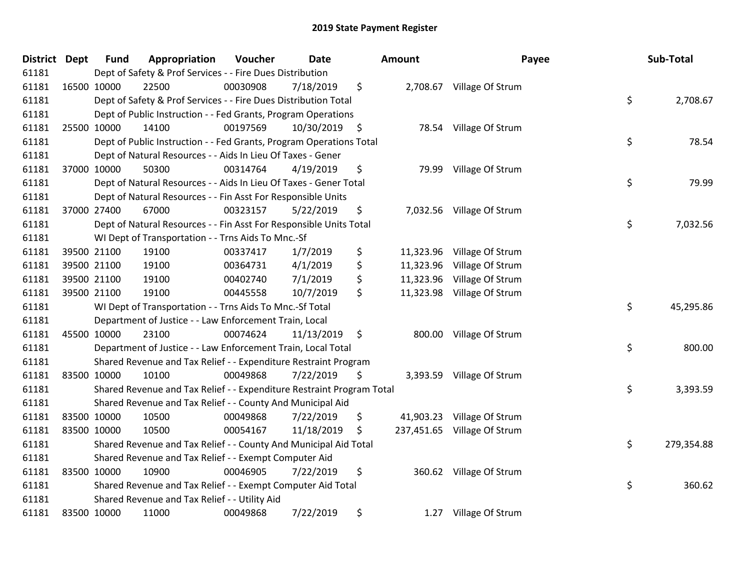# 2019 State Payment Register

| District | Dept | Fund | Appropriation | Voucher | Date | Amount | Payee | Sub-Total |
|---|---|---|---|---|---|---|---|---|
| 61181 | | Dept of Safety & Prof Services - - Fire Dues Distribution | | | | | | |
| 61181 | 16500 | 10000 | 22500 | 00030908 | 7/18/2019 | $ 2,708.67 | Village Of Strum | |
| 61181 | | Dept of Safety & Prof Services - - Fire Dues Distribution Total | | | | | | $ 2,708.67 |
| 61181 | | Dept of Public Instruction - - Fed Grants, Program Operations | | | | | | |
| 61181 | 25500 | 10000 | 14100 | 00197569 | 10/30/2019 | $ 78.54 | Village Of Strum | |
| 61181 | | Dept of Public Instruction - - Fed Grants, Program Operations Total | | | | | | $ 78.54 |
| 61181 | | Dept of Natural Resources - - Aids In Lieu Of Taxes - Gener | | | | | | |
| 61181 | 37000 | 10000 | 50300 | 00314764 | 4/19/2019 | $ 79.99 | Village Of Strum | |
| 61181 | | Dept of Natural Resources - - Aids In Lieu Of Taxes - Gener Total | | | | | | $ 79.99 |
| 61181 | | Dept of Natural Resources - - Fin Asst For Responsible Units | | | | | | |
| 61181 | 37000 | 27400 | 67000 | 00323157 | 5/22/2019 | $ 7,032.56 | Village Of Strum | |
| 61181 | | Dept of Natural Resources - - Fin Asst For Responsible Units Total | | | | | | $ 7,032.56 |
| 61181 | | WI Dept of Transportation - - Trns Aids To Mnc.-Sf | | | | | | |
| 61181 | 39500 | 21100 | 19100 | 00337417 | 1/7/2019 | $ 11,323.96 | Village Of Strum | |
| 61181 | 39500 | 21100 | 19100 | 00364731 | 4/1/2019 | $ 11,323.96 | Village Of Strum | |
| 61181 | 39500 | 21100 | 19100 | 00402740 | 7/1/2019 | $ 11,323.96 | Village Of Strum | |
| 61181 | 39500 | 21100 | 19100 | 00445558 | 10/7/2019 | $ 11,323.98 | Village Of Strum | |
| 61181 | | WI Dept of Transportation - - Trns Aids To Mnc.-Sf Total | | | | | | $ 45,295.86 |
| 61181 | | Department of Justice - - Law Enforcement Train, Local | | | | | | |
| 61181 | 45500 | 10000 | 23100 | 00074624 | 11/13/2019 | $ 800.00 | Village Of Strum | |
| 61181 | | Department of Justice - - Law Enforcement Train, Local Total | | | | | | $ 800.00 |
| 61181 | | Shared Revenue and Tax Relief - - Expenditure Restraint Program | | | | | | |
| 61181 | 83500 | 10000 | 10100 | 00049868 | 7/22/2019 | $ 3,393.59 | Village Of Strum | |
| 61181 | | Shared Revenue and Tax Relief - - Expenditure Restraint Program Total | | | | | | $ 3,393.59 |
| 61181 | | Shared Revenue and Tax Relief - - County And Municipal Aid | | | | | | |
| 61181 | 83500 | 10000 | 10500 | 00049868 | 7/22/2019 | $ 41,903.23 | Village Of Strum | |
| 61181 | 83500 | 10000 | 10500 | 00054167 | 11/18/2019 | $ 237,451.65 | Village Of Strum | |
| 61181 | | Shared Revenue and Tax Relief - - County And Municipal Aid Total | | | | | | $ 279,354.88 |
| 61181 | | Shared Revenue and Tax Relief - - Exempt Computer Aid | | | | | | |
| 61181 | 83500 | 10000 | 10900 | 00046905 | 7/22/2019 | $ 360.62 | Village Of Strum | |
| 61181 | | Shared Revenue and Tax Relief - - Exempt Computer Aid Total | | | | | | $ 360.62 |
| 61181 | | Shared Revenue and Tax Relief - - Utility Aid | | | | | | |
| 61181 | 83500 | 10000 | 11000 | 00049868 | 7/22/2019 | $ 1.27 | Village Of Strum | |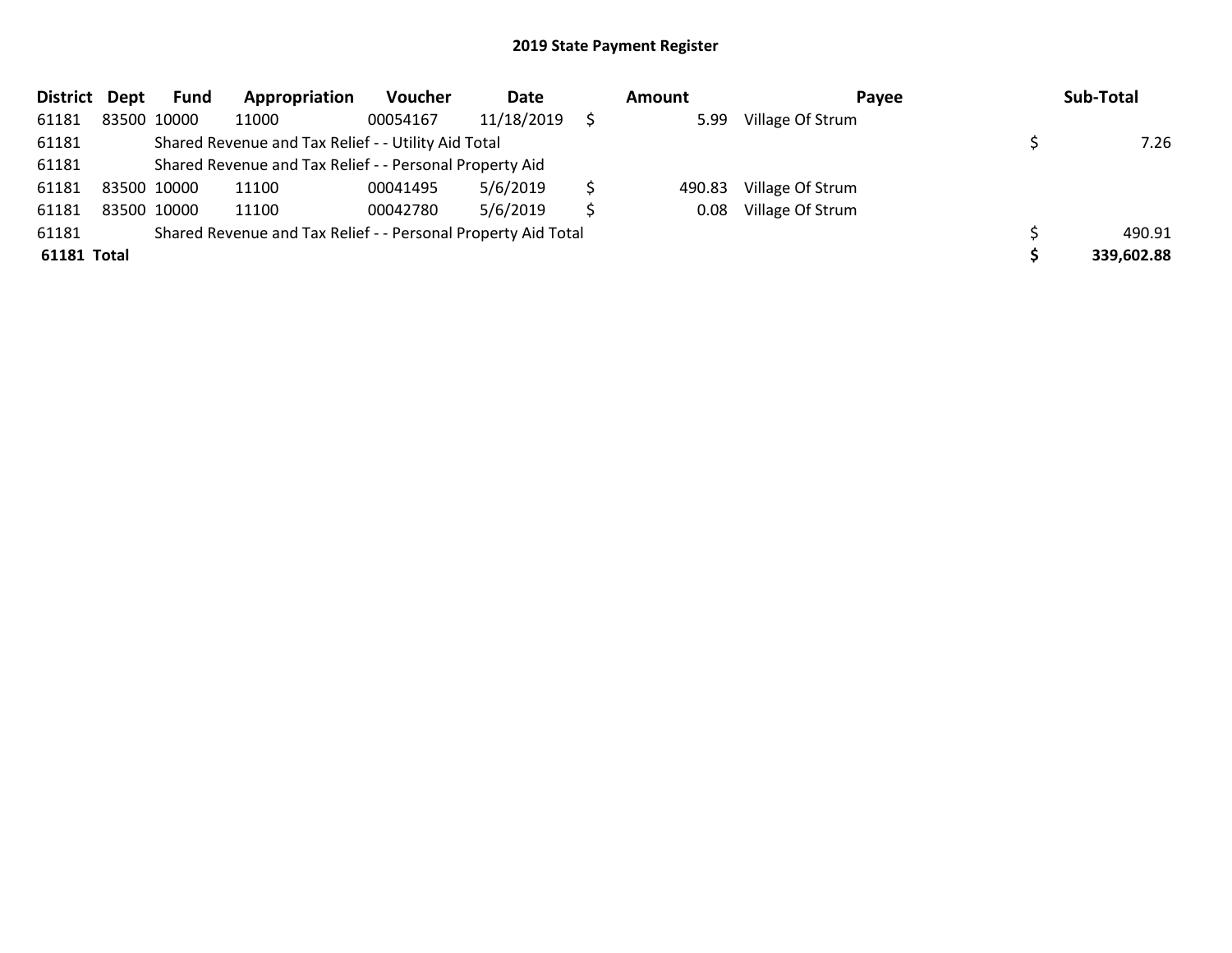## 2019 State Payment Register

| District | Dept | Fund | Appropriation | Voucher | Date | Amount | Payee | Sub-Total |
|---|---|---|---|---|---|---|---|---|
| 61181 | 83500 | 10000 | 11000 | 00054167 | 11/18/2019 | $ 5.99 | Village Of Strum | |
| 61181 | | Shared Revenue and Tax Relief - - Utility Aid Total | | | | | | $ 7.26 |
| 61181 | | Shared Revenue and Tax Relief - - Personal Property Aid | | | | | | |
| 61181 | 83500 | 10000 | 11100 | 00041495 | 5/6/2019 | $ 490.83 | Village Of Strum | |
| 61181 | 83500 | 10000 | 11100 | 00042780 | 5/6/2019 | $ 0.08 | Village Of Strum | |
| 61181 | | Shared Revenue and Tax Relief - - Personal Property Aid Total | | | | | | $ 490.91 |
| **61181** | **Total** | | | | | | | **$ 339,602.88** |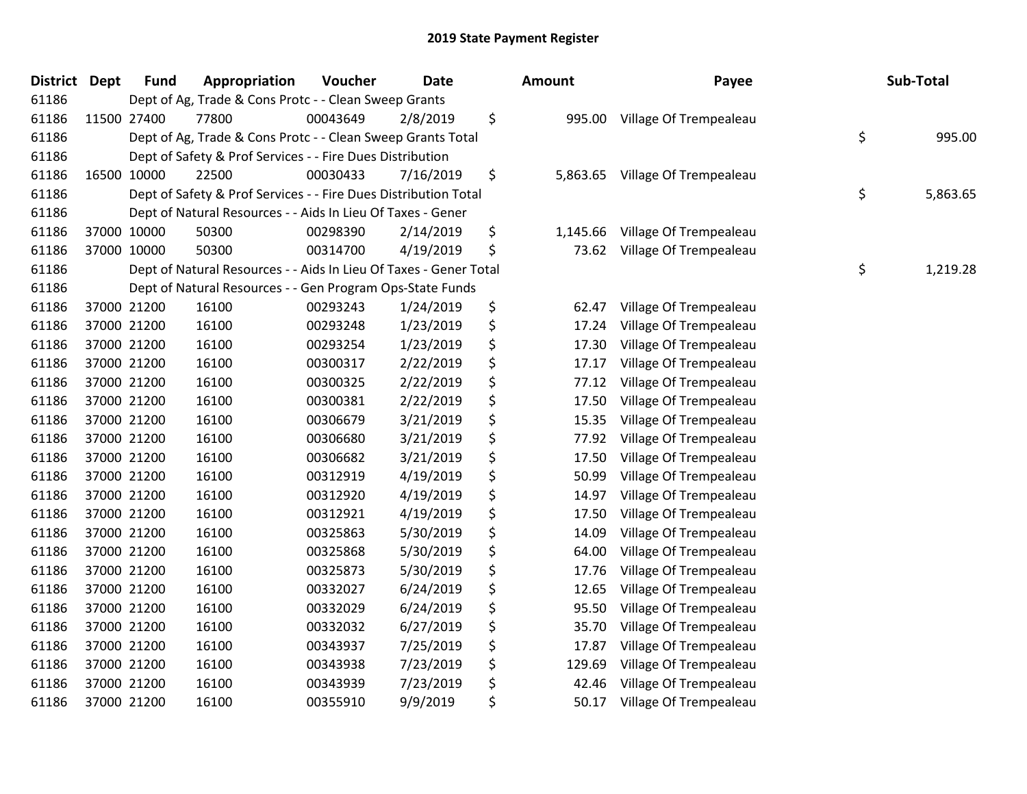# 2019 State Payment Register

| District | Dept | Fund | Appropriation | Voucher | Date | Amount | Payee | Sub-Total |
|---|---|---|---|---|---|---|---|---|
| 61186 | | Dept of Ag, Trade & Cons Protc - - Clean Sweep Grants | | | | | | |
| 61186 | 11500 | 27400 | 77800 | 00043649 | 2/8/2019 | $ 995.00 | Village Of Trempealeau | |
| 61186 | | Dept of Ag, Trade & Cons Protc - - Clean Sweep Grants Total | | | | | | $ 995.00 |
| 61186 | | Dept of Safety & Prof Services - - Fire Dues Distribution | | | | | | |
| 61186 | 16500 | 10000 | 22500 | 00030433 | 7/16/2019 | $ 5,863.65 | Village Of Trempealeau | |
| 61186 | | Dept of Safety & Prof Services - - Fire Dues Distribution Total | | | | | | $ 5,863.65 |
| 61186 | | Dept of Natural Resources - - Aids In Lieu Of Taxes - Gener | | | | | | |
| 61186 | 37000 | 10000 | 50300 | 00298390 | 2/14/2019 | $ 1,145.66 | Village Of Trempealeau | |
| 61186 | 37000 | 10000 | 50300 | 00314700 | 4/19/2019 | $ 73.62 | Village Of Trempealeau | |
| 61186 | | Dept of Natural Resources - - Aids In Lieu Of Taxes - Gener Total | | | | | | $ 1,219.28 |
| 61186 | | Dept of Natural Resources - - Gen Program Ops-State Funds | | | | | | |
| 61186 | 37000 | 21200 | 16100 | 00293243 | 1/24/2019 | $ 62.47 | Village Of Trempealeau | |
| 61186 | 37000 | 21200 | 16100 | 00293248 | 1/23/2019 | $ 17.24 | Village Of Trempealeau | |
| 61186 | 37000 | 21200 | 16100 | 00293254 | 1/23/2019 | $ 17.30 | Village Of Trempealeau | |
| 61186 | 37000 | 21200 | 16100 | 00300317 | 2/22/2019 | $ 17.17 | Village Of Trempealeau | |
| 61186 | 37000 | 21200 | 16100 | 00300325 | 2/22/2019 | $ 77.12 | Village Of Trempealeau | |
| 61186 | 37000 | 21200 | 16100 | 00300381 | 2/22/2019 | $ 17.50 | Village Of Trempealeau | |
| 61186 | 37000 | 21200 | 16100 | 00306679 | 3/21/2019 | $ 15.35 | Village Of Trempealeau | |
| 61186 | 37000 | 21200 | 16100 | 00306680 | 3/21/2019 | $ 77.92 | Village Of Trempealeau | |
| 61186 | 37000 | 21200 | 16100 | 00306682 | 3/21/2019 | $ 17.50 | Village Of Trempealeau | |
| 61186 | 37000 | 21200 | 16100 | 00312919 | 4/19/2019 | $ 50.99 | Village Of Trempealeau | |
| 61186 | 37000 | 21200 | 16100 | 00312920 | 4/19/2019 | $ 14.97 | Village Of Trempealeau | |
| 61186 | 37000 | 21200 | 16100 | 00312921 | 4/19/2019 | $ 17.50 | Village Of Trempealeau | |
| 61186 | 37000 | 21200 | 16100 | 00325863 | 5/30/2019 | $ 14.09 | Village Of Trempealeau | |
| 61186 | 37000 | 21200 | 16100 | 00325868 | 5/30/2019 | $ 64.00 | Village Of Trempealeau | |
| 61186 | 37000 | 21200 | 16100 | 00325873 | 5/30/2019 | $ 17.76 | Village Of Trempealeau | |
| 61186 | 37000 | 21200 | 16100 | 00332027 | 6/24/2019 | $ 12.65 | Village Of Trempealeau | |
| 61186 | 37000 | 21200 | 16100 | 00332029 | 6/24/2019 | $ 95.50 | Village Of Trempealeau | |
| 61186 | 37000 | 21200 | 16100 | 00332032 | 6/27/2019 | $ 35.70 | Village Of Trempealeau | |
| 61186 | 37000 | 21200 | 16100 | 00343937 | 7/25/2019 | $ 17.87 | Village Of Trempealeau | |
| 61186 | 37000 | 21200 | 16100 | 00343938 | 7/23/2019 | $ 129.69 | Village Of Trempealeau | |
| 61186 | 37000 | 21200 | 16100 | 00343939 | 7/23/2019 | $ 42.46 | Village Of Trempealeau | |
| 61186 | 37000 | 21200 | 16100 | 00355910 | 9/9/2019 | $ 50.17 | Village Of Trempealeau | |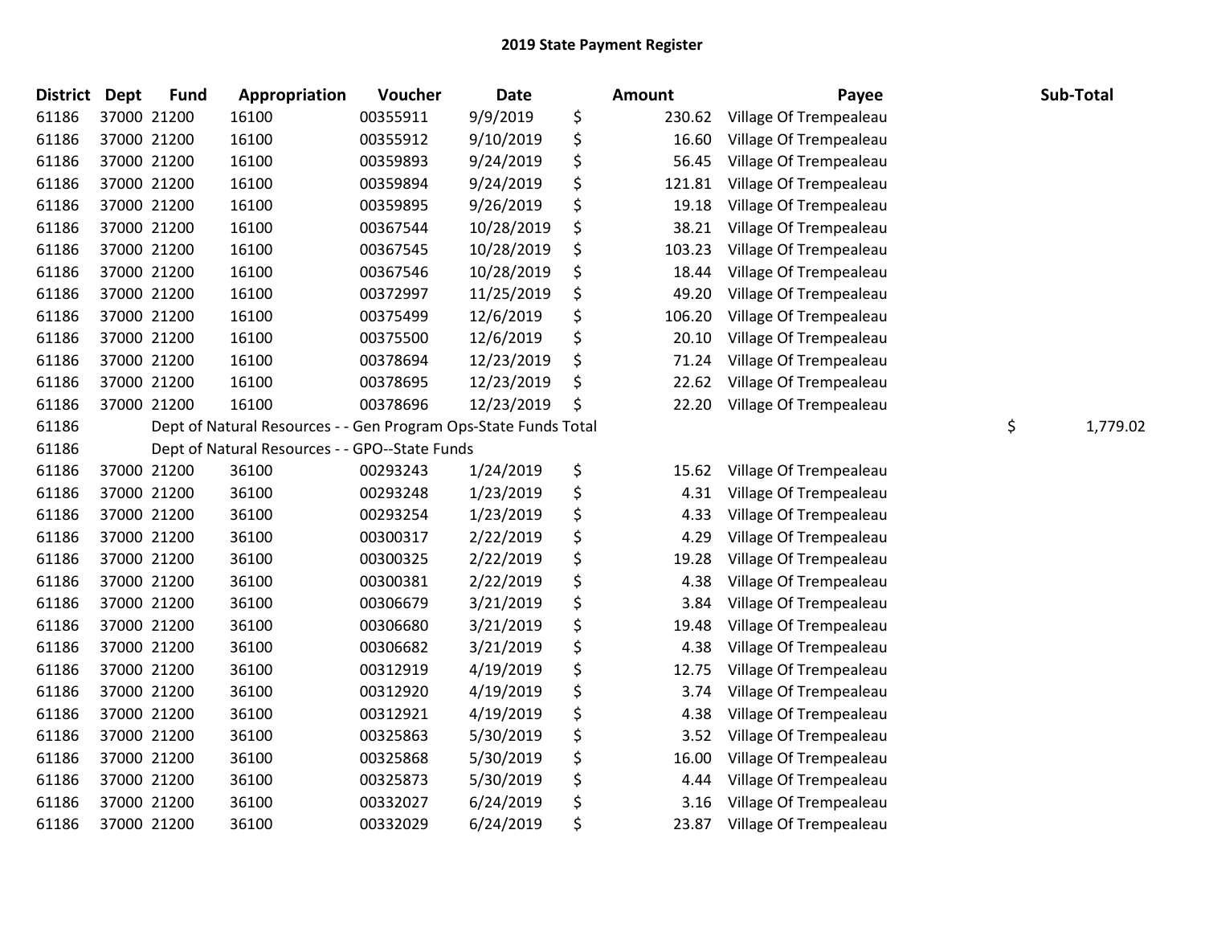## 2019 State Payment Register

| District | Dept | Fund | Appropriation | Voucher | Date | Amount | Payee | Sub-Total |
|---|---|---|---|---|---|---|---|---|
| 61186 | 37000 | 21200 | 16100 | 00355911 | 9/9/2019 | $ 230.62 | Village Of Trempealeau | |
| 61186 | 37000 | 21200 | 16100 | 00355912 | 9/10/2019 | $ 16.60 | Village Of Trempealeau | |
| 61186 | 37000 | 21200 | 16100 | 00359893 | 9/24/2019 | $ 56.45 | Village Of Trempealeau | |
| 61186 | 37000 | 21200 | 16100 | 00359894 | 9/24/2019 | $ 121.81 | Village Of Trempealeau | |
| 61186 | 37000 | 21200 | 16100 | 00359895 | 9/26/2019 | $ 19.18 | Village Of Trempealeau | |
| 61186 | 37000 | 21200 | 16100 | 00367544 | 10/28/2019 | $ 38.21 | Village Of Trempealeau | |
| 61186 | 37000 | 21200 | 16100 | 00367545 | 10/28/2019 | $ 103.23 | Village Of Trempealeau | |
| 61186 | 37000 | 21200 | 16100 | 00367546 | 10/28/2019 | $ 18.44 | Village Of Trempealeau | |
| 61186 | 37000 | 21200 | 16100 | 00372997 | 11/25/2019 | $ 49.20 | Village Of Trempealeau | |
| 61186 | 37000 | 21200 | 16100 | 00375499 | 12/6/2019 | $ 106.20 | Village Of Trempealeau | |
| 61186 | 37000 | 21200 | 16100 | 00375500 | 12/6/2019 | $ 20.10 | Village Of Trempealeau | |
| 61186 | 37000 | 21200 | 16100 | 00378694 | 12/23/2019 | $ 71.24 | Village Of Trempealeau | |
| 61186 | 37000 | 21200 | 16100 | 00378695 | 12/23/2019 | $ 22.62 | Village Of Trempealeau | |
| 61186 | 37000 | 21200 | 16100 | 00378696 | 12/23/2019 | $ 22.20 | Village Of Trempealeau | |
| 61186 | | Dept of Natural Resources - - Gen Program Ops-State Funds Total | | | | | | $ 1,779.02 |
| 61186 | | Dept of Natural Resources - - GPO--State Funds | | | | | | |
| 61186 | 37000 | 21200 | 36100 | 00293243 | 1/24/2019 | $ 15.62 | Village Of Trempealeau | |
| 61186 | 37000 | 21200 | 36100 | 00293248 | 1/23/2019 | $ 4.31 | Village Of Trempealeau | |
| 61186 | 37000 | 21200 | 36100 | 00293254 | 1/23/2019 | $ 4.33 | Village Of Trempealeau | |
| 61186 | 37000 | 21200 | 36100 | 00300317 | 2/22/2019 | $ 4.29 | Village Of Trempealeau | |
| 61186 | 37000 | 21200 | 36100 | 00300325 | 2/22/2019 | $ 19.28 | Village Of Trempealeau | |
| 61186 | 37000 | 21200 | 36100 | 00300381 | 2/22/2019 | $ 4.38 | Village Of Trempealeau | |
| 61186 | 37000 | 21200 | 36100 | 00306679 | 3/21/2019 | $ 3.84 | Village Of Trempealeau | |
| 61186 | 37000 | 21200 | 36100 | 00306680 | 3/21/2019 | $ 19.48 | Village Of Trempealeau | |
| 61186 | 37000 | 21200 | 36100 | 00306682 | 3/21/2019 | $ 4.38 | Village Of Trempealeau | |
| 61186 | 37000 | 21200 | 36100 | 00312919 | 4/19/2019 | $ 12.75 | Village Of Trempealeau | |
| 61186 | 37000 | 21200 | 36100 | 00312920 | 4/19/2019 | $ 3.74 | Village Of Trempealeau | |
| 61186 | 37000 | 21200 | 36100 | 00312921 | 4/19/2019 | $ 4.38 | Village Of Trempealeau | |
| 61186 | 37000 | 21200 | 36100 | 00325863 | 5/30/2019 | $ 3.52 | Village Of Trempealeau | |
| 61186 | 37000 | 21200 | 36100 | 00325868 | 5/30/2019 | $ 16.00 | Village Of Trempealeau | |
| 61186 | 37000 | 21200 | 36100 | 00325873 | 5/30/2019 | $ 4.44 | Village Of Trempealeau | |
| 61186 | 37000 | 21200 | 36100 | 00332027 | 6/24/2019 | $ 3.16 | Village Of Trempealeau | |
| 61186 | 37000 | 21200 | 36100 | 00332029 | 6/24/2019 | $ 23.87 | Village Of Trempealeau | |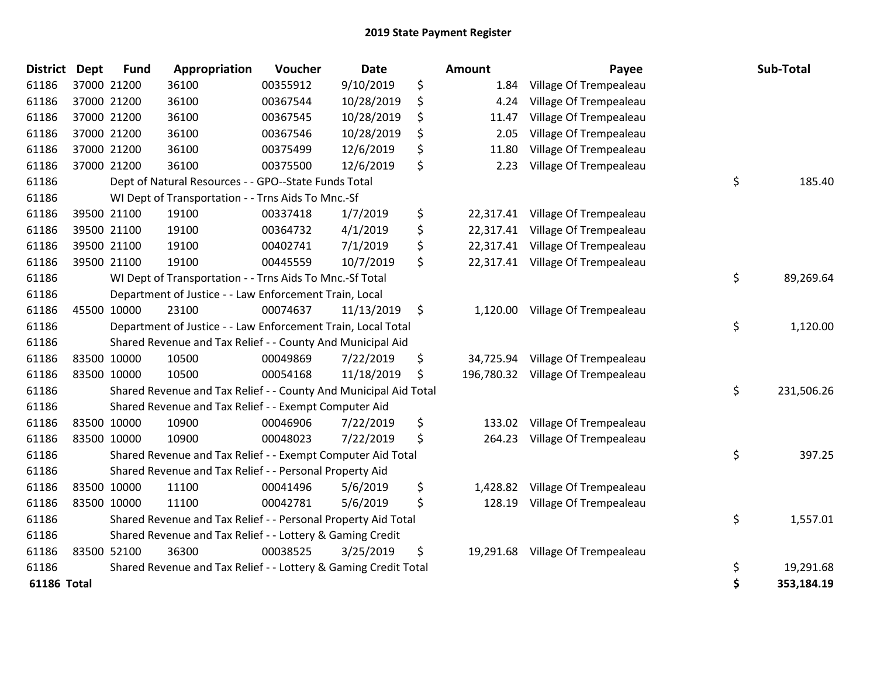# 2019 State Payment Register

| District | Dept | Fund | Appropriation | Voucher | Date | Amount | Payee | Sub-Total |
|---|---|---|---|---|---|---|---|---|
| 61186 | 37000 | 21200 | 36100 | 00355912 | 9/10/2019 | $ 1.84 | Village Of Trempealeau | |
| 61186 | 37000 | 21200 | 36100 | 00367544 | 10/28/2019 | $ 4.24 | Village Of Trempealeau | |
| 61186 | 37000 | 21200 | 36100 | 00367545 | 10/28/2019 | $ 11.47 | Village Of Trempealeau | |
| 61186 | 37000 | 21200 | 36100 | 00367546 | 10/28/2019 | $ 2.05 | Village Of Trempealeau | |
| 61186 | 37000 | 21200 | 36100 | 00375499 | 12/6/2019 | $ 11.80 | Village Of Trempealeau | |
| 61186 | 37000 | 21200 | 36100 | 00375500 | 12/6/2019 | $ 2.23 | Village Of Trempealeau | |
| 61186 | | | Dept of Natural Resources - - GPO--State Funds Total | | | | | $ 185.40 |
| 61186 | | | WI Dept of Transportation - - Trns Aids To Mnc.-Sf | | | | | |
| 61186 | 39500 | 21100 | 19100 | 00337418 | 1/7/2019 | $ 22,317.41 | Village Of Trempealeau | |
| 61186 | 39500 | 21100 | 19100 | 00364732 | 4/1/2019 | $ 22,317.41 | Village Of Trempealeau | |
| 61186 | 39500 | 21100 | 19100 | 00402741 | 7/1/2019 | $ 22,317.41 | Village Of Trempealeau | |
| 61186 | 39500 | 21100 | 19100 | 00445559 | 10/7/2019 | $ 22,317.41 | Village Of Trempealeau | |
| 61186 | | | WI Dept of Transportation - - Trns Aids To Mnc.-Sf Total | | | | | $ 89,269.64 |
| 61186 | | | Department of Justice - - Law Enforcement Train, Local | | | | | |
| 61186 | 45500 | 10000 | 23100 | 00074637 | 11/13/2019 | $ 1,120.00 | Village Of Trempealeau | |
| 61186 | | | Department of Justice - - Law Enforcement Train, Local Total | | | | | $ 1,120.00 |
| 61186 | | | Shared Revenue and Tax Relief - - County And Municipal Aid | | | | | |
| 61186 | 83500 | 10000 | 10500 | 00049869 | 7/22/2019 | $ 34,725.94 | Village Of Trempealeau | |
| 61186 | 83500 | 10000 | 10500 | 00054168 | 11/18/2019 | $ 196,780.32 | Village Of Trempealeau | |
| 61186 | | | Shared Revenue and Tax Relief - - County And Municipal Aid Total | | | | | $ 231,506.26 |
| 61186 | | | Shared Revenue and Tax Relief - - Exempt Computer Aid | | | | | |
| 61186 | 83500 | 10000 | 10900 | 00046906 | 7/22/2019 | $ 133.02 | Village Of Trempealeau | |
| 61186 | 83500 | 10000 | 10900 | 00048023 | 7/22/2019 | $ 264.23 | Village Of Trempealeau | |
| 61186 | | | Shared Revenue and Tax Relief - - Exempt Computer Aid Total | | | | | $ 397.25 |
| 61186 | | | Shared Revenue and Tax Relief - - Personal Property Aid | | | | | |
| 61186 | 83500 | 10000 | 11100 | 00041496 | 5/6/2019 | $ 1,428.82 | Village Of Trempealeau | |
| 61186 | 83500 | 10000 | 11100 | 00042781 | 5/6/2019 | $ 128.19 | Village Of Trempealeau | |
| 61186 | | | Shared Revenue and Tax Relief - - Personal Property Aid Total | | | | | $ 1,557.01 |
| 61186 | | | Shared Revenue and Tax Relief - - Lottery & Gaming Credit | | | | | |
| 61186 | 83500 | 52100 | 36300 | 00038525 | 3/25/2019 | $ 19,291.68 | Village Of Trempealeau | |
| 61186 | | | Shared Revenue and Tax Relief - - Lottery & Gaming Credit Total | | | | | $ 19,291.68 |
| **61186 Total** | | | | | | | | **$ 353,184.19** |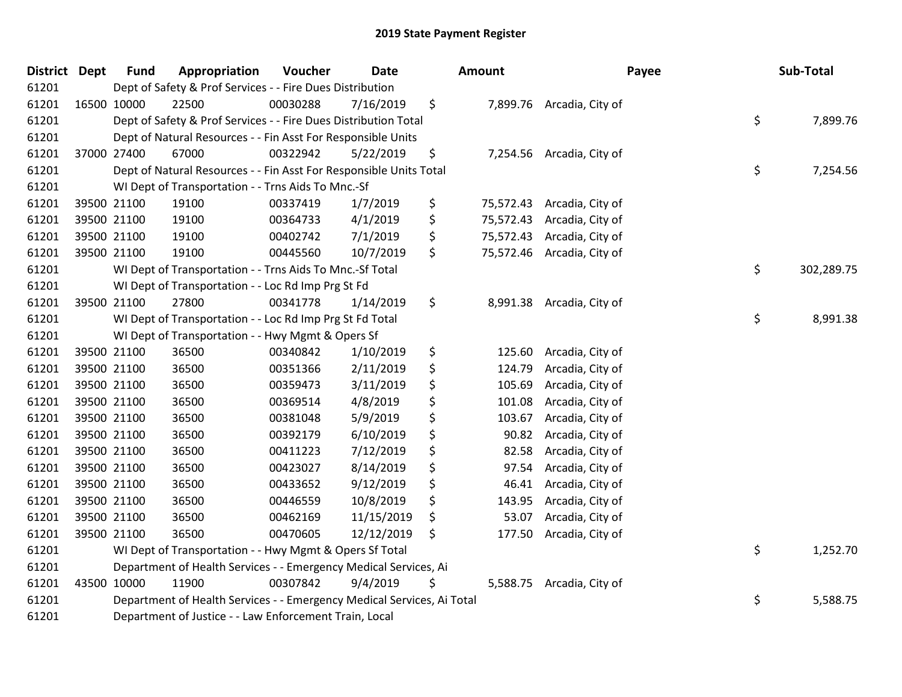# 2019 State Payment Register

| District | Dept | Fund | Appropriation | Voucher | Date | Amount | Payee | Sub-Total |
|---|---|---|---|---|---|---|---|---|
| 61201 | | Dept of Safety & Prof Services - - Fire Dues Distribution | | | | | | |
| 61201 | 16500 | 10000 | 22500 | 00030288 | 7/16/2019 | $ 7,899.76 | Arcadia, City of | |
| 61201 | | Dept of Safety & Prof Services - - Fire Dues Distribution Total | | | | | | $ 7,899.76 |
| 61201 | | Dept of Natural Resources - - Fin Asst For Responsible Units | | | | | | |
| 61201 | 37000 | 27400 | 67000 | 00322942 | 5/22/2019 | $ 7,254.56 | Arcadia, City of | |
| 61201 | | Dept of Natural Resources - - Fin Asst For Responsible Units Total | | | | | | $ 7,254.56 |
| 61201 | | WI Dept of Transportation - - Trns Aids To Mnc.-Sf | | | | | | |
| 61201 | 39500 | 21100 | 19100 | 00337419 | 1/7/2019 | $ 75,572.43 | Arcadia, City of | |
| 61201 | 39500 | 21100 | 19100 | 00364733 | 4/1/2019 | $ 75,572.43 | Arcadia, City of | |
| 61201 | 39500 | 21100 | 19100 | 00402742 | 7/1/2019 | $ 75,572.43 | Arcadia, City of | |
| 61201 | 39500 | 21100 | 19100 | 00445560 | 10/7/2019 | $ 75,572.46 | Arcadia, City of | |
| 61201 | | WI Dept of Transportation - - Trns Aids To Mnc.-Sf Total | | | | | | $ 302,289.75 |
| 61201 | | WI Dept of Transportation - - Loc Rd Imp Prg St Fd | | | | | | |
| 61201 | 39500 | 21100 | 27800 | 00341778 | 1/14/2019 | $ 8,991.38 | Arcadia, City of | |
| 61201 | | WI Dept of Transportation - - Loc Rd Imp Prg St Fd Total | | | | | | $ 8,991.38 |
| 61201 | | WI Dept of Transportation - - Hwy Mgmt & Opers Sf | | | | | | |
| 61201 | 39500 | 21100 | 36500 | 00340842 | 1/10/2019 | $ 125.60 | Arcadia, City of | |
| 61201 | 39500 | 21100 | 36500 | 00351366 | 2/11/2019 | $ 124.79 | Arcadia, City of | |
| 61201 | 39500 | 21100 | 36500 | 00359473 | 3/11/2019 | $ 105.69 | Arcadia, City of | |
| 61201 | 39500 | 21100 | 36500 | 00369514 | 4/8/2019 | $ 101.08 | Arcadia, City of | |
| 61201 | 39500 | 21100 | 36500 | 00381048 | 5/9/2019 | $ 103.67 | Arcadia, City of | |
| 61201 | 39500 | 21100 | 36500 | 00392179 | 6/10/2019 | $ 90.82 | Arcadia, City of | |
| 61201 | 39500 | 21100 | 36500 | 00411223 | 7/12/2019 | $ 82.58 | Arcadia, City of | |
| 61201 | 39500 | 21100 | 36500 | 00423027 | 8/14/2019 | $ 97.54 | Arcadia, City of | |
| 61201 | 39500 | 21100 | 36500 | 00433652 | 9/12/2019 | $ 46.41 | Arcadia, City of | |
| 61201 | 39500 | 21100 | 36500 | 00446559 | 10/8/2019 | $ 143.95 | Arcadia, City of | |
| 61201 | 39500 | 21100 | 36500 | 00462169 | 11/15/2019 | $ 53.07 | Arcadia, City of | |
| 61201 | 39500 | 21100 | 36500 | 00470605 | 12/12/2019 | $ 177.50 | Arcadia, City of | |
| 61201 | | WI Dept of Transportation - - Hwy Mgmt & Opers Sf Total | | | | | | $ 1,252.70 |
| 61201 | | Department of Health Services - - Emergency Medical Services, Ai | | | | | | |
| 61201 | 43500 | 10000 | 11900 | 00307842 | 9/4/2019 | $ 5,588.75 | Arcadia, City of | |
| 61201 | | Department of Health Services - - Emergency Medical Services, Ai Total | | | | | | $ 5,588.75 |
| 61201 | | Department of Justice - - Law Enforcement Train, Local | | | | | | |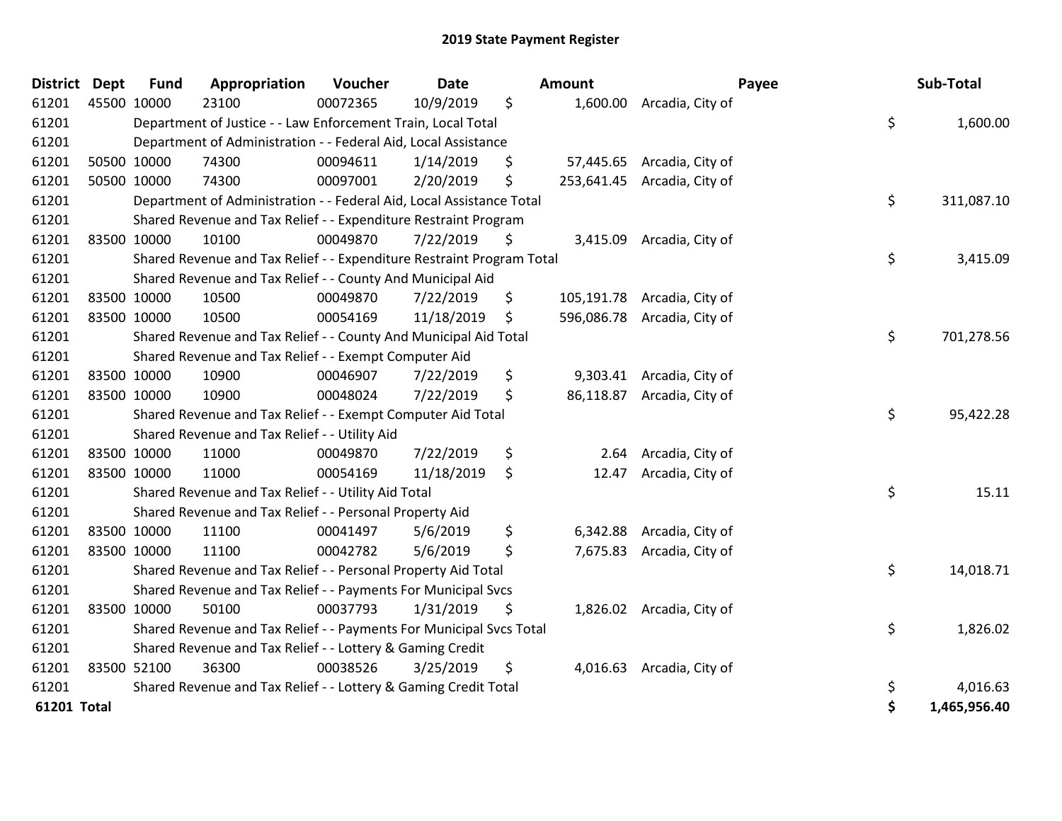# 2019 State Payment Register

| District | Dept | Fund | Appropriation | Voucher | Date | Amount | Payee | Sub-Total |
|---|---|---|---|---|---|---|---|---|
| 61201 | 45500 | 10000 | 23100 | 00072365 | 10/9/2019 | $ 1,600.00 | Arcadia, City of | |
| 61201 | | Department of Justice - - Law Enforcement Train, Local Total | | | | | | $ 1,600.00 |
| 61201 | | Department of Administration - - Federal Aid, Local Assistance | | | | | | |
| 61201 | 50500 | 10000 | 74300 | 00094611 | 1/14/2019 | $ 57,445.65 | Arcadia, City of | |
| 61201 | 50500 | 10000 | 74300 | 00097001 | 2/20/2019 | $ 253,641.45 | Arcadia, City of | |
| 61201 | | Department of Administration - - Federal Aid, Local Assistance Total | | | | | | $ 311,087.10 |
| 61201 | | Shared Revenue and Tax Relief - - Expenditure Restraint Program | | | | | | |
| 61201 | 83500 | 10000 | 10100 | 00049870 | 7/22/2019 | $ 3,415.09 | Arcadia, City of | |
| 61201 | | Shared Revenue and Tax Relief - - Expenditure Restraint Program Total | | | | | | $ 3,415.09 |
| 61201 | | Shared Revenue and Tax Relief - - County And Municipal Aid | | | | | | |
| 61201 | 83500 | 10000 | 10500 | 00049870 | 7/22/2019 | $ 105,191.78 | Arcadia, City of | |
| 61201 | 83500 | 10000 | 10500 | 00054169 | 11/18/2019 | $ 596,086.78 | Arcadia, City of | |
| 61201 | | Shared Revenue and Tax Relief - - County And Municipal Aid Total | | | | | | $ 701,278.56 |
| 61201 | | Shared Revenue and Tax Relief - - Exempt Computer Aid | | | | | | |
| 61201 | 83500 | 10000 | 10900 | 00046907 | 7/22/2019 | $ 9,303.41 | Arcadia, City of | |
| 61201 | 83500 | 10000 | 10900 | 00048024 | 7/22/2019 | $ 86,118.87 | Arcadia, City of | |
| 61201 | | Shared Revenue and Tax Relief - - Exempt Computer Aid Total | | | | | | $ 95,422.28 |
| 61201 | | Shared Revenue and Tax Relief - - Utility Aid | | | | | | |
| 61201 | 83500 | 10000 | 11000 | 00049870 | 7/22/2019 | $ 2.64 | Arcadia, City of | |
| 61201 | 83500 | 10000 | 11000 | 00054169 | 11/18/2019 | $ 12.47 | Arcadia, City of | |
| 61201 | | Shared Revenue and Tax Relief - - Utility Aid Total | | | | | | $ 15.11 |
| 61201 | | Shared Revenue and Tax Relief - - Personal Property Aid | | | | | | |
| 61201 | 83500 | 10000 | 11100 | 00041497 | 5/6/2019 | $ 6,342.88 | Arcadia, City of | |
| 61201 | 83500 | 10000 | 11100 | 00042782 | 5/6/2019 | $ 7,675.83 | Arcadia, City of | |
| 61201 | | Shared Revenue and Tax Relief - - Personal Property Aid Total | | | | | | $ 14,018.71 |
| 61201 | | Shared Revenue and Tax Relief - - Payments For Municipal Svcs | | | | | | |
| 61201 | 83500 | 10000 | 50100 | 00037793 | 1/31/2019 | $ 1,826.02 | Arcadia, City of | |
| 61201 | | Shared Revenue and Tax Relief - - Payments For Municipal Svcs Total | | | | | | $ 1,826.02 |
| 61201 | | Shared Revenue and Tax Relief - - Lottery & Gaming Credit | | | | | | |
| 61201 | 83500 | 52100 | 36300 | 00038526 | 3/25/2019 | $ 4,016.63 | Arcadia, City of | |
| 61201 | | Shared Revenue and Tax Relief - - Lottery & Gaming Credit Total | | | | | | $ 4,016.63 |
| **61201 Total** | | | | | | | | **$ 1,465,956.40** |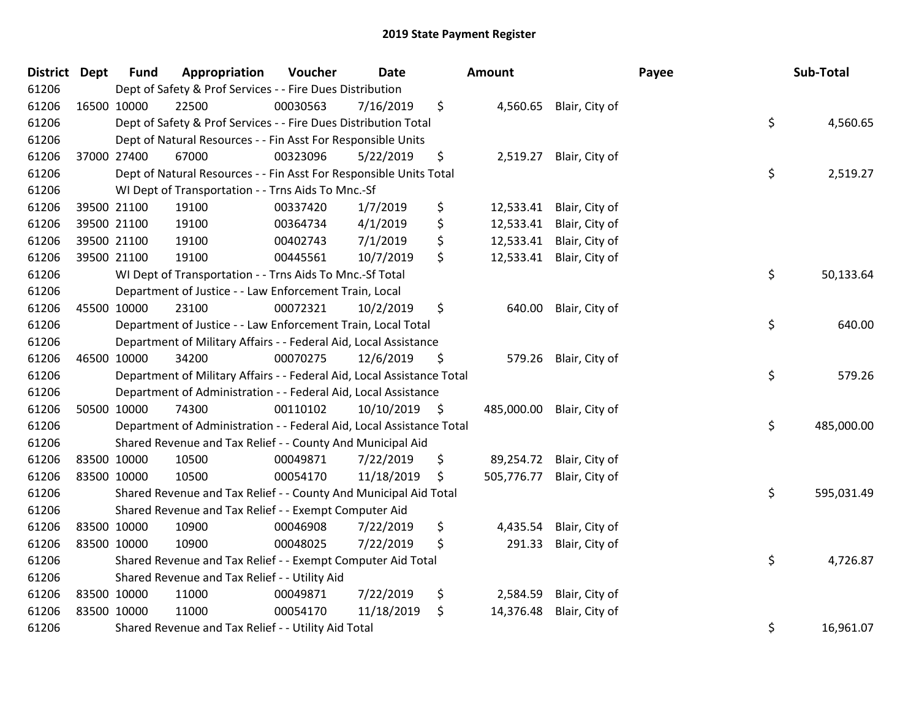# 2019 State Payment Register

| District | Dept | Fund | Appropriation | Voucher | Date | Amount | Payee | Sub-Total |
|---|---|---|---|---|---|---|---|---|
| 61206 | | Dept of Safety & Prof Services - - Fire Dues Distribution | | | | | | |
| 61206 | 16500 | 10000 | 22500 | 00030563 | 7/16/2019 | $ 4,560.65 | Blair, City of | |
| 61206 | | Dept of Safety & Prof Services - - Fire Dues Distribution Total | | | | | | $ 4,560.65 |
| 61206 | | Dept of Natural Resources - - Fin Asst For Responsible Units | | | | | | |
| 61206 | 37000 | 27400 | 67000 | 00323096 | 5/22/2019 | $ 2,519.27 | Blair, City of | |
| 61206 | | Dept of Natural Resources - - Fin Asst For Responsible Units Total | | | | | | $ 2,519.27 |
| 61206 | | WI Dept of Transportation - - Trns Aids To Mnc.-Sf | | | | | | |
| 61206 | 39500 | 21100 | 19100 | 00337420 | 1/7/2019 | $ 12,533.41 | Blair, City of | |
| 61206 | 39500 | 21100 | 19100 | 00364734 | 4/1/2019 | $ 12,533.41 | Blair, City of | |
| 61206 | 39500 | 21100 | 19100 | 00402743 | 7/1/2019 | $ 12,533.41 | Blair, City of | |
| 61206 | 39500 | 21100 | 19100 | 00445561 | 10/7/2019 | $ 12,533.41 | Blair, City of | |
| 61206 | | WI Dept of Transportation - - Trns Aids To Mnc.-Sf Total | | | | | | $ 50,133.64 |
| 61206 | | Department of Justice - - Law Enforcement Train, Local | | | | | | |
| 61206 | 45500 | 10000 | 23100 | 00072321 | 10/2/2019 | $ 640.00 | Blair, City of | |
| 61206 | | Department of Justice - - Law Enforcement Train, Local Total | | | | | | $ 640.00 |
| 61206 | | Department of Military Affairs - - Federal Aid, Local Assistance | | | | | | |
| 61206 | 46500 | 10000 | 34200 | 00070275 | 12/6/2019 | $ 579.26 | Blair, City of | |
| 61206 | | Department of Military Affairs - - Federal Aid, Local Assistance Total | | | | | | $ 579.26 |
| 61206 | | Department of Administration - - Federal Aid, Local Assistance | | | | | | |
| 61206 | 50500 | 10000 | 74300 | 00110102 | 10/10/2019 | $ 485,000.00 | Blair, City of | |
| 61206 | | Department of Administration - - Federal Aid, Local Assistance Total | | | | | | $ 485,000.00 |
| 61206 | | Shared Revenue and Tax Relief - - County And Municipal Aid | | | | | | |
| 61206 | 83500 | 10000 | 10500 | 00049871 | 7/22/2019 | $ 89,254.72 | Blair, City of | |
| 61206 | 83500 | 10000 | 10500 | 00054170 | 11/18/2019 | $ 505,776.77 | Blair, City of | |
| 61206 | | Shared Revenue and Tax Relief - - County And Municipal Aid Total | | | | | | $ 595,031.49 |
| 61206 | | Shared Revenue and Tax Relief - - Exempt Computer Aid | | | | | | |
| 61206 | 83500 | 10000 | 10900 | 00046908 | 7/22/2019 | $ 4,435.54 | Blair, City of | |
| 61206 | 83500 | 10000 | 10900 | 00048025 | 7/22/2019 | $ 291.33 | Blair, City of | |
| 61206 | | Shared Revenue and Tax Relief - - Exempt Computer Aid Total | | | | | | $ 4,726.87 |
| 61206 | | Shared Revenue and Tax Relief - - Utility Aid | | | | | | |
| 61206 | 83500 | 10000 | 11000 | 00049871 | 7/22/2019 | $ 2,584.59 | Blair, City of | |
| 61206 | 83500 | 10000 | 11000 | 00054170 | 11/18/2019 | $ 14,376.48 | Blair, City of | |
| 61206 | | Shared Revenue and Tax Relief - - Utility Aid Total | | | | | | $ 16,961.07 |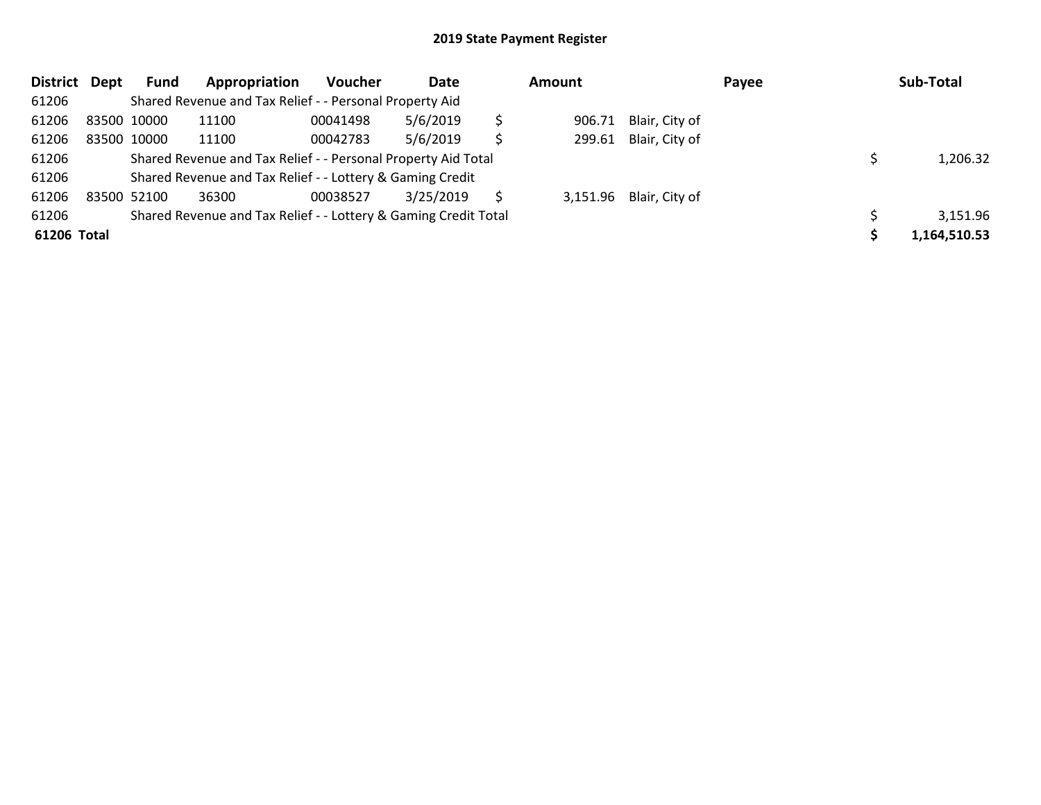## 2019 State Payment Register

| District | Dept | Fund | Appropriation | Voucher | Date | Amount | Payee | Sub-Total |
|---|---|---|---|---|---|---|---|---|
| 61206 | | Shared Revenue and Tax Relief - - Personal Property Aid | | | | | | |
| 61206 | 83500 | 10000 | 11100 | 00041498 | 5/6/2019 | $ 906.71 | Blair, City of | |
| 61206 | 83500 | 10000 | 11100 | 00042783 | 5/6/2019 | $ 299.61 | Blair, City of | |
| 61206 | | Shared Revenue and Tax Relief - - Personal Property Aid Total | | | | | | $ 1,206.32 |
| 61206 | | Shared Revenue and Tax Relief - - Lottery & Gaming Credit | | | | | | |
| 61206 | 83500 | 52100 | 36300 | 00038527 | 3/25/2019 | $ 3,151.96 | Blair, City of | |
| 61206 | | Shared Revenue and Tax Relief - - Lottery & Gaming Credit Total | | | | | | $ 3,151.96 |
| **61206 Total** | | | | | | | | **$ 1,164,510.53** |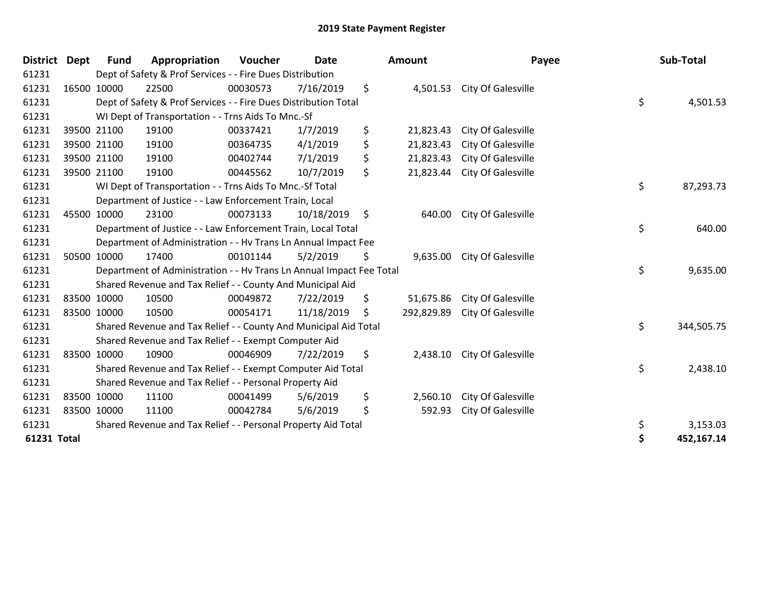# 2019 State Payment Register

| District | Dept | Fund | Appropriation | Voucher | Date | Amount | Payee | Sub-Total |
|---|---|---|---|---|---|---|---|---|
| 61231 | | Dept of Safety & Prof Services - - Fire Dues Distribution | | | | | | |
| 61231 | 16500 | 10000 | 22500 | 00030573 | 7/16/2019 | $ 4,501.53 | City Of Galesville | |
| 61231 | | Dept of Safety & Prof Services - - Fire Dues Distribution Total | | | | | | $ 4,501.53 |
| 61231 | | WI Dept of Transportation - - Trns Aids To Mnc.-Sf | | | | | | |
| 61231 | 39500 | 21100 | 19100 | 00337421 | 1/7/2019 | $ 21,823.43 | City Of Galesville | |
| 61231 | 39500 | 21100 | 19100 | 00364735 | 4/1/2019 | $ 21,823.43 | City Of Galesville | |
| 61231 | 39500 | 21100 | 19100 | 00402744 | 7/1/2019 | $ 21,823.43 | City Of Galesville | |
| 61231 | 39500 | 21100 | 19100 | 00445562 | 10/7/2019 | $ 21,823.44 | City Of Galesville | |
| 61231 | | WI Dept of Transportation - - Trns Aids To Mnc.-Sf Total | | | | | | $ 87,293.73 |
| 61231 | | Department of Justice - - Law Enforcement Train, Local | | | | | | |
| 61231 | 45500 | 10000 | 23100 | 00073133 | 10/18/2019 | $ 640.00 | City Of Galesville | |
| 61231 | | Department of Justice - - Law Enforcement Train, Local Total | | | | | | $ 640.00 |
| 61231 | | Department of Administration - - Hv Trans Ln Annual Impact Fee | | | | | | |
| 61231 | 50500 | 10000 | 17400 | 00101144 | 5/2/2019 | $ 9,635.00 | City Of Galesville | |
| 61231 | | Department of Administration - - Hv Trans Ln Annual Impact Fee Total | | | | | | $ 9,635.00 |
| 61231 | | Shared Revenue and Tax Relief - - County And Municipal Aid | | | | | | |
| 61231 | 83500 | 10000 | 10500 | 00049872 | 7/22/2019 | $ 51,675.86 | City Of Galesville | |
| 61231 | 83500 | 10000 | 10500 | 00054171 | 11/18/2019 | $ 292,829.89 | City Of Galesville | |
| 61231 | | Shared Revenue and Tax Relief - - County And Municipal Aid Total | | | | | | $ 344,505.75 |
| 61231 | | Shared Revenue and Tax Relief - - Exempt Computer Aid | | | | | | |
| 61231 | 83500 | 10000 | 10900 | 00046909 | 7/22/2019 | $ 2,438.10 | City Of Galesville | |
| 61231 | | Shared Revenue and Tax Relief - - Exempt Computer Aid Total | | | | | | $ 2,438.10 |
| 61231 | | Shared Revenue and Tax Relief - - Personal Property Aid | | | | | | |
| 61231 | 83500 | 10000 | 11100 | 00041499 | 5/6/2019 | $ 2,560.10 | City Of Galesville | |
| 61231 | 83500 | 10000 | 11100 | 00042784 | 5/6/2019 | $ 592.93 | City Of Galesville | |
| 61231 | | Shared Revenue and Tax Relief - - Personal Property Aid Total | | | | | | $ 3,153.03 |
| **61231 Total** | | | | | | | | **$ 452,167.14** |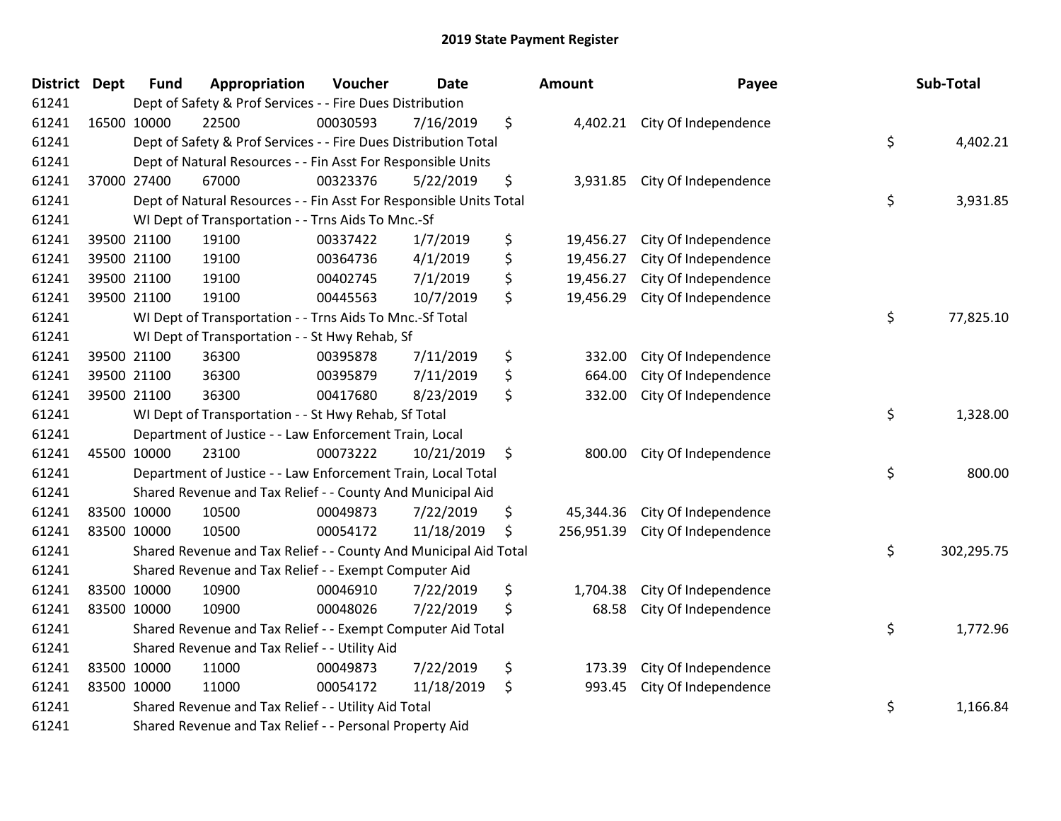# 2019 State Payment Register

| District | Dept | Fund | Appropriation | Voucher | Date | Amount | Payee | Sub-Total |
|---|---|---|---|---|---|---|---|---|
| 61241 | | Dept of Safety & Prof Services - - Fire Dues Distribution | | | | | | |
| 61241 | 16500 | 10000 | 22500 | 00030593 | 7/16/2019 | $ 4,402.21 | City Of Independence | |
| 61241 | | Dept of Safety & Prof Services - - Fire Dues Distribution Total | | | | | | $ 4,402.21 |
| 61241 | | Dept of Natural Resources - - Fin Asst For Responsible Units | | | | | | |
| 61241 | 37000 | 27400 | 67000 | 00323376 | 5/22/2019 | $ 3,931.85 | City Of Independence | |
| 61241 | | Dept of Natural Resources - - Fin Asst For Responsible Units Total | | | | | | $ 3,931.85 |
| 61241 | | WI Dept of Transportation - - Trns Aids To Mnc.-Sf | | | | | | |
| 61241 | 39500 | 21100 | 19100 | 00337422 | 1/7/2019 | $ 19,456.27 | City Of Independence | |
| 61241 | 39500 | 21100 | 19100 | 00364736 | 4/1/2019 | $ 19,456.27 | City Of Independence | |
| 61241 | 39500 | 21100 | 19100 | 00402745 | 7/1/2019 | $ 19,456.27 | City Of Independence | |
| 61241 | 39500 | 21100 | 19100 | 00445563 | 10/7/2019 | $ 19,456.29 | City Of Independence | |
| 61241 | | WI Dept of Transportation - - Trns Aids To Mnc.-Sf Total | | | | | | $ 77,825.10 |
| 61241 | | WI Dept of Transportation - - St Hwy Rehab, Sf | | | | | | |
| 61241 | 39500 | 21100 | 36300 | 00395878 | 7/11/2019 | $ 332.00 | City Of Independence | |
| 61241 | 39500 | 21100 | 36300 | 00395879 | 7/11/2019 | $ 664.00 | City Of Independence | |
| 61241 | 39500 | 21100 | 36300 | 00417680 | 8/23/2019 | $ 332.00 | City Of Independence | |
| 61241 | | WI Dept of Transportation - - St Hwy Rehab, Sf Total | | | | | | $ 1,328.00 |
| 61241 | | Department of Justice - - Law Enforcement Train, Local | | | | | | |
| 61241 | 45500 | 10000 | 23100 | 00073222 | 10/21/2019 | $ 800.00 | City Of Independence | |
| 61241 | | Department of Justice - - Law Enforcement Train, Local Total | | | | | | $ 800.00 |
| 61241 | | Shared Revenue and Tax Relief - - County And Municipal Aid | | | | | | |
| 61241 | 83500 | 10000 | 10500 | 00049873 | 7/22/2019 | $ 45,344.36 | City Of Independence | |
| 61241 | 83500 | 10000 | 10500 | 00054172 | 11/18/2019 | $ 256,951.39 | City Of Independence | |
| 61241 | | Shared Revenue and Tax Relief - - County And Municipal Aid Total | | | | | | $ 302,295.75 |
| 61241 | | Shared Revenue and Tax Relief - - Exempt Computer Aid | | | | | | |
| 61241 | 83500 | 10000 | 10900 | 00046910 | 7/22/2019 | $ 1,704.38 | City Of Independence | |
| 61241 | 83500 | 10000 | 10900 | 00048026 | 7/22/2019 | $ 68.58 | City Of Independence | |
| 61241 | | Shared Revenue and Tax Relief - - Exempt Computer Aid Total | | | | | | $ 1,772.96 |
| 61241 | | Shared Revenue and Tax Relief - - Utility Aid | | | | | | |
| 61241 | 83500 | 10000 | 11000 | 00049873 | 7/22/2019 | $ 173.39 | City Of Independence | |
| 61241 | 83500 | 10000 | 11000 | 00054172 | 11/18/2019 | $ 993.45 | City Of Independence | |
| 61241 | | Shared Revenue and Tax Relief - - Utility Aid Total | | | | | | $ 1,166.84 |
| 61241 | | Shared Revenue and Tax Relief - - Personal Property Aid | | | | | | |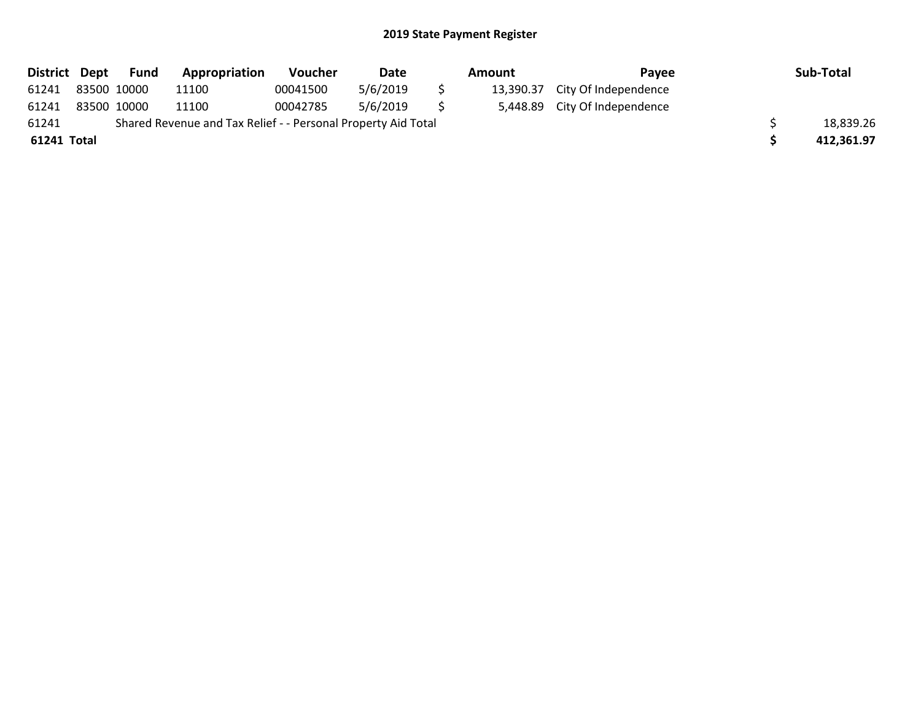## 2019 State Payment Register

| District | Dept | Fund | Appropriation | Voucher | Date | | Amount | Payee | | Sub-Total |
|---|---|---|---|---|---|---|---|---|---|---|
| 61241 | 83500 | 10000 | 11100 | 00041500 | 5/6/2019 | $ | 13,390.37 | City Of Independence | | |
| 61241 | 83500 | 10000 | 11100 | 00042785 | 5/6/2019 | $ | 5,448.89 | City Of Independence | | |
| 61241 | Shared Revenue and Tax Relief - - Personal Property Aid Total | | | | | | | | $ | 18,839.26 |
| **61241 Total** | | | | | | | | | **$** | **412,361.97** |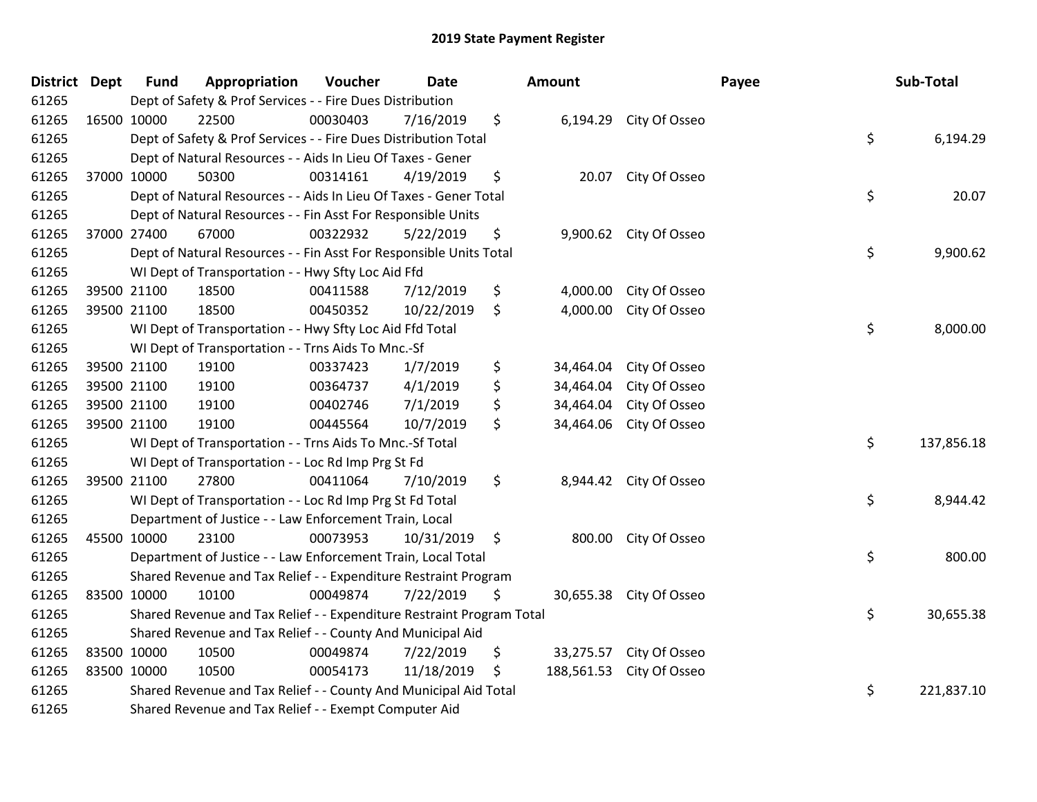# 2019 State Payment Register

| District | Dept | Fund | Appropriation | Voucher | Date | Amount | Payee | Sub-Total |
|---|---|---|---|---|---|---|---|---|
| 61265 | | Dept of Safety & Prof Services - - Fire Dues Distribution | | | | | | |
| 61265 | 16500 | 10000 | 22500 | 00030403 | 7/16/2019 | $ 6,194.29 | City Of Osseo | |
| 61265 | | Dept of Safety & Prof Services - - Fire Dues Distribution Total | | | | | | $ 6,194.29 |
| 61265 | | Dept of Natural Resources - - Aids In Lieu Of Taxes - Gener | | | | | | |
| 61265 | 37000 | 10000 | 50300 | 00314161 | 4/19/2019 | $ 20.07 | City Of Osseo | |
| 61265 | | Dept of Natural Resources - - Aids In Lieu Of Taxes - Gener Total | | | | | | $ 20.07 |
| 61265 | | Dept of Natural Resources - - Fin Asst For Responsible Units | | | | | | |
| 61265 | 37000 | 27400 | 67000 | 00322932 | 5/22/2019 | $ 9,900.62 | City Of Osseo | |
| 61265 | | Dept of Natural Resources - - Fin Asst For Responsible Units Total | | | | | | $ 9,900.62 |
| 61265 | | WI Dept of Transportation - - Hwy Sfty Loc Aid Ffd | | | | | | |
| 61265 | 39500 | 21100 | 18500 | 00411588 | 7/12/2019 | $ 4,000.00 | City Of Osseo | |
| 61265 | 39500 | 21100 | 18500 | 00450352 | 10/22/2019 | $ 4,000.00 | City Of Osseo | |
| 61265 | | WI Dept of Transportation - - Hwy Sfty Loc Aid Ffd Total | | | | | | $ 8,000.00 |
| 61265 | | WI Dept of Transportation - - Trns Aids To Mnc.-Sf | | | | | | |
| 61265 | 39500 | 21100 | 19100 | 00337423 | 1/7/2019 | $ 34,464.04 | City Of Osseo | |
| 61265 | 39500 | 21100 | 19100 | 00364737 | 4/1/2019 | $ 34,464.04 | City Of Osseo | |
| 61265 | 39500 | 21100 | 19100 | 00402746 | 7/1/2019 | $ 34,464.04 | City Of Osseo | |
| 61265 | 39500 | 21100 | 19100 | 00445564 | 10/7/2019 | $ 34,464.06 | City Of Osseo | |
| 61265 | | WI Dept of Transportation - - Trns Aids To Mnc.-Sf Total | | | | | | $ 137,856.18 |
| 61265 | | WI Dept of Transportation - - Loc Rd Imp Prg St Fd | | | | | | |
| 61265 | 39500 | 21100 | 27800 | 00411064 | 7/10/2019 | $ 8,944.42 | City Of Osseo | |
| 61265 | | WI Dept of Transportation - - Loc Rd Imp Prg St Fd Total | | | | | | $ 8,944.42 |
| 61265 | | Department of Justice - - Law Enforcement Train, Local | | | | | | |
| 61265 | 45500 | 10000 | 23100 | 00073953 | 10/31/2019 | $ 800.00 | City Of Osseo | |
| 61265 | | Department of Justice - - Law Enforcement Train, Local Total | | | | | | $ 800.00 |
| 61265 | | Shared Revenue and Tax Relief - - Expenditure Restraint Program | | | | | | |
| 61265 | 83500 | 10000 | 10100 | 00049874 | 7/22/2019 | $ 30,655.38 | City Of Osseo | |
| 61265 | | Shared Revenue and Tax Relief - - Expenditure Restraint Program Total | | | | | | $ 30,655.38 |
| 61265 | | Shared Revenue and Tax Relief - - County And Municipal Aid | | | | | | |
| 61265 | 83500 | 10000 | 10500 | 00049874 | 7/22/2019 | $ 33,275.57 | City Of Osseo | |
| 61265 | 83500 | 10000 | 10500 | 00054173 | 11/18/2019 | $ 188,561.53 | City Of Osseo | |
| 61265 | | Shared Revenue and Tax Relief - - County And Municipal Aid Total | | | | | | $ 221,837.10 |
| 61265 | | Shared Revenue and Tax Relief - - Exempt Computer Aid | | | | | | |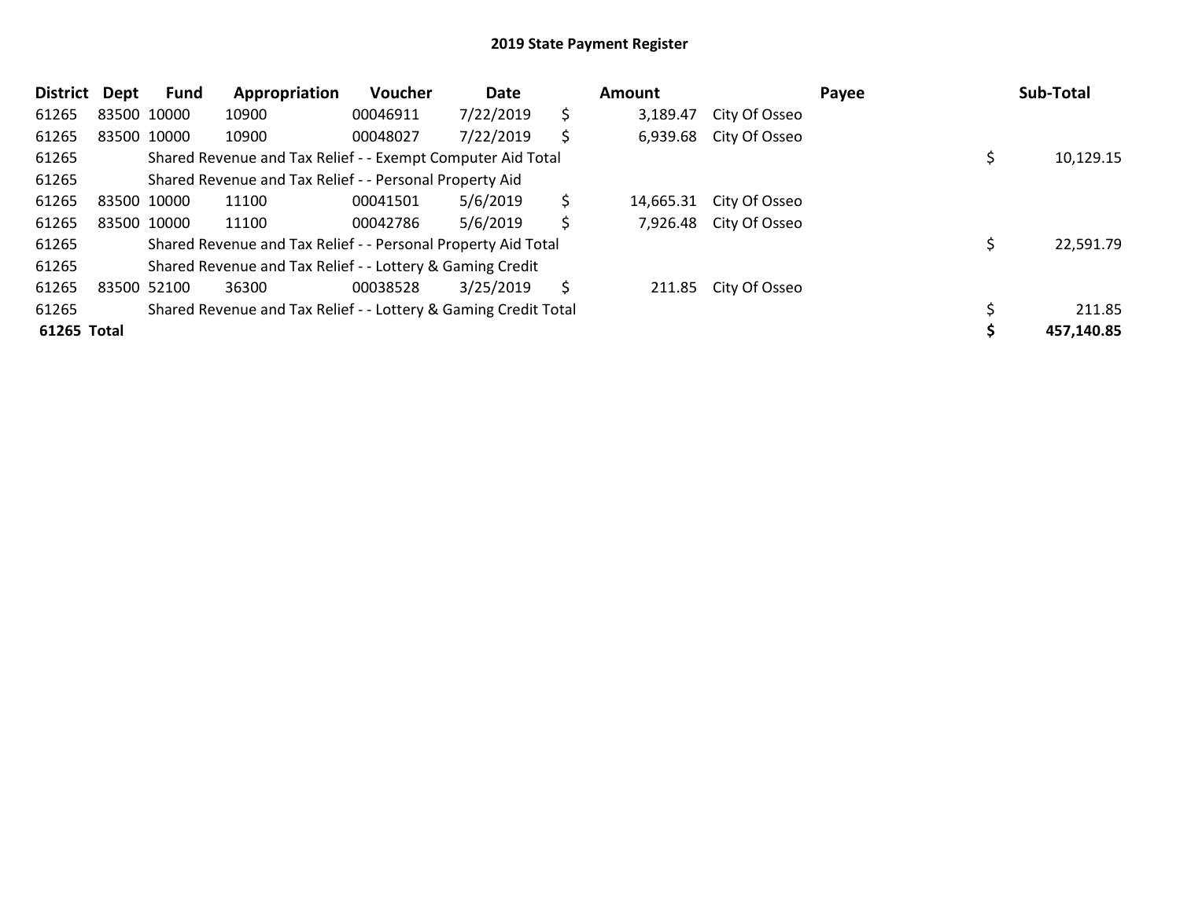## 2019 State Payment Register

| District | Dept | Fund | Appropriation | Voucher | Date | Amount | Payee | Sub-Total |
|---|---|---|---|---|---|---|---|---|
| 61265 | 83500 | 10000 | 10900 | 00046911 | 7/22/2019 | $ 3,189.47 | City Of Osseo | |
| 61265 | 83500 | 10000 | 10900 | 00048027 | 7/22/2019 | $ 6,939.68 | City Of Osseo | |
| 61265 | | Shared Revenue and Tax Relief - - Exempt Computer Aid Total | | | | | | $ 10,129.15 |
| 61265 | | Shared Revenue and Tax Relief - - Personal Property Aid | | | | | | |
| 61265 | 83500 | 10000 | 11100 | 00041501 | 5/6/2019 | $ 14,665.31 | City Of Osseo | |
| 61265 | 83500 | 10000 | 11100 | 00042786 | 5/6/2019 | $ 7,926.48 | City Of Osseo | |
| 61265 | | Shared Revenue and Tax Relief - - Personal Property Aid Total | | | | | | $ 22,591.79 |
| 61265 | | Shared Revenue and Tax Relief - - Lottery & Gaming Credit | | | | | | |
| 61265 | 83500 | 52100 | 36300 | 00038528 | 3/25/2019 | $ 211.85 | City Of Osseo | |
| 61265 | | Shared Revenue and Tax Relief - - Lottery & Gaming Credit Total | | | | | | $ 211.85 |
| **61265 Total** | | | | | | | | **$ 457,140.85** |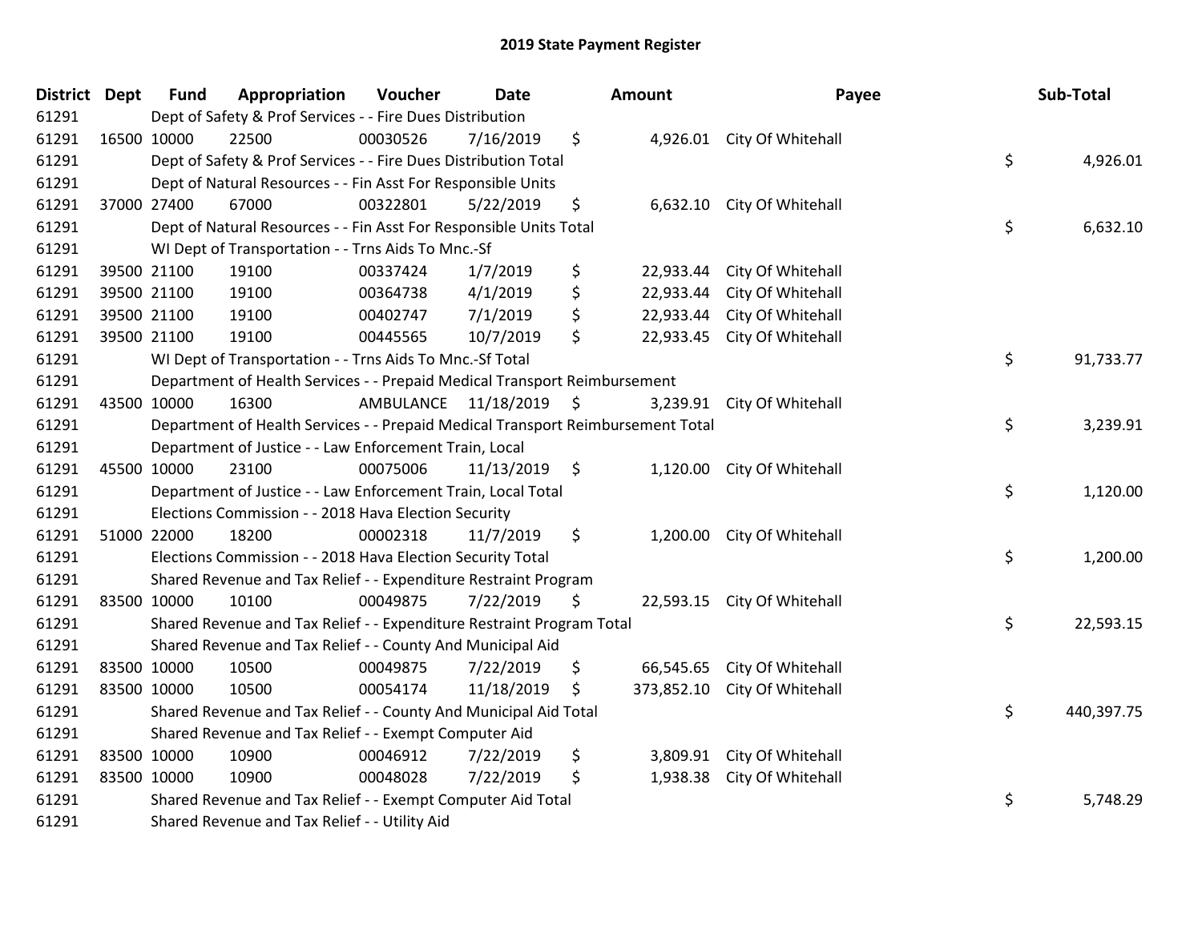# 2019 State Payment Register

| District | Dept | Fund | Appropriation | Voucher | Date | Amount | Payee | Sub-Total |
|---|---|---|---|---|---|---|---|---|
| 61291 | | Dept of Safety & Prof Services - - Fire Dues Distribution | | | | | | |
| 61291 | 16500 | 10000 | 22500 | 00030526 | 7/16/2019 | $ 4,926.01 | City Of Whitehall | |
| 61291 | | Dept of Safety & Prof Services - - Fire Dues Distribution Total | | | | | | $ 4,926.01 |
| 61291 | | Dept of Natural Resources - - Fin Asst For Responsible Units | | | | | | |
| 61291 | 37000 | 27400 | 67000 | 00322801 | 5/22/2019 | $ 6,632.10 | City Of Whitehall | |
| 61291 | | Dept of Natural Resources - - Fin Asst For Responsible Units Total | | | | | | $ 6,632.10 |
| 61291 | | WI Dept of Transportation - - Trns Aids To Mnc.-Sf | | | | | | |
| 61291 | 39500 | 21100 | 19100 | 00337424 | 1/7/2019 | $ 22,933.44 | City Of Whitehall | |
| 61291 | 39500 | 21100 | 19100 | 00364738 | 4/1/2019 | $ 22,933.44 | City Of Whitehall | |
| 61291 | 39500 | 21100 | 19100 | 00402747 | 7/1/2019 | $ 22,933.44 | City Of Whitehall | |
| 61291 | 39500 | 21100 | 19100 | 00445565 | 10/7/2019 | $ 22,933.45 | City Of Whitehall | |
| 61291 | | WI Dept of Transportation - - Trns Aids To Mnc.-Sf Total | | | | | | $ 91,733.77 |
| 61291 | | Department of Health Services - - Prepaid Medical Transport Reimbursement | | | | | | |
| 61291 | 43500 | 10000 | 16300 | AMBULANCE | 11/18/2019 | $ 3,239.91 | City Of Whitehall | |
| 61291 | | Department of Health Services - - Prepaid Medical Transport Reimbursement Total | | | | | | $ 3,239.91 |
| 61291 | | Department of Justice - - Law Enforcement Train, Local | | | | | | |
| 61291 | 45500 | 10000 | 23100 | 00075006 | 11/13/2019 | $ 1,120.00 | City Of Whitehall | |
| 61291 | | Department of Justice - - Law Enforcement Train, Local Total | | | | | | $ 1,120.00 |
| 61291 | | Elections Commission - - 2018 Hava Election Security | | | | | | |
| 61291 | 51000 | 22000 | 18200 | 00002318 | 11/7/2019 | $ 1,200.00 | City Of Whitehall | |
| 61291 | | Elections Commission - - 2018 Hava Election Security Total | | | | | | $ 1,200.00 |
| 61291 | | Shared Revenue and Tax Relief - - Expenditure Restraint Program | | | | | | |
| 61291 | 83500 | 10000 | 10100 | 00049875 | 7/22/2019 | $ 22,593.15 | City Of Whitehall | |
| 61291 | | Shared Revenue and Tax Relief - - Expenditure Restraint Program Total | | | | | | $ 22,593.15 |
| 61291 | | Shared Revenue and Tax Relief - - County And Municipal Aid | | | | | | |
| 61291 | 83500 | 10000 | 10500 | 00049875 | 7/22/2019 | $ 66,545.65 | City Of Whitehall | |
| 61291 | 83500 | 10000 | 10500 | 00054174 | 11/18/2019 | $ 373,852.10 | City Of Whitehall | |
| 61291 | | Shared Revenue and Tax Relief - - County And Municipal Aid Total | | | | | | $ 440,397.75 |
| 61291 | | Shared Revenue and Tax Relief - - Exempt Computer Aid | | | | | | |
| 61291 | 83500 | 10000 | 10900 | 00046912 | 7/22/2019 | $ 3,809.91 | City Of Whitehall | |
| 61291 | 83500 | 10000 | 10900 | 00048028 | 7/22/2019 | $ 1,938.38 | City Of Whitehall | |
| 61291 | | Shared Revenue and Tax Relief - - Exempt Computer Aid Total | | | | | | $ 5,748.29 |
| 61291 | | Shared Revenue and Tax Relief - - Utility Aid | | | | | | |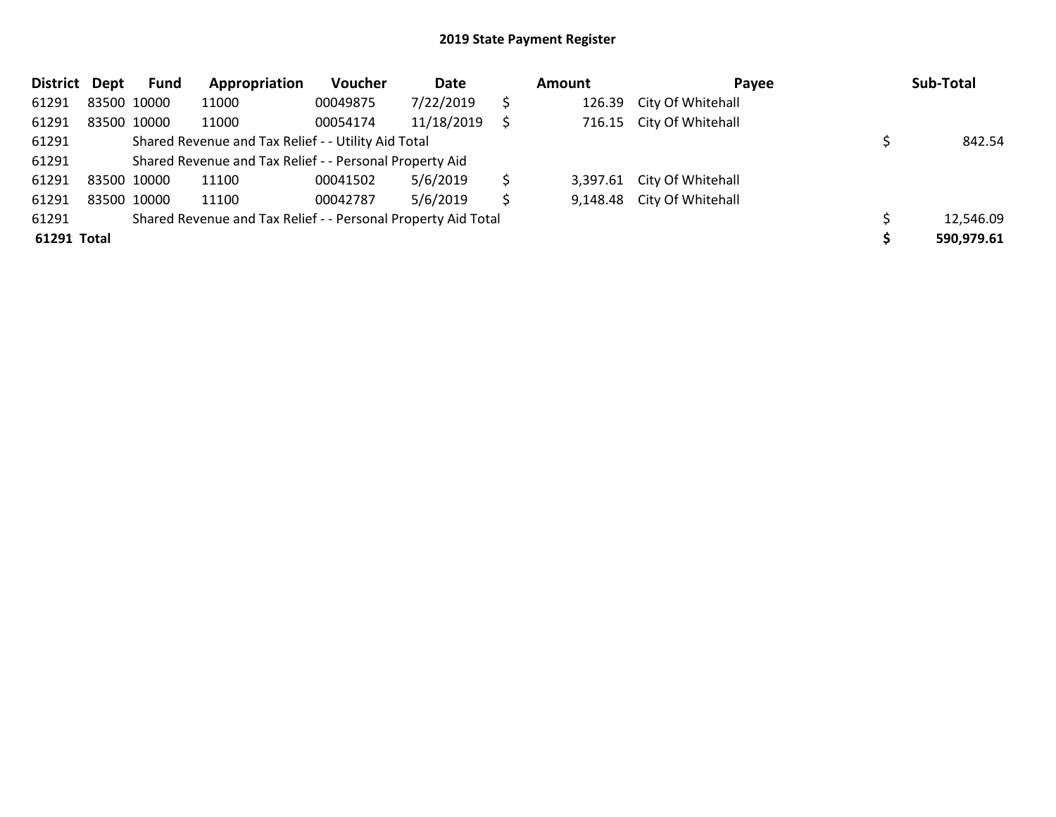# 2019 State Payment Register

| District | Dept | Fund | Appropriation | Voucher | Date | | Amount | Payee | | Sub-Total |
|---|---|---|---|---|---|---|---|---|---|---|
| 61291 | 83500 | 10000 | 11000 | 00049875 | 7/22/2019 | $ | 126.39 | City Of Whitehall | | |
| 61291 | 83500 | 10000 | 11000 | 00054174 | 11/18/2019 | $ | 716.15 | City Of Whitehall | | |
| 61291 | | Shared Revenue and Tax Relief - - Utility Aid Total | | | | | | | $ | 842.54 |
| 61291 | | Shared Revenue and Tax Relief - - Personal Property Aid | | | | | | | | |
| 61291 | 83500 | 10000 | 11100 | 00041502 | 5/6/2019 | $ | 3,397.61 | City Of Whitehall | | |
| 61291 | 83500 | 10000 | 11100 | 00042787 | 5/6/2019 | $ | 9,148.48 | City Of Whitehall | | |
| 61291 | | Shared Revenue and Tax Relief - - Personal Property Aid Total | | | | | | | $ | 12,546.09 |
| **61291** | **Total** | | | | | | | | **$** | **590,979.61** |